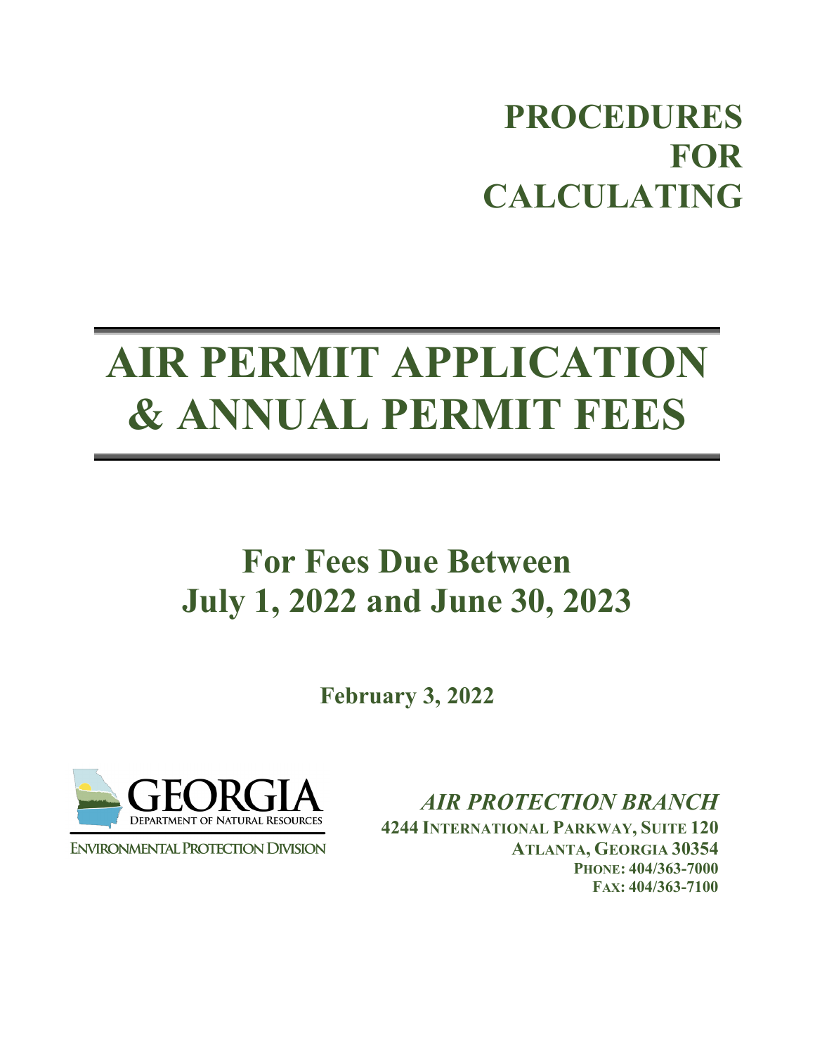# PROCEDURES FOR CALCULATING

# AIR PERMIT APPLICATION & ANNUAL PERMIT FEES

## For Fees Due Between July 1, 2022 and June 30, 2023

**February 3, 2022**

GEORGIA
DEPARTMENT OF NATURAL RESOURCES
ENVIRONMENTAL PROTECTION DIVISION

***AIR PROTECTION BRANCH***
**4244 INTERNATIONAL PARKWAY, SUITE 120**
**ATLANTA, GEORGIA 30354**
**PHONE: 404/363-7000**
**FAX: 404/363-7100**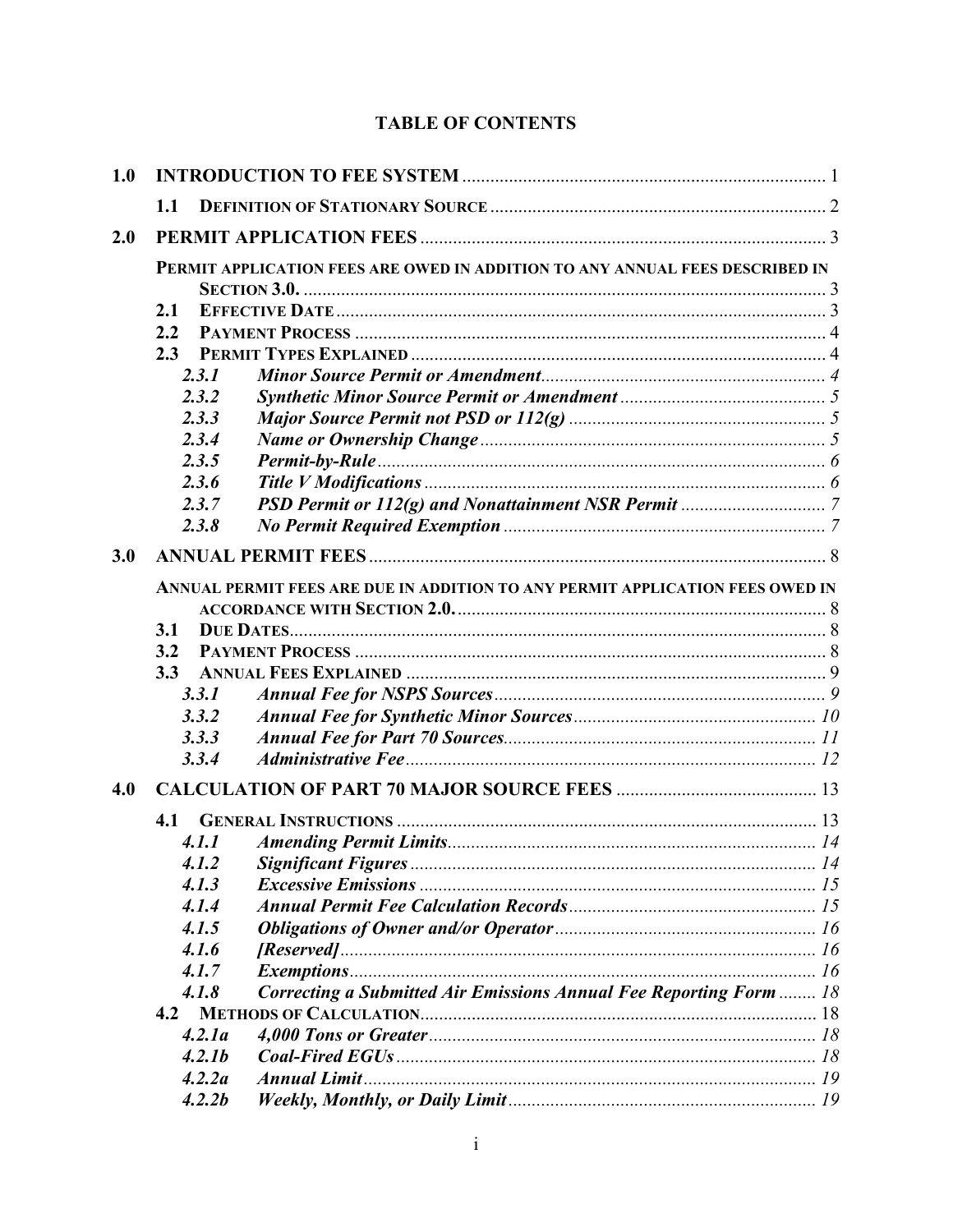**TABLE OF CONTENTS**

| | | | |
|---|---|---|---|
| **1.0** | **INTRODUCTION TO FEE SYSTEM** | | 1 |
| | **1.1** | **DEFINITION OF STATIONARY SOURCE** | 2 |
| **2.0** | **PERMIT APPLICATION FEES** | | 3 |
| | **PERMIT APPLICATION FEES ARE OWED IN ADDITION TO ANY ANNUAL FEES DESCRIBED IN SECTION 3.0.** | | 3 |
| | **2.1** | **EFFECTIVE DATE** | 3 |
| | **2.2** | **PAYMENT PROCESS** | 4 |
| | **2.3** | **PERMIT TYPES EXPLAINED** | 4 |
| | ***2.3.1*** | ***Minor Source Permit or Amendment*** | 4 |
| | ***2.3.2*** | ***Synthetic Minor Source Permit or Amendment*** | 5 |
| | ***2.3.3*** | ***Major Source Permit not PSD or 112(g)*** | 5 |
| | ***2.3.4*** | ***Name or Ownership Change*** | 5 |
| | ***2.3.5*** | ***Permit-by-Rule*** | 6 |
| | ***2.3.6*** | ***Title V Modifications*** | 6 |
| | ***2.3.7*** | ***PSD Permit or 112(g) and Nonattainment NSR Permit*** | 7 |
| | ***2.3.8*** | ***No Permit Required Exemption*** | 7 |
| **3.0** | **ANNUAL PERMIT FEES** | | 8 |
| | **ANNUAL PERMIT FEES ARE DUE IN ADDITION TO ANY PERMIT APPLICATION FEES OWED IN ACCORDANCE WITH SECTION 2.0.** | | 8 |
| | **3.1** | **DUE DATES** | 8 |
| | **3.2** | **PAYMENT PROCESS** | 8 |
| | **3.3** | **ANNUAL FEES EXPLAINED** | 9 |
| | ***3.3.1*** | ***Annual Fee for NSPS Sources*** | 9 |
| | ***3.3.2*** | ***Annual Fee for Synthetic Minor Sources*** | 10 |
| | ***3.3.3*** | ***Annual Fee for Part 70 Sources*** | 11 |
| | ***3.3.4*** | ***Administrative Fee*** | 12 |
| **4.0** | **CALCULATION OF PART 70 MAJOR SOURCE FEES** | | 13 |
| | **4.1** | **GENERAL INSTRUCTIONS** | 13 |
| | ***4.1.1*** | ***Amending Permit Limits*** | 14 |
| | ***4.1.2*** | ***Significant Figures*** | 14 |
| | ***4.1.3*** | ***Excessive Emissions*** | 15 |
| | ***4.1.4*** | ***Annual Permit Fee Calculation Records*** | 15 |
| | ***4.1.5*** | ***Obligations of Owner and/or Operator*** | 16 |
| | ***4.1.6*** | ***[Reserved]*** | 16 |
| | ***4.1.7*** | ***Exemptions*** | 16 |
| | ***4.1.8*** | ***Correcting a Submitted Air Emissions Annual Fee Reporting Form*** | 18 |
| | **4.2** | **METHODS OF CALCULATION** | 18 |
| | ***4.2.1a*** | ***4,000 Tons or Greater*** | 18 |
| | ***4.2.1b*** | ***Coal-Fired EGUs*** | 18 |
| | ***4.2.2a*** | ***Annual Limit*** | 19 |
| | ***4.2.2b*** | ***Weekly, Monthly, or Daily Limit*** | 19 |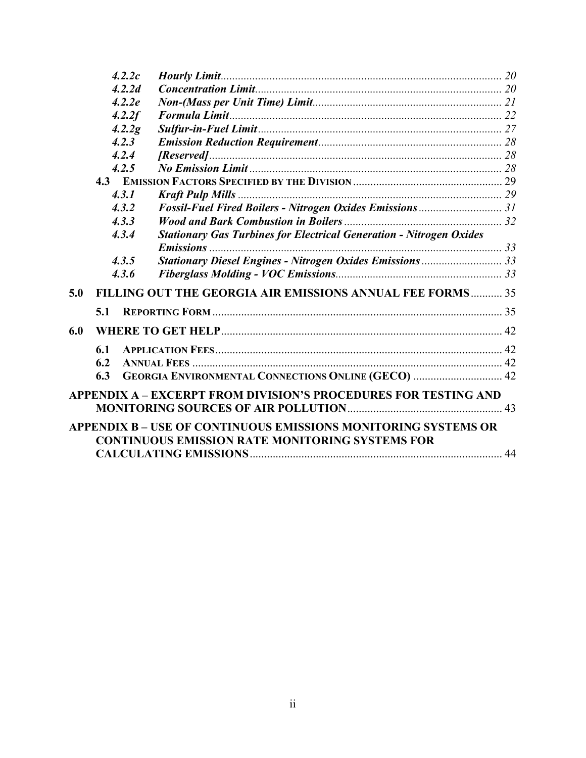- *4.2.2c* ***Hourly Limit*** ... *20*
- *4.2.2d* ***Concentration Limit*** ... *20*
- *4.2.2e* ***Non-(Mass per Unit Time) Limit*** ... *21*
- *4.2.2f* ***Formula Limit*** ... *22*
- *4.2.2g* ***Sulfur-in-Fuel Limit*** ... *27*
- *4.2.3* ***Emission Reduction Requirement*** ... *28*
- *4.2.4* ***[Reserved]*** ... *28*
- *4.2.5* ***No Emission Limit*** ... *28*

**4.3 EMISSION FACTORS SPECIFIED BY THE DIVISION** ... 29

- *4.3.1* ***Kraft Pulp Mills*** ... *29*
- *4.3.2* ***Fossil-Fuel Fired Boilers - Nitrogen Oxides Emissions*** ... *31*
- *4.3.3* ***Wood and Bark Combustion in Boilers*** ... *32*
- *4.3.4* ***Stationary Gas Turbines for Electrical Generation - Nitrogen Oxides Emissions*** ... *33*
- *4.3.5* ***Stationary Diesel Engines - Nitrogen Oxides Emissions*** ... *33*
- *4.3.6* ***Fiberglass Molding - VOC Emissions*** ... *33*

**5.0 FILLING OUT THE GEORGIA AIR EMISSIONS ANNUAL FEE FORMS** ... 35

**5.1 REPORTING FORM** ... 35

**6.0 WHERE TO GET HELP** ... 42

**6.1 APPLICATION FEES** ... 42

**6.2 ANNUAL FEES** ... 42

**6.3 GEORGIA ENVIRONMENTAL CONNECTIONS ONLINE (GECO)** ... 42

**APPENDIX A – EXCERPT FROM DIVISION'S PROCEDURES FOR TESTING AND MONITORING SOURCES OF AIR POLLUTION** ... 43

**APPENDIX B – USE OF CONTINUOUS EMISSIONS MONITORING SYSTEMS OR CONTINUOUS EMISSION RATE MONITORING SYSTEMS FOR CALCULATING EMISSIONS** ... 44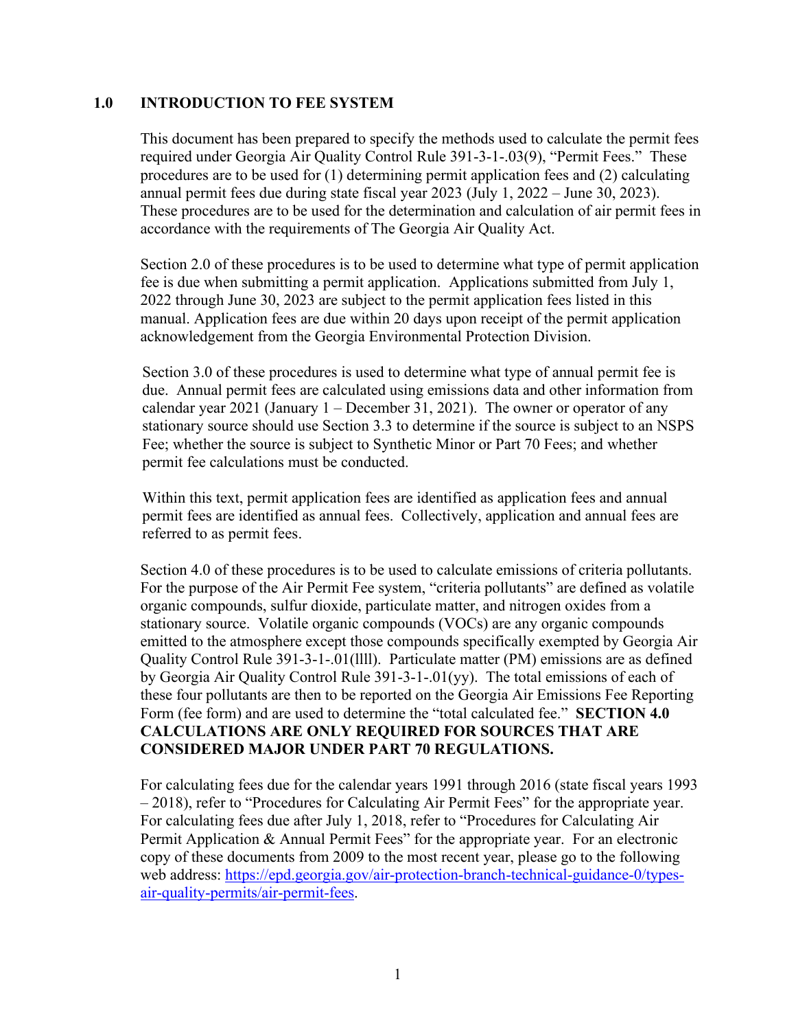## 1.0 INTRODUCTION TO FEE SYSTEM

This document has been prepared to specify the methods used to calculate the permit fees required under Georgia Air Quality Control Rule 391-3-1-.03(9), "Permit Fees." These procedures are to be used for (1) determining permit application fees and (2) calculating annual permit fees due during state fiscal year 2023 (July 1, 2022 – June 30, 2023). These procedures are to be used for the determination and calculation of air permit fees in accordance with the requirements of The Georgia Air Quality Act.

Section 2.0 of these procedures is to be used to determine what type of permit application fee is due when submitting a permit application. Applications submitted from July 1, 2022 through June 30, 2023 are subject to the permit application fees listed in this manual. Application fees are due within 20 days upon receipt of the permit application acknowledgement from the Georgia Environmental Protection Division.

Section 3.0 of these procedures is used to determine what type of annual permit fee is due. Annual permit fees are calculated using emissions data and other information from calendar year 2021 (January 1 – December 31, 2021). The owner or operator of any stationary source should use Section 3.3 to determine if the source is subject to an NSPS Fee; whether the source is subject to Synthetic Minor or Part 70 Fees; and whether permit fee calculations must be conducted.

Within this text, permit application fees are identified as application fees and annual permit fees are identified as annual fees. Collectively, application and annual fees are referred to as permit fees.

Section 4.0 of these procedures is to be used to calculate emissions of criteria pollutants. For the purpose of the Air Permit Fee system, "criteria pollutants" are defined as volatile organic compounds, sulfur dioxide, particulate matter, and nitrogen oxides from a stationary source. Volatile organic compounds (VOCs) are any organic compounds emitted to the atmosphere except those compounds specifically exempted by Georgia Air Quality Control Rule 391-3-1-.01(llll). Particulate matter (PM) emissions are as defined by Georgia Air Quality Control Rule 391-3-1-.01(yy). The total emissions of each of these four pollutants are then to be reported on the Georgia Air Emissions Fee Reporting Form (fee form) and are used to determine the "total calculated fee." **SECTION 4.0 CALCULATIONS ARE ONLY REQUIRED FOR SOURCES THAT ARE CONSIDERED MAJOR UNDER PART 70 REGULATIONS.**

For calculating fees due for the calendar years 1991 through 2016 (state fiscal years 1993 – 2018), refer to "Procedures for Calculating Air Permit Fees" for the appropriate year. For calculating fees due after July 1, 2018, refer to "Procedures for Calculating Air Permit Application & Annual Permit Fees" for the appropriate year. For an electronic copy of these documents from 2009 to the most recent year, please go to the following web address: [https://epd.georgia.gov/air-protection-branch-technical-guidance-0/types-air-quality-permits/air-permit-fees](https://epd.georgia.gov/air-protection-branch-technical-guidance-0/types-air-quality-permits/air-permit-fees).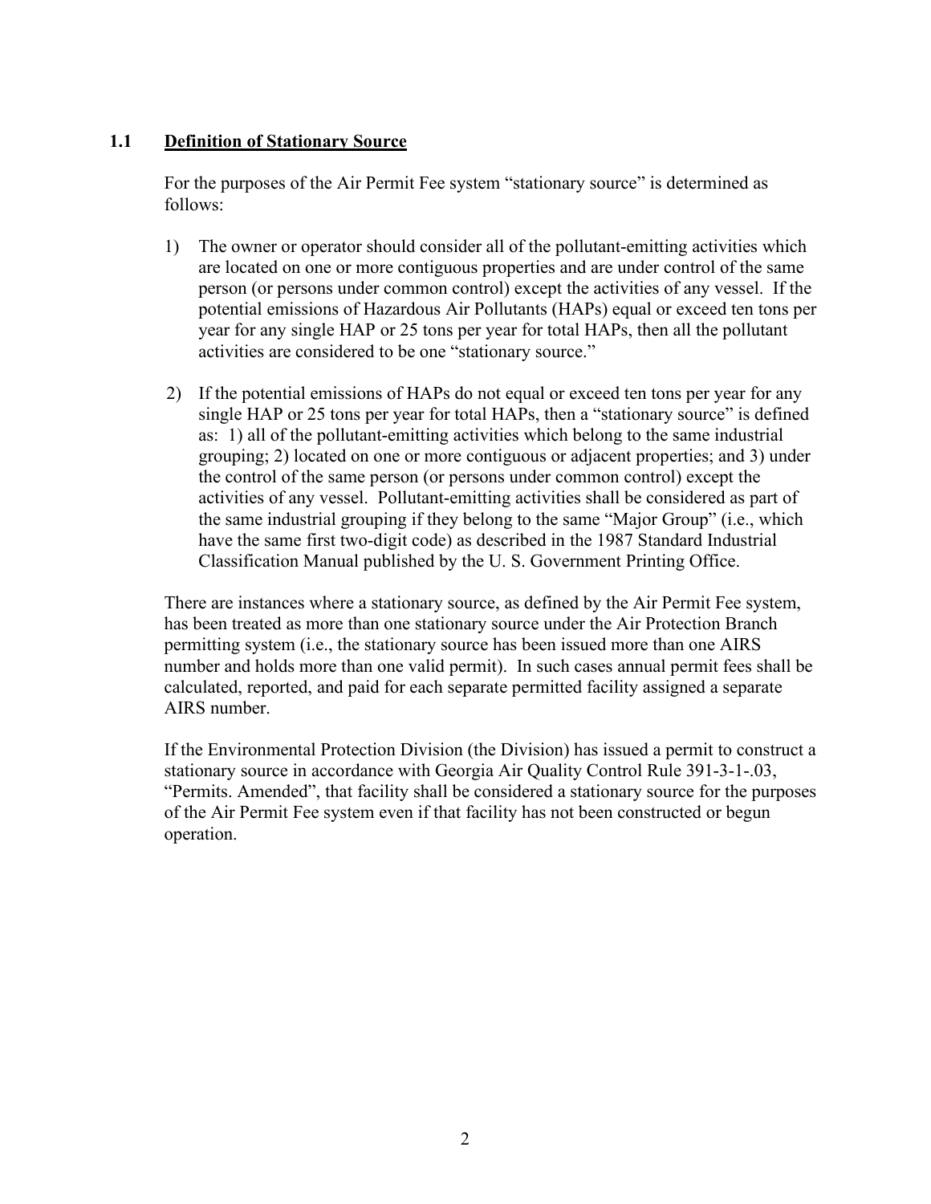## 1.1 Definition of Stationary Source

For the purposes of the Air Permit Fee system "stationary source" is determined as follows:

1) The owner or operator should consider all of the pollutant-emitting activities which are located on one or more contiguous properties and are under control of the same person (or persons under common control) except the activities of any vessel. If the potential emissions of Hazardous Air Pollutants (HAPs) equal or exceed ten tons per year for any single HAP or 25 tons per year for total HAPs, then all the pollutant activities are considered to be one "stationary source."

2) If the potential emissions of HAPs do not equal or exceed ten tons per year for any single HAP or 25 tons per year for total HAPs, then a "stationary source" is defined as: 1) all of the pollutant-emitting activities which belong to the same industrial grouping; 2) located on one or more contiguous or adjacent properties; and 3) under the control of the same person (or persons under common control) except the activities of any vessel. Pollutant-emitting activities shall be considered as part of the same industrial grouping if they belong to the same "Major Group" (i.e., which have the same first two-digit code) as described in the 1987 Standard Industrial Classification Manual published by the U. S. Government Printing Office.

There are instances where a stationary source, as defined by the Air Permit Fee system, has been treated as more than one stationary source under the Air Protection Branch permitting system (i.e., the stationary source has been issued more than one AIRS number and holds more than one valid permit). In such cases annual permit fees shall be calculated, reported, and paid for each separate permitted facility assigned a separate AIRS number.

If the Environmental Protection Division (the Division) has issued a permit to construct a stationary source in accordance with Georgia Air Quality Control Rule 391-3-1-.03, "Permits. Amended", that facility shall be considered a stationary source for the purposes of the Air Permit Fee system even if that facility has not been constructed or begun operation.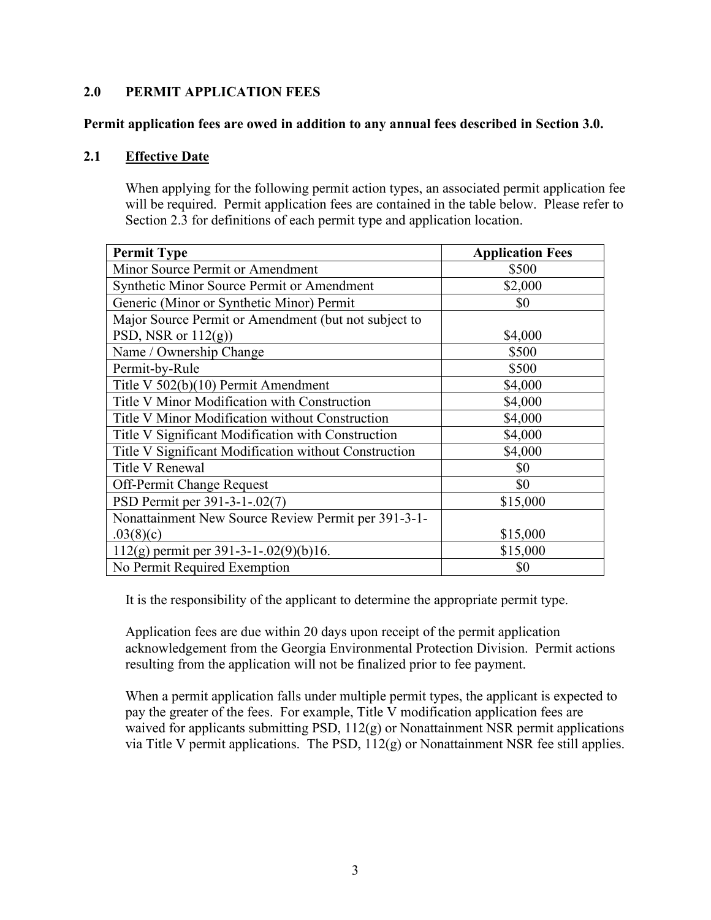## 2.0 PERMIT APPLICATION FEES

**Permit application fees are owed in addition to any annual fees described in Section 3.0.**

### 2.1 Effective Date

When applying for the following permit action types, an associated permit application fee will be required. Permit application fees are contained in the table below. Please refer to Section 2.3 for definitions of each permit type and application location.

| Permit Type | Application Fees |
|---|---|
| Minor Source Permit or Amendment | $500 |
| Synthetic Minor Source Permit or Amendment | $2,000 |
| Generic (Minor or Synthetic Minor) Permit | $0 |
| Major Source Permit or Amendment (but not subject to PSD, NSR or 112(g)) | $4,000 |
| Name / Ownership Change | $500 |
| Permit-by-Rule | $500 |
| Title V 502(b)(10) Permit Amendment | $4,000 |
| Title V Minor Modification with Construction | $4,000 |
| Title V Minor Modification without Construction | $4,000 |
| Title V Significant Modification with Construction | $4,000 |
| Title V Significant Modification without Construction | $4,000 |
| Title V Renewal | $0 |
| Off-Permit Change Request | $0 |
| PSD Permit per 391-3-1-.02(7) | $15,000 |
| Nonattainment New Source Review Permit per 391-3-1-.03(8)(c) | $15,000 |
| 112(g) permit per 391-3-1-.02(9)(b)16. | $15,000 |
| No Permit Required Exemption | $0 |

It is the responsibility of the applicant to determine the appropriate permit type.

Application fees are due within 20 days upon receipt of the permit application acknowledgement from the Georgia Environmental Protection Division. Permit actions resulting from the application will not be finalized prior to fee payment.

When a permit application falls under multiple permit types, the applicant is expected to pay the greater of the fees. For example, Title V modification application fees are waived for applicants submitting PSD, 112(g) or Nonattainment NSR permit applications via Title V permit applications. The PSD, 112(g) or Nonattainment NSR fee still applies.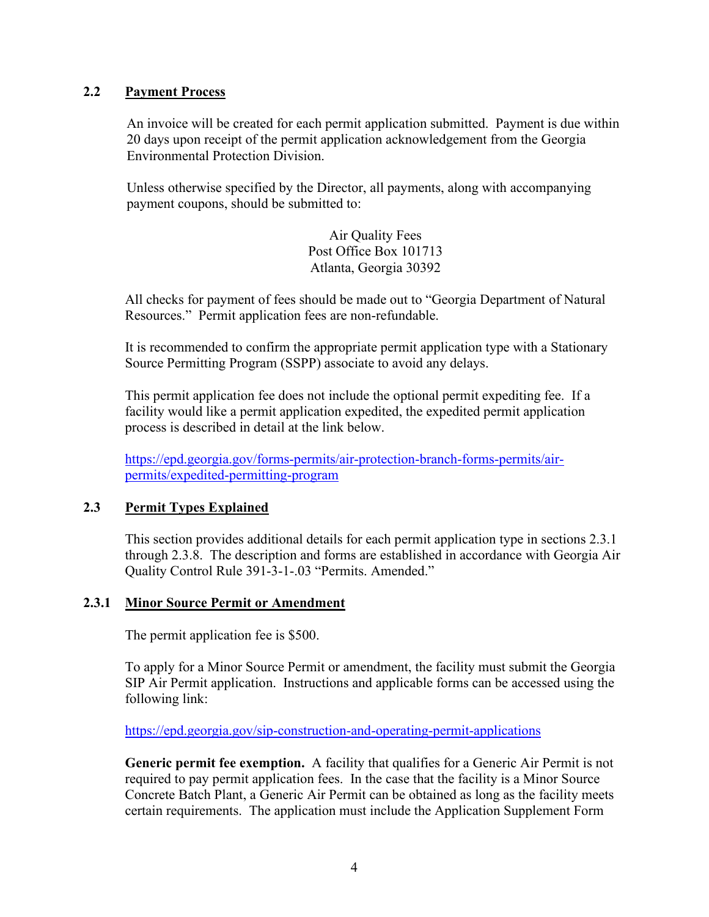## 2.2 Payment Process

An invoice will be created for each permit application submitted. Payment is due within 20 days upon receipt of the permit application acknowledgement from the Georgia Environmental Protection Division.

Unless otherwise specified by the Director, all payments, along with accompanying payment coupons, should be submitted to:

Air Quality Fees
Post Office Box 101713
Atlanta, Georgia 30392

All checks for payment of fees should be made out to "Georgia Department of Natural Resources." Permit application fees are non-refundable.

It is recommended to confirm the appropriate permit application type with a Stationary Source Permitting Program (SSPP) associate to avoid any delays.

This permit application fee does not include the optional permit expediting fee. If a facility would like a permit application expedited, the expedited permit application process is described in detail at the link below.

https://epd.georgia.gov/forms-permits/air-protection-branch-forms-permits/air-permits/expedited-permitting-program

## 2.3 Permit Types Explained

This section provides additional details for each permit application type in sections 2.3.1 through 2.3.8. The description and forms are established in accordance with Georgia Air Quality Control Rule 391-3-1-.03 "Permits. Amended."

### 2.3.1 Minor Source Permit or Amendment

The permit application fee is $500.

To apply for a Minor Source Permit or amendment, the facility must submit the Georgia SIP Air Permit application. Instructions and applicable forms can be accessed using the following link:

https://epd.georgia.gov/sip-construction-and-operating-permit-applications

**Generic permit fee exemption.** A facility that qualifies for a Generic Air Permit is not required to pay permit application fees. In the case that the facility is a Minor Source Concrete Batch Plant, a Generic Air Permit can be obtained as long as the facility meets certain requirements. The application must include the Application Supplement Form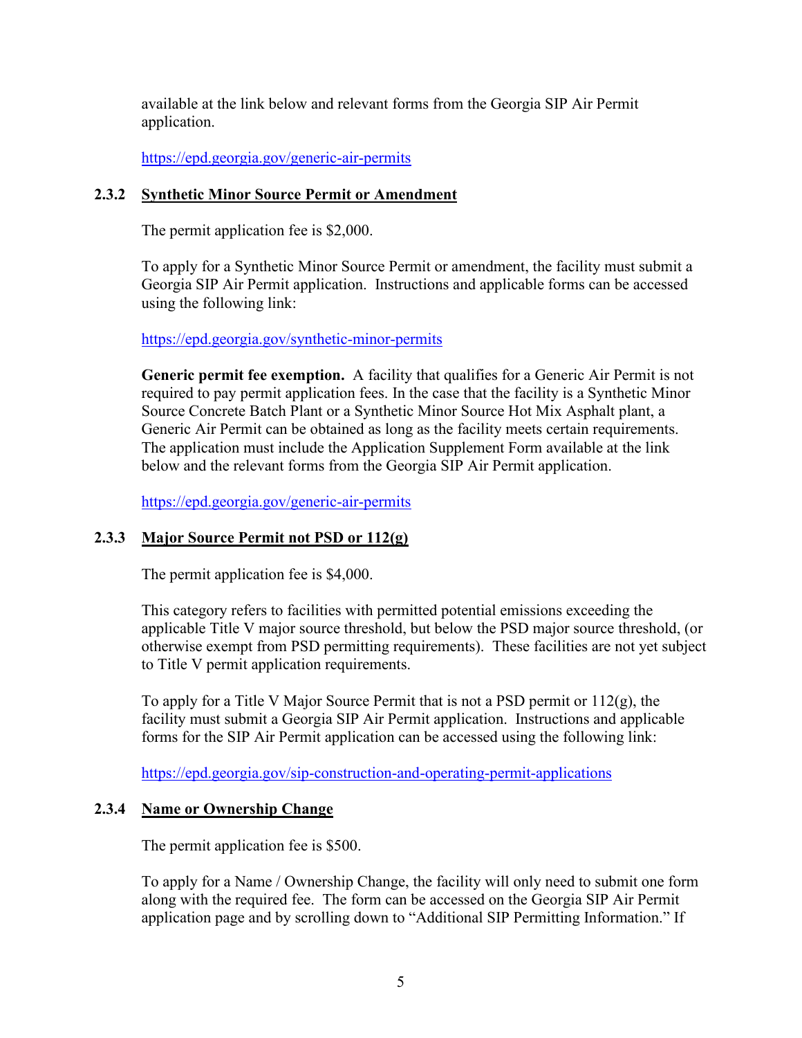available at the link below and relevant forms from the Georgia SIP Air Permit application.

https://epd.georgia.gov/generic-air-permits

### 2.3.2 Synthetic Minor Source Permit or Amendment

The permit application fee is $2,000.

To apply for a Synthetic Minor Source Permit or amendment, the facility must submit a Georgia SIP Air Permit application. Instructions and applicable forms can be accessed using the following link:

https://epd.georgia.gov/synthetic-minor-permits

**Generic permit fee exemption.** A facility that qualifies for a Generic Air Permit is not required to pay permit application fees. In the case that the facility is a Synthetic Minor Source Concrete Batch Plant or a Synthetic Minor Source Hot Mix Asphalt plant, a Generic Air Permit can be obtained as long as the facility meets certain requirements. The application must include the Application Supplement Form available at the link below and the relevant forms from the Georgia SIP Air Permit application.

https://epd.georgia.gov/generic-air-permits

### 2.3.3 Major Source Permit not PSD or 112(g)

The permit application fee is $4,000.

This category refers to facilities with permitted potential emissions exceeding the applicable Title V major source threshold, but below the PSD major source threshold, (or otherwise exempt from PSD permitting requirements). These facilities are not yet subject to Title V permit application requirements.

To apply for a Title V Major Source Permit that is not a PSD permit or 112(g), the facility must submit a Georgia SIP Air Permit application. Instructions and applicable forms for the SIP Air Permit application can be accessed using the following link:

https://epd.georgia.gov/sip-construction-and-operating-permit-applications

### 2.3.4 Name or Ownership Change

The permit application fee is $500.

To apply for a Name / Ownership Change, the facility will only need to submit one form along with the required fee. The form can be accessed on the Georgia SIP Air Permit application page and by scrolling down to "Additional SIP Permitting Information." If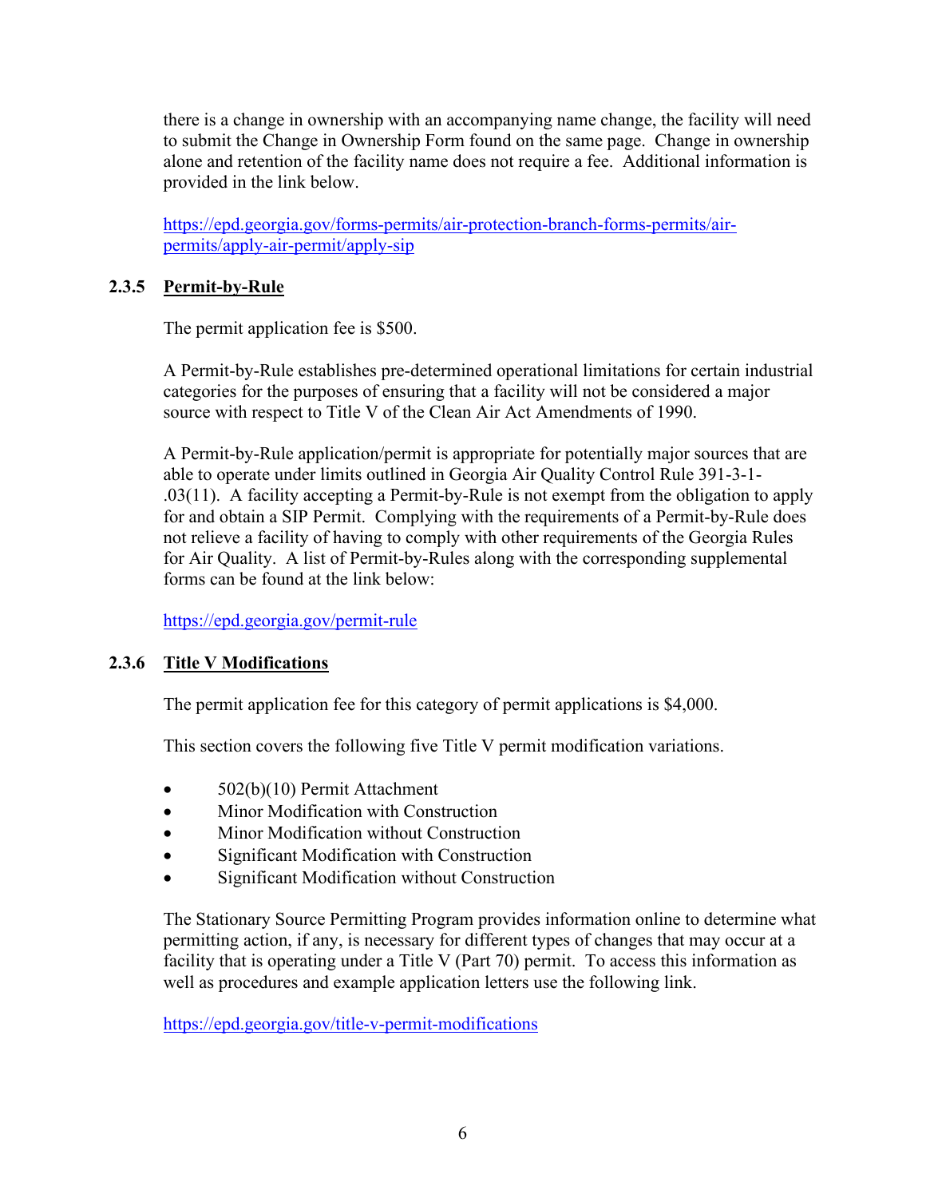there is a change in ownership with an accompanying name change, the facility will need to submit the Change in Ownership Form found on the same page. Change in ownership alone and retention of the facility name does not require a fee. Additional information is provided in the link below.

https://epd.georgia.gov/forms-permits/air-protection-branch-forms-permits/air-permits/apply-air-permit/apply-sip

### 2.3.5 Permit-by-Rule

The permit application fee is $500.

A Permit-by-Rule establishes pre-determined operational limitations for certain industrial categories for the purposes of ensuring that a facility will not be considered a major source with respect to Title V of the Clean Air Act Amendments of 1990.

A Permit-by-Rule application/permit is appropriate for potentially major sources that are able to operate under limits outlined in Georgia Air Quality Control Rule 391-3-1-.03(11). A facility accepting a Permit-by-Rule is not exempt from the obligation to apply for and obtain a SIP Permit. Complying with the requirements of a Permit-by-Rule does not relieve a facility of having to comply with other requirements of the Georgia Rules for Air Quality. A list of Permit-by-Rules along with the corresponding supplemental forms can be found at the link below:

https://epd.georgia.gov/permit-rule

### 2.3.6 Title V Modifications

The permit application fee for this category of permit applications is $4,000.

This section covers the following five Title V permit modification variations.

- 502(b)(10) Permit Attachment
- Minor Modification with Construction
- Minor Modification without Construction
- Significant Modification with Construction
- Significant Modification without Construction

The Stationary Source Permitting Program provides information online to determine what permitting action, if any, is necessary for different types of changes that may occur at a facility that is operating under a Title V (Part 70) permit. To access this information as well as procedures and example application letters use the following link.

https://epd.georgia.gov/title-v-permit-modifications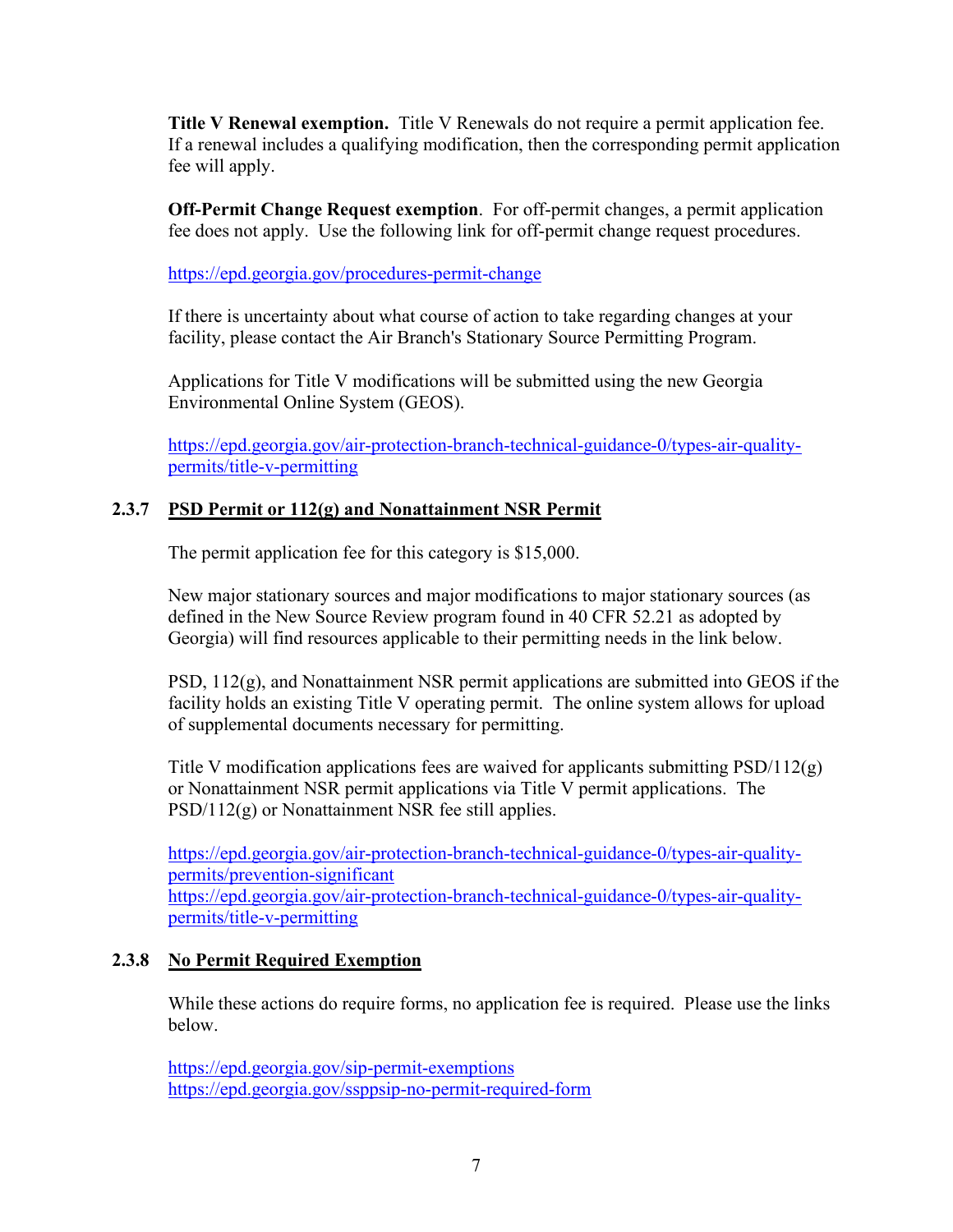**Title V Renewal exemption.** Title V Renewals do not require a permit application fee. If a renewal includes a qualifying modification, then the corresponding permit application fee will apply.

**Off-Permit Change Request exemption**. For off-permit changes, a permit application fee does not apply. Use the following link for off-permit change request procedures.

https://epd.georgia.gov/procedures-permit-change

If there is uncertainty about what course of action to take regarding changes at your facility, please contact the Air Branch's Stationary Source Permitting Program.

Applications for Title V modifications will be submitted using the new Georgia Environmental Online System (GEOS).

https://epd.georgia.gov/air-protection-branch-technical-guidance-0/types-air-quality-permits/title-v-permitting

### 2.3.7 PSD Permit or 112(g) and Nonattainment NSR Permit

The permit application fee for this category is $15,000.

New major stationary sources and major modifications to major stationary sources (as defined in the New Source Review program found in 40 CFR 52.21 as adopted by Georgia) will find resources applicable to their permitting needs in the link below.

PSD, 112(g), and Nonattainment NSR permit applications are submitted into GEOS if the facility holds an existing Title V operating permit. The online system allows for upload of supplemental documents necessary for permitting.

Title V modification applications fees are waived for applicants submitting PSD/112(g) or Nonattainment NSR permit applications via Title V permit applications. The PSD/112(g) or Nonattainment NSR fee still applies.

https://epd.georgia.gov/air-protection-branch-technical-guidance-0/types-air-quality-permits/prevention-significant
https://epd.georgia.gov/air-protection-branch-technical-guidance-0/types-air-quality-permits/title-v-permitting

### 2.3.8 No Permit Required Exemption

While these actions do require forms, no application fee is required. Please use the links below.

https://epd.georgia.gov/sip-permit-exemptions
https://epd.georgia.gov/ssppsip-no-permit-required-form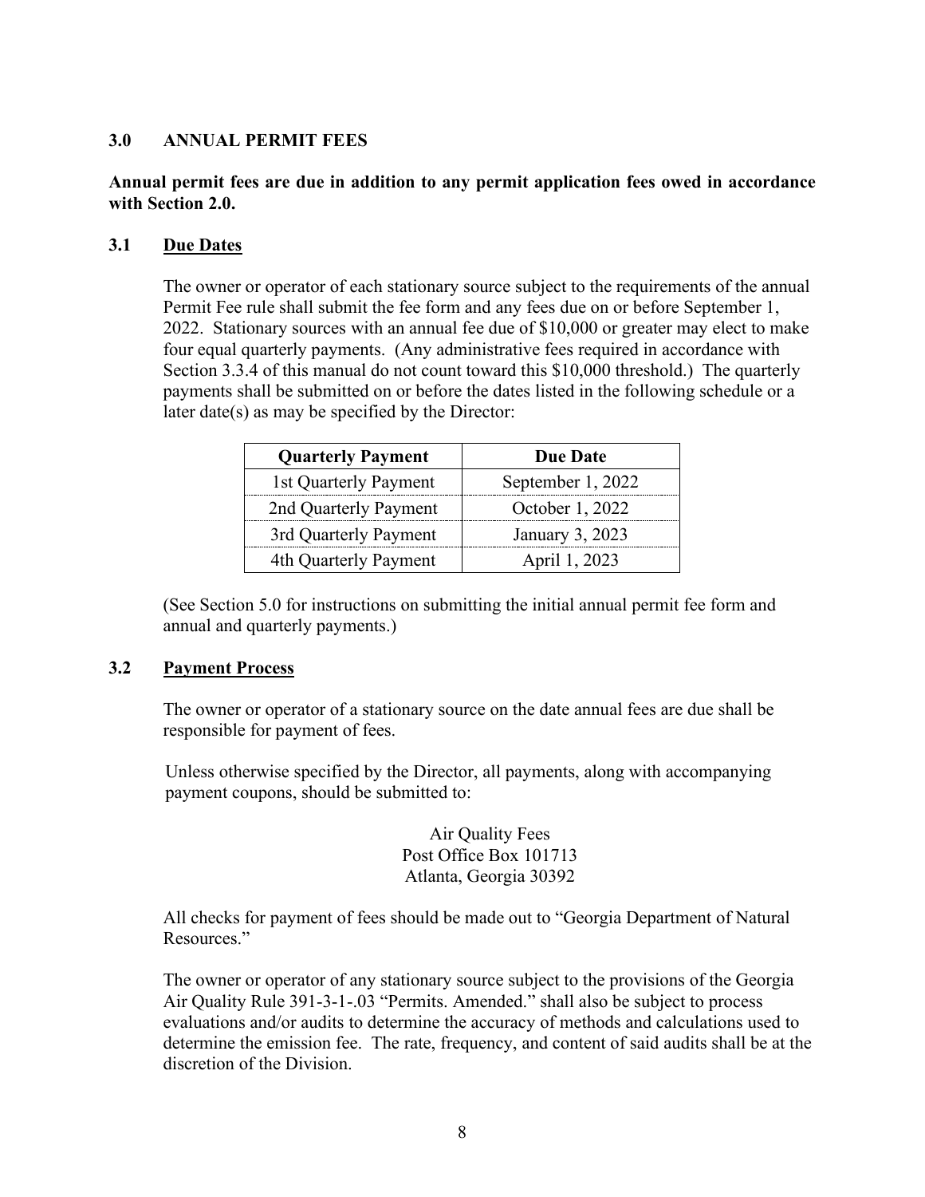## 3.0 ANNUAL PERMIT FEES

**Annual permit fees are due in addition to any permit application fees owed in accordance with Section 2.0.**

### 3.1 Due Dates

The owner or operator of each stationary source subject to the requirements of the annual Permit Fee rule shall submit the fee form and any fees due on or before September 1, 2022. Stationary sources with an annual fee due of $10,000 or greater may elect to make four equal quarterly payments. (Any administrative fees required in accordance with Section 3.3.4 of this manual do not count toward this $10,000 threshold.) The quarterly payments shall be submitted on or before the dates listed in the following schedule or a later date(s) as may be specified by the Director:

| Quarterly Payment | Due Date |
|---|---|
| 1st Quarterly Payment | September 1, 2022 |
| 2nd Quarterly Payment | October 1, 2022 |
| 3rd Quarterly Payment | January 3, 2023 |
| 4th Quarterly Payment | April 1, 2023 |

(See Section 5.0 for instructions on submitting the initial annual permit fee form and annual and quarterly payments.)

### 3.2 Payment Process

The owner or operator of a stationary source on the date annual fees are due shall be responsible for payment of fees.

Unless otherwise specified by the Director, all payments, along with accompanying payment coupons, should be submitted to:

Air Quality Fees
Post Office Box 101713
Atlanta, Georgia 30392

All checks for payment of fees should be made out to "Georgia Department of Natural Resources."

The owner or operator of any stationary source subject to the provisions of the Georgia Air Quality Rule 391-3-1-.03 "Permits. Amended." shall also be subject to process evaluations and/or audits to determine the accuracy of methods and calculations used to determine the emission fee. The rate, frequency, and content of said audits shall be at the discretion of the Division.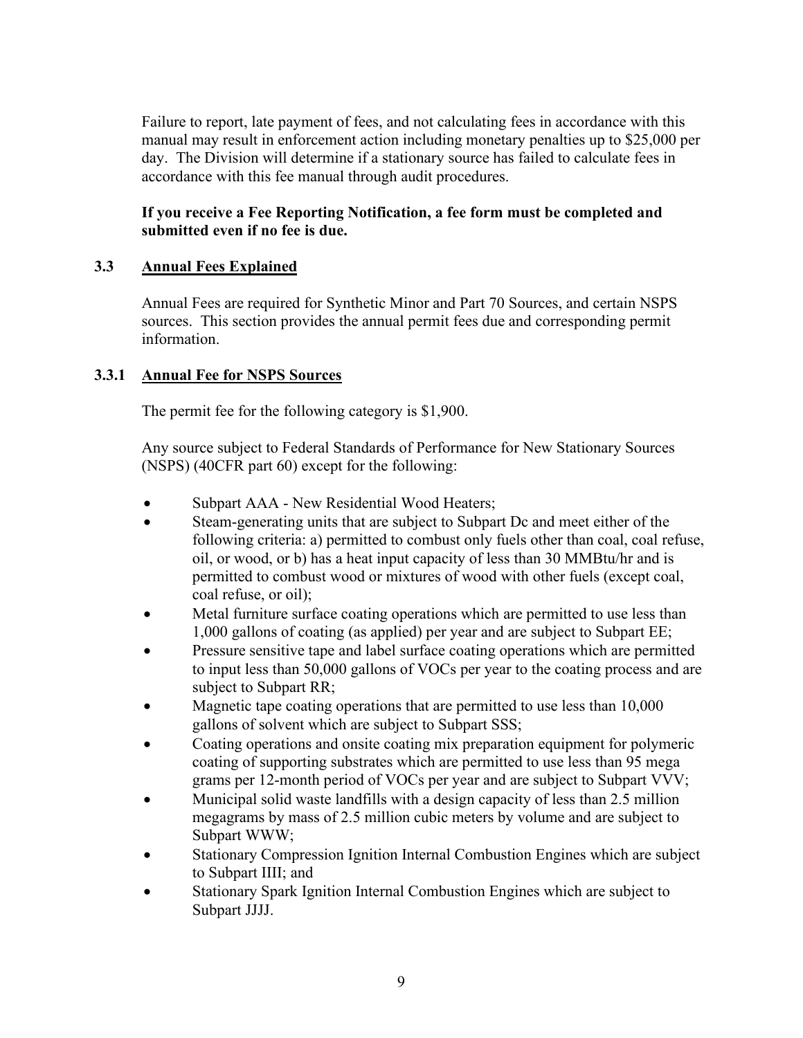Failure to report, late payment of fees, and not calculating fees in accordance with this manual may result in enforcement action including monetary penalties up to $25,000 per day. The Division will determine if a stationary source has failed to calculate fees in accordance with this fee manual through audit procedures.

**If you receive a Fee Reporting Notification, a fee form must be completed and submitted even if no fee is due.**

## 3.3 Annual Fees Explained

Annual Fees are required for Synthetic Minor and Part 70 Sources, and certain NSPS sources. This section provides the annual permit fees due and corresponding permit information.

### 3.3.1 Annual Fee for NSPS Sources

The permit fee for the following category is $1,900.

Any source subject to Federal Standards of Performance for New Stationary Sources (NSPS) (40CFR part 60) except for the following:

- Subpart AAA - New Residential Wood Heaters;
- Steam-generating units that are subject to Subpart Dc and meet either of the following criteria: a) permitted to combust only fuels other than coal, coal refuse, oil, or wood, or b) has a heat input capacity of less than 30 MMBtu/hr and is permitted to combust wood or mixtures of wood with other fuels (except coal, coal refuse, or oil);
- Metal furniture surface coating operations which are permitted to use less than 1,000 gallons of coating (as applied) per year and are subject to Subpart EE;
- Pressure sensitive tape and label surface coating operations which are permitted to input less than 50,000 gallons of VOCs per year to the coating process and are subject to Subpart RR;
- Magnetic tape coating operations that are permitted to use less than 10,000 gallons of solvent which are subject to Subpart SSS;
- Coating operations and onsite coating mix preparation equipment for polymeric coating of supporting substrates which are permitted to use less than 95 mega grams per 12-month period of VOCs per year and are subject to Subpart VVV;
- Municipal solid waste landfills with a design capacity of less than 2.5 million megagrams by mass of 2.5 million cubic meters by volume and are subject to Subpart WWW;
- Stationary Compression Ignition Internal Combustion Engines which are subject to Subpart IIII; and
- Stationary Spark Ignition Internal Combustion Engines which are subject to Subpart JJJJ.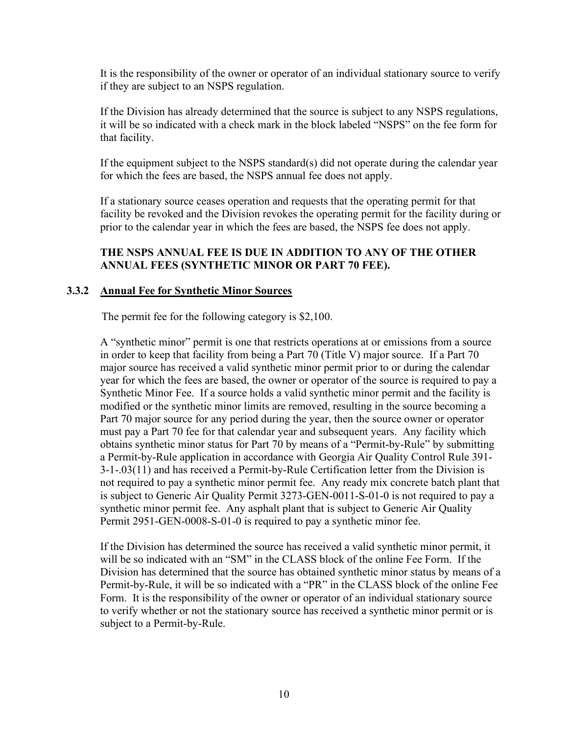It is the responsibility of the owner or operator of an individual stationary source to verify if they are subject to an NSPS regulation.

If the Division has already determined that the source is subject to any NSPS regulations, it will be so indicated with a check mark in the block labeled "NSPS" on the fee form for that facility.

If the equipment subject to the NSPS standard(s) did not operate during the calendar year for which the fees are based, the NSPS annual fee does not apply.

If a stationary source ceases operation and requests that the operating permit for that facility be revoked and the Division revokes the operating permit for the facility during or prior to the calendar year in which the fees are based, the NSPS fee does not apply.

**THE NSPS ANNUAL FEE IS DUE IN ADDITION TO ANY OF THE OTHER ANNUAL FEES (SYNTHETIC MINOR OR PART 70 FEE).**

### 3.3.2 Annual Fee for Synthetic Minor Sources

The permit fee for the following category is $2,100.

A "synthetic minor" permit is one that restricts operations at or emissions from a source in order to keep that facility from being a Part 70 (Title V) major source. If a Part 70 major source has received a valid synthetic minor permit prior to or during the calendar year for which the fees are based, the owner or operator of the source is required to pay a Synthetic Minor Fee. If a source holds a valid synthetic minor permit and the facility is modified or the synthetic minor limits are removed, resulting in the source becoming a Part 70 major source for any period during the year, then the source owner or operator must pay a Part 70 fee for that calendar year and subsequent years. Any facility which obtains synthetic minor status for Part 70 by means of a "Permit-by-Rule" by submitting a Permit-by-Rule application in accordance with Georgia Air Quality Control Rule 391-3-1-.03(11) and has received a Permit-by-Rule Certification letter from the Division is not required to pay a synthetic minor permit fee. Any ready mix concrete batch plant that is subject to Generic Air Quality Permit 3273-GEN-0011-S-01-0 is not required to pay a synthetic minor permit fee. Any asphalt plant that is subject to Generic Air Quality Permit 2951-GEN-0008-S-01-0 is required to pay a synthetic minor fee.

If the Division has determined the source has received a valid synthetic minor permit, it will be so indicated with an "SM" in the CLASS block of the online Fee Form. If the Division has determined that the source has obtained synthetic minor status by means of a Permit-by-Rule, it will be so indicated with a "PR" in the CLASS block of the online Fee Form. It is the responsibility of the owner or operator of an individual stationary source to verify whether or not the stationary source has received a synthetic minor permit or is subject to a Permit-by-Rule.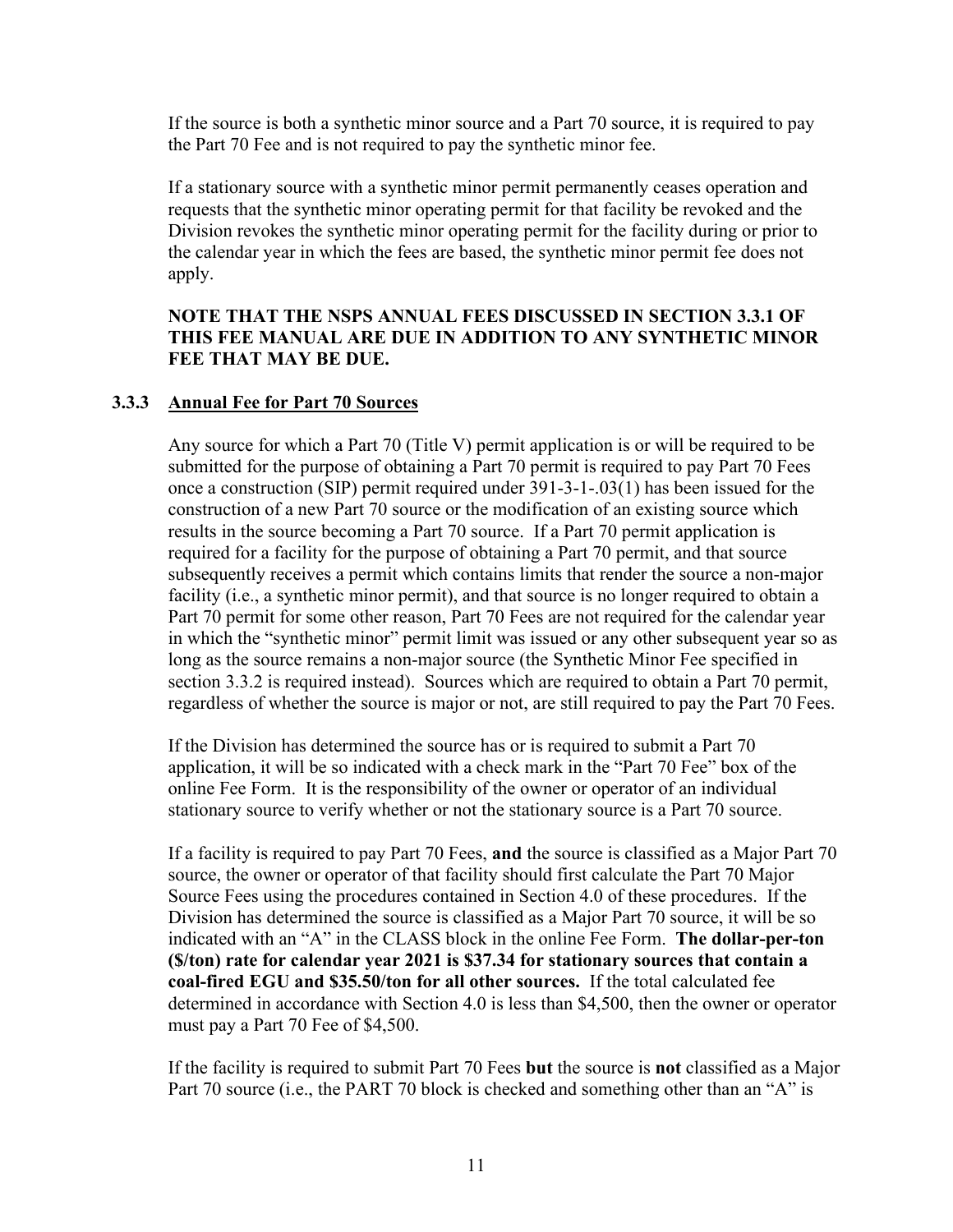If the source is both a synthetic minor source and a Part 70 source, it is required to pay the Part 70 Fee and is not required to pay the synthetic minor fee.

If a stationary source with a synthetic minor permit permanently ceases operation and requests that the synthetic minor operating permit for that facility be revoked and the Division revokes the synthetic minor operating permit for the facility during or prior to the calendar year in which the fees are based, the synthetic minor permit fee does not apply.

**NOTE THAT THE NSPS ANNUAL FEES DISCUSSED IN SECTION 3.3.1 OF THIS FEE MANUAL ARE DUE IN ADDITION TO ANY SYNTHETIC MINOR FEE THAT MAY BE DUE.**

### 3.3.3 Annual Fee for Part 70 Sources

Any source for which a Part 70 (Title V) permit application is or will be required to be submitted for the purpose of obtaining a Part 70 permit is required to pay Part 70 Fees once a construction (SIP) permit required under 391-3-1-.03(1) has been issued for the construction of a new Part 70 source or the modification of an existing source which results in the source becoming a Part 70 source. If a Part 70 permit application is required for a facility for the purpose of obtaining a Part 70 permit, and that source subsequently receives a permit which contains limits that render the source a non-major facility (i.e., a synthetic minor permit), and that source is no longer required to obtain a Part 70 permit for some other reason, Part 70 Fees are not required for the calendar year in which the "synthetic minor" permit limit was issued or any other subsequent year so as long as the source remains a non-major source (the Synthetic Minor Fee specified in section 3.3.2 is required instead). Sources which are required to obtain a Part 70 permit, regardless of whether the source is major or not, are still required to pay the Part 70 Fees.

If the Division has determined the source has or is required to submit a Part 70 application, it will be so indicated with a check mark in the "Part 70 Fee" box of the online Fee Form. It is the responsibility of the owner or operator of an individual stationary source to verify whether or not the stationary source is a Part 70 source.

If a facility is required to pay Part 70 Fees, **and** the source is classified as a Major Part 70 source, the owner or operator of that facility should first calculate the Part 70 Major Source Fees using the procedures contained in Section 4.0 of these procedures. If the Division has determined the source is classified as a Major Part 70 source, it will be so indicated with an "A" in the CLASS block in the online Fee Form. **The dollar-per-ton ($/ton) rate for calendar year 2021 is $37.34 for stationary sources that contain a coal-fired EGU and $35.50/ton for all other sources.** If the total calculated fee determined in accordance with Section 4.0 is less than $4,500, then the owner or operator must pay a Part 70 Fee of $4,500.

If the facility is required to submit Part 70 Fees **but** the source is **not** classified as a Major Part 70 source (i.e., the PART 70 block is checked and something other than an "A" is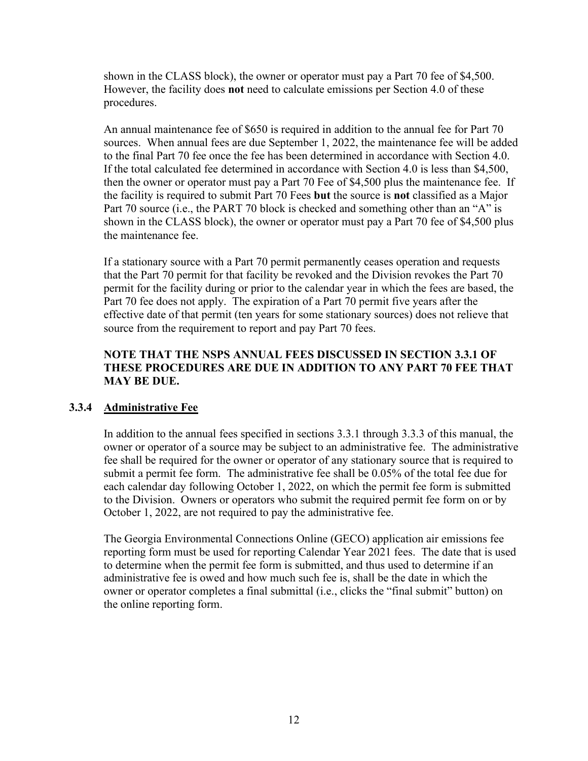shown in the CLASS block), the owner or operator must pay a Part 70 fee of $4,500. However, the facility does **not** need to calculate emissions per Section 4.0 of these procedures.

An annual maintenance fee of $650 is required in addition to the annual fee for Part 70 sources. When annual fees are due September 1, 2022, the maintenance fee will be added to the final Part 70 fee once the fee has been determined in accordance with Section 4.0. If the total calculated fee determined in accordance with Section 4.0 is less than $4,500, then the owner or operator must pay a Part 70 Fee of $4,500 plus the maintenance fee. If the facility is required to submit Part 70 Fees **but** the source is **not** classified as a Major Part 70 source (i.e., the PART 70 block is checked and something other than an "A" is shown in the CLASS block), the owner or operator must pay a Part 70 fee of $4,500 plus the maintenance fee.

If a stationary source with a Part 70 permit permanently ceases operation and requests that the Part 70 permit for that facility be revoked and the Division revokes the Part 70 permit for the facility during or prior to the calendar year in which the fees are based, the Part 70 fee does not apply. The expiration of a Part 70 permit five years after the effective date of that permit (ten years for some stationary sources) does not relieve that source from the requirement to report and pay Part 70 fees.

**NOTE THAT THE NSPS ANNUAL FEES DISCUSSED IN SECTION 3.3.1 OF THESE PROCEDURES ARE DUE IN ADDITION TO ANY PART 70 FEE THAT MAY BE DUE.**

### 3.3.4 Administrative Fee

In addition to the annual fees specified in sections 3.3.1 through 3.3.3 of this manual, the owner or operator of a source may be subject to an administrative fee. The administrative fee shall be required for the owner or operator of any stationary source that is required to submit a permit fee form. The administrative fee shall be 0.05% of the total fee due for each calendar day following October 1, 2022, on which the permit fee form is submitted to the Division. Owners or operators who submit the required permit fee form on or by October 1, 2022, are not required to pay the administrative fee.

The Georgia Environmental Connections Online (GECO) application air emissions fee reporting form must be used for reporting Calendar Year 2021 fees. The date that is used to determine when the permit fee form is submitted, and thus used to determine if an administrative fee is owed and how much such fee is, shall be the date in which the owner or operator completes a final submittal (i.e., clicks the "final submit" button) on the online reporting form.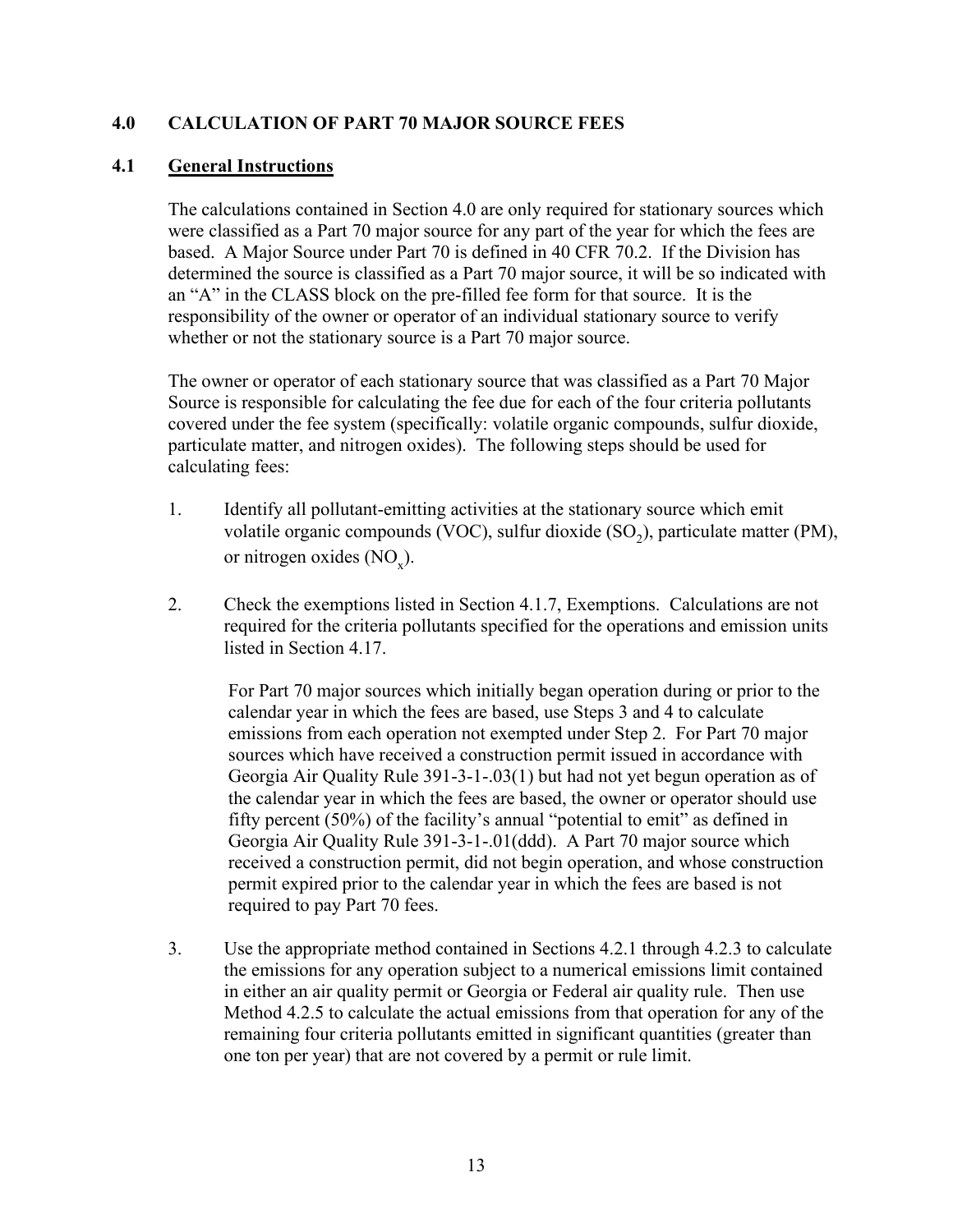## 4.0 CALCULATION OF PART 70 MAJOR SOURCE FEES

### 4.1 General Instructions

The calculations contained in Section 4.0 are only required for stationary sources which were classified as a Part 70 major source for any part of the year for which the fees are based. A Major Source under Part 70 is defined in 40 CFR 70.2. If the Division has determined the source is classified as a Part 70 major source, it will be so indicated with an "A" in the CLASS block on the pre-filled fee form for that source. It is the responsibility of the owner or operator of an individual stationary source to verify whether or not the stationary source is a Part 70 major source.

The owner or operator of each stationary source that was classified as a Part 70 Major Source is responsible for calculating the fee due for each of the four criteria pollutants covered under the fee system (specifically: volatile organic compounds, sulfur dioxide, particulate matter, and nitrogen oxides). The following steps should be used for calculating fees:

1. Identify all pollutant-emitting activities at the stationary source which emit volatile organic compounds (VOC), sulfur dioxide ($SO_2$), particulate matter (PM), or nitrogen oxides ($NO_x$).

2. Check the exemptions listed in Section 4.1.7, Exemptions. Calculations are not required for the criteria pollutants specified for the operations and emission units listed in Section 4.17.

   For Part 70 major sources which initially began operation during or prior to the calendar year in which the fees are based, use Steps 3 and 4 to calculate emissions from each operation not exempted under Step 2. For Part 70 major sources which have received a construction permit issued in accordance with Georgia Air Quality Rule 391-3-1-.03(1) but had not yet begun operation as of the calendar year in which the fees are based, the owner or operator should use fifty percent (50%) of the facility's annual "potential to emit" as defined in Georgia Air Quality Rule 391-3-1-.01(ddd). A Part 70 major source which received a construction permit, did not begin operation, and whose construction permit expired prior to the calendar year in which the fees are based is not required to pay Part 70 fees.

3. Use the appropriate method contained in Sections 4.2.1 through 4.2.3 to calculate the emissions for any operation subject to a numerical emissions limit contained in either an air quality permit or Georgia or Federal air quality rule. Then use Method 4.2.5 to calculate the actual emissions from that operation for any of the remaining four criteria pollutants emitted in significant quantities (greater than one ton per year) that are not covered by a permit or rule limit.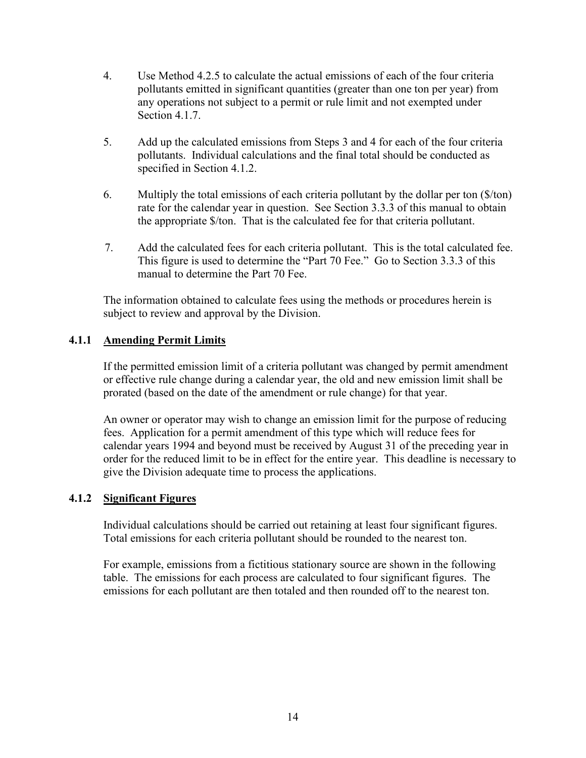4. Use Method 4.2.5 to calculate the actual emissions of each of the four criteria pollutants emitted in significant quantities (greater than one ton per year) from any operations not subject to a permit or rule limit and not exempted under Section 4.1.7.

5. Add up the calculated emissions from Steps 3 and 4 for each of the four criteria pollutants. Individual calculations and the final total should be conducted as specified in Section 4.1.2.

6. Multiply the total emissions of each criteria pollutant by the dollar per ton ($/ton) rate for the calendar year in question. See Section 3.3.3 of this manual to obtain the appropriate $/ton. That is the calculated fee for that criteria pollutant.

7. Add the calculated fees for each criteria pollutant. This is the total calculated fee. This figure is used to determine the "Part 70 Fee." Go to Section 3.3.3 of this manual to determine the Part 70 Fee.

The information obtained to calculate fees using the methods or procedures herein is subject to review and approval by the Division.

### 4.1.1 Amending Permit Limits

If the permitted emission limit of a criteria pollutant was changed by permit amendment or effective rule change during a calendar year, the old and new emission limit shall be prorated (based on the date of the amendment or rule change) for that year.

An owner or operator may wish to change an emission limit for the purpose of reducing fees. Application for a permit amendment of this type which will reduce fees for calendar years 1994 and beyond must be received by August 31 of the preceding year in order for the reduced limit to be in effect for the entire year. This deadline is necessary to give the Division adequate time to process the applications.

### 4.1.2 Significant Figures

Individual calculations should be carried out retaining at least four significant figures. Total emissions for each criteria pollutant should be rounded to the nearest ton.

For example, emissions from a fictitious stationary source are shown in the following table. The emissions for each process are calculated to four significant figures. The emissions for each pollutant are then totaled and then rounded off to the nearest ton.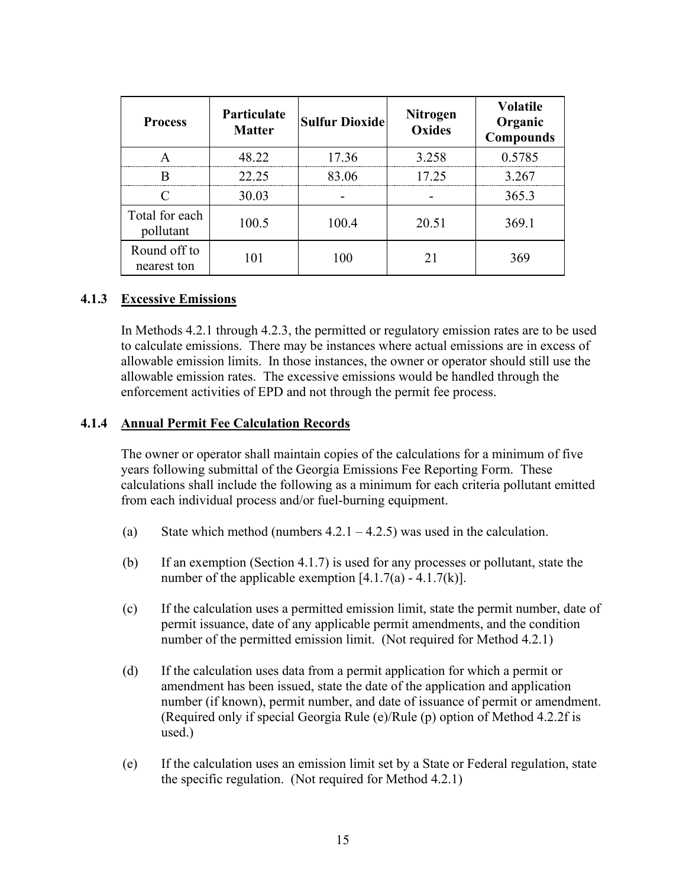| Process | Particulate Matter | Sulfur Dioxide | Nitrogen Oxides | Volatile Organic Compounds |
|---|---|---|---|---|
| A | 48.22 | 17.36 | 3.258 | 0.5785 |
| B | 22.25 | 83.06 | 17.25 | 3.267 |
| C | 30.03 | - | - | 365.3 |
| Total for each pollutant | 100.5 | 100.4 | 20.51 | 369.1 |
| Round off to nearest ton | 101 | 100 | 21 | 369 |

### 4.1.3 Excessive Emissions

In Methods 4.2.1 through 4.2.3, the permitted or regulatory emission rates are to be used to calculate emissions. There may be instances where actual emissions are in excess of allowable emission limits. In those instances, the owner or operator should still use the allowable emission rates. The excessive emissions would be handled through the enforcement activities of EPD and not through the permit fee process.

### 4.1.4 Annual Permit Fee Calculation Records

The owner or operator shall maintain copies of the calculations for a minimum of five years following submittal of the Georgia Emissions Fee Reporting Form. These calculations shall include the following as a minimum for each criteria pollutant emitted from each individual process and/or fuel-burning equipment.

(a) State which method (numbers 4.2.1 – 4.2.5) was used in the calculation.

(b) If an exemption (Section 4.1.7) is used for any processes or pollutant, state the number of the applicable exemption [4.1.7(a) - 4.1.7(k)].

(c) If the calculation uses a permitted emission limit, state the permit number, date of permit issuance, date of any applicable permit amendments, and the condition number of the permitted emission limit. (Not required for Method 4.2.1)

(d) If the calculation uses data from a permit application for which a permit or amendment has been issued, state the date of the application and application number (if known), permit number, and date of issuance of permit or amendment. (Required only if special Georgia Rule (e)/Rule (p) option of Method 4.2.2f is used.)

(e) If the calculation uses an emission limit set by a State or Federal regulation, state the specific regulation. (Not required for Method 4.2.1)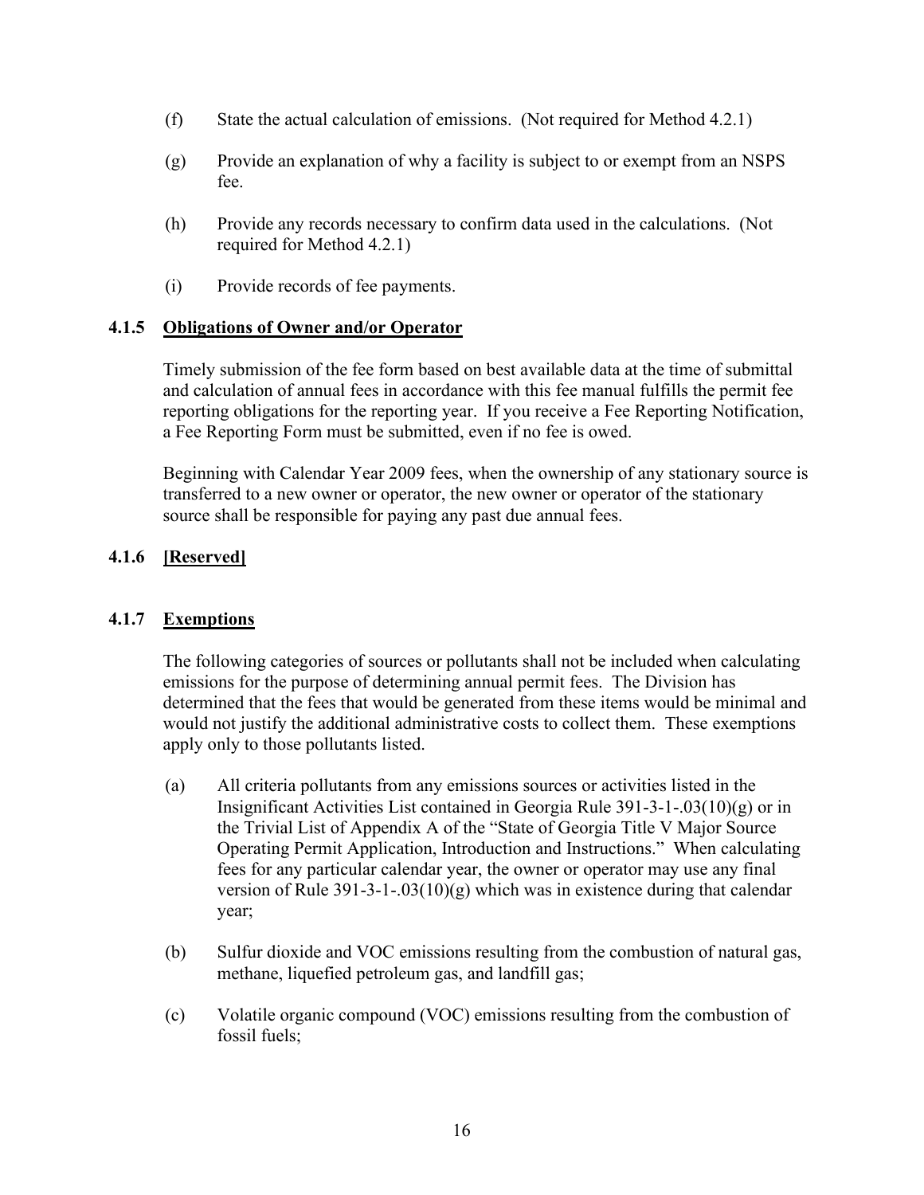(f) State the actual calculation of emissions. (Not required for Method 4.2.1)

(g) Provide an explanation of why a facility is subject to or exempt from an NSPS fee.

(h) Provide any records necessary to confirm data used in the calculations. (Not required for Method 4.2.1)

(i) Provide records of fee payments.

### 4.1.5 Obligations of Owner and/or Operator

Timely submission of the fee form based on best available data at the time of submittal and calculation of annual fees in accordance with this fee manual fulfills the permit fee reporting obligations for the reporting year. If you receive a Fee Reporting Notification, a Fee Reporting Form must be submitted, even if no fee is owed.

Beginning with Calendar Year 2009 fees, when the ownership of any stationary source is transferred to a new owner or operator, the new owner or operator of the stationary source shall be responsible for paying any past due annual fees.

### 4.1.6 [Reserved]

### 4.1.7 Exemptions

The following categories of sources or pollutants shall not be included when calculating emissions for the purpose of determining annual permit fees. The Division has determined that the fees that would be generated from these items would be minimal and would not justify the additional administrative costs to collect them. These exemptions apply only to those pollutants listed.

(a) All criteria pollutants from any emissions sources or activities listed in the Insignificant Activities List contained in Georgia Rule 391-3-1-.03(10)(g) or in the Trivial List of Appendix A of the "State of Georgia Title V Major Source Operating Permit Application, Introduction and Instructions." When calculating fees for any particular calendar year, the owner or operator may use any final version of Rule 391-3-1-.03(10)(g) which was in existence during that calendar year;

(b) Sulfur dioxide and VOC emissions resulting from the combustion of natural gas, methane, liquefied petroleum gas, and landfill gas;

(c) Volatile organic compound (VOC) emissions resulting from the combustion of fossil fuels;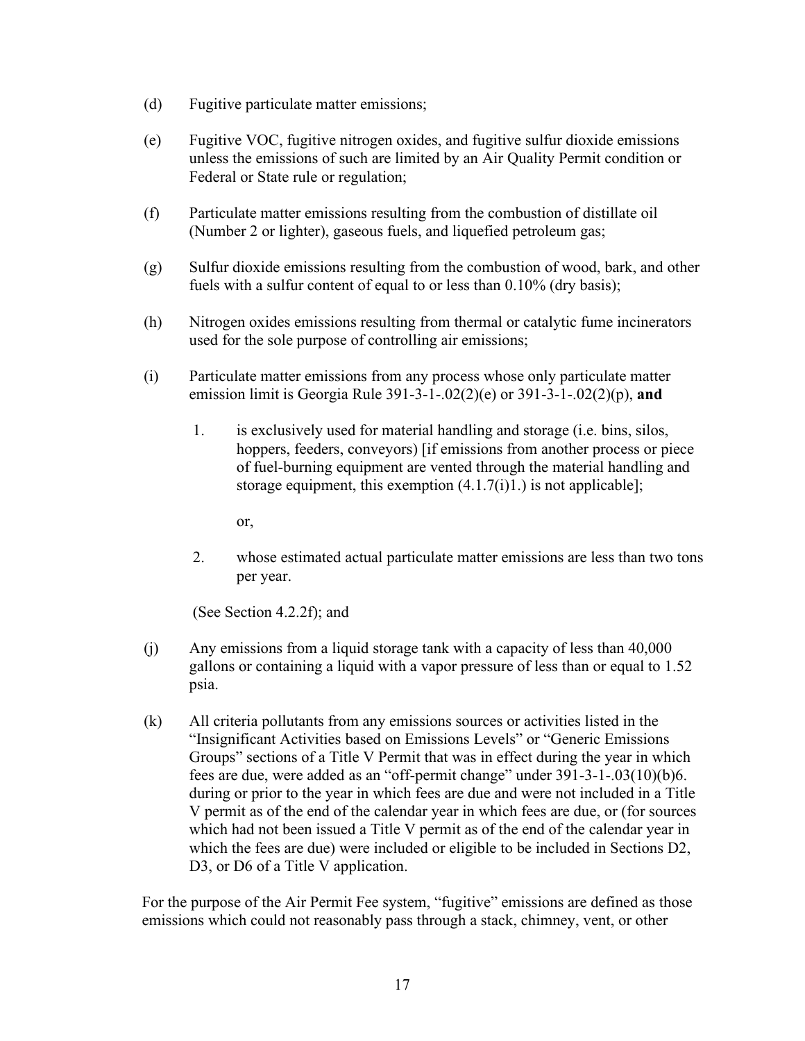(d) Fugitive particulate matter emissions;

(e) Fugitive VOC, fugitive nitrogen oxides, and fugitive sulfur dioxide emissions unless the emissions of such are limited by an Air Quality Permit condition or Federal or State rule or regulation;

(f) Particulate matter emissions resulting from the combustion of distillate oil (Number 2 or lighter), gaseous fuels, and liquefied petroleum gas;

(g) Sulfur dioxide emissions resulting from the combustion of wood, bark, and other fuels with a sulfur content of equal to or less than 0.10% (dry basis);

(h) Nitrogen oxides emissions resulting from thermal or catalytic fume incinerators used for the sole purpose of controlling air emissions;

(i) Particulate matter emissions from any process whose only particulate matter emission limit is Georgia Rule 391-3-1-.02(2)(e) or 391-3-1-.02(2)(p), **and**

   1. is exclusively used for material handling and storage (i.e. bins, silos, hoppers, feeders, conveyors) [if emissions from another process or piece of fuel-burning equipment are vented through the material handling and storage equipment, this exemption (4.1.7(i)1.) is not applicable];

      or,

   2. whose estimated actual particulate matter emissions are less than two tons per year.

   (See Section 4.2.2f); and

(j) Any emissions from a liquid storage tank with a capacity of less than 40,000 gallons or containing a liquid with a vapor pressure of less than or equal to 1.52 psia.

(k) All criteria pollutants from any emissions sources or activities listed in the "Insignificant Activities based on Emissions Levels" or "Generic Emissions Groups" sections of a Title V Permit that was in effect during the year in which fees are due, were added as an "off-permit change" under 391-3-1-.03(10)(b)6. during or prior to the year in which fees are due and were not included in a Title V permit as of the end of the calendar year in which fees are due, or (for sources which had not been issued a Title V permit as of the end of the calendar year in which the fees are due) were included or eligible to be included in Sections D2, D3, or D6 of a Title V application.

For the purpose of the Air Permit Fee system, "fugitive" emissions are defined as those emissions which could not reasonably pass through a stack, chimney, vent, or other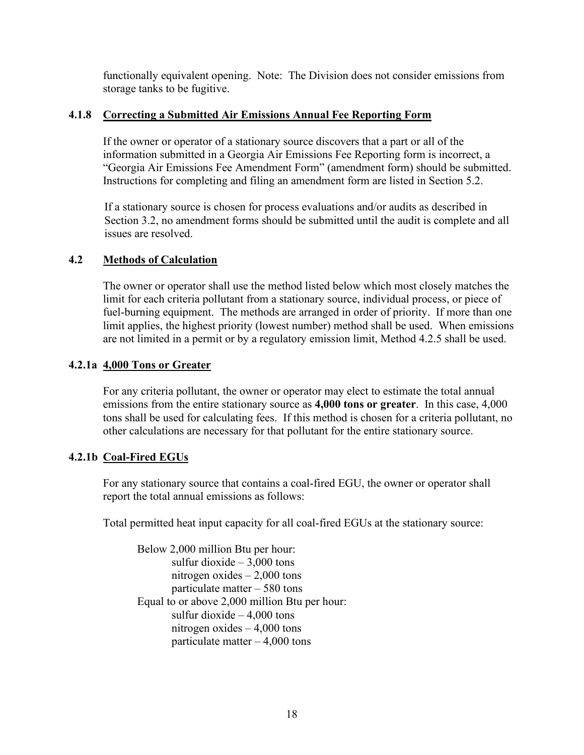functionally equivalent opening. Note: The Division does not consider emissions from storage tanks to be fugitive.

### 4.1.8 Correcting a Submitted Air Emissions Annual Fee Reporting Form

If the owner or operator of a stationary source discovers that a part or all of the information submitted in a Georgia Air Emissions Fee Reporting form is incorrect, a "Georgia Air Emissions Fee Amendment Form" (amendment form) should be submitted. Instructions for completing and filing an amendment form are listed in Section 5.2.

If a stationary source is chosen for process evaluations and/or audits as described in Section 3.2, no amendment forms should be submitted until the audit is complete and all issues are resolved.

## 4.2 Methods of Calculation

The owner or operator shall use the method listed below which most closely matches the limit for each criteria pollutant from a stationary source, individual process, or piece of fuel-burning equipment. The methods are arranged in order of priority. If more than one limit applies, the highest priority (lowest number) method shall be used. When emissions are not limited in a permit or by a regulatory emission limit, Method 4.2.5 shall be used.

### 4.2.1a 4,000 Tons or Greater

For any criteria pollutant, the owner or operator may elect to estimate the total annual emissions from the entire stationary source as **4,000 tons or greater**. In this case, 4,000 tons shall be used for calculating fees. If this method is chosen for a criteria pollutant, no other calculations are necessary for that pollutant for the entire stationary source.

### 4.2.1b Coal-Fired EGUs

For any stationary source that contains a coal-fired EGU, the owner or operator shall report the total annual emissions as follows:

Total permitted heat input capacity for all coal-fired EGUs at the stationary source:

- Below 2,000 million Btu per hour:
  - sulfur dioxide – 3,000 tons
  - nitrogen oxides – 2,000 tons
  - particulate matter – 580 tons
- Equal to or above 2,000 million Btu per hour:
  - sulfur dioxide – 4,000 tons
  - nitrogen oxides – 4,000 tons
  - particulate matter – 4,000 tons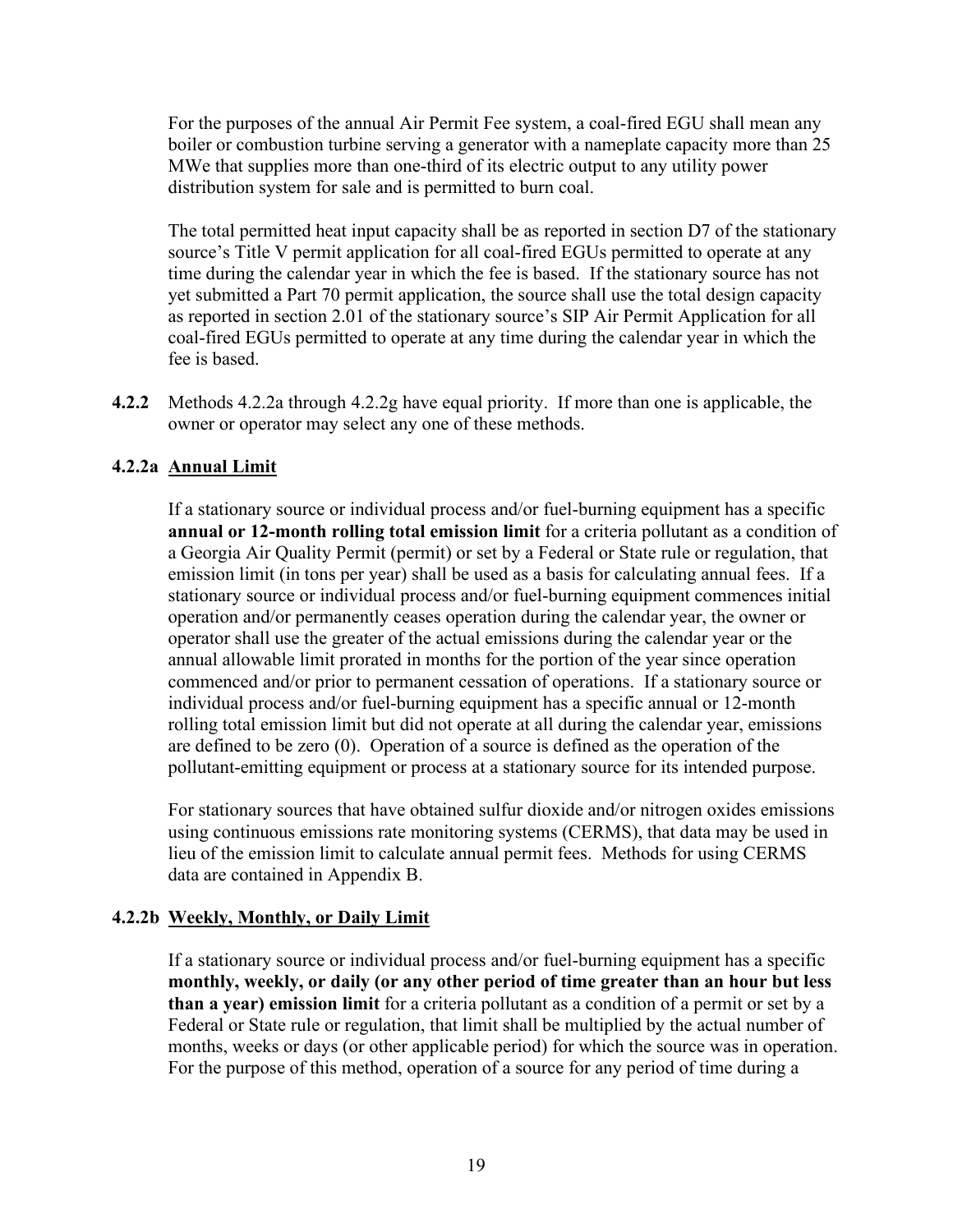For the purposes of the annual Air Permit Fee system, a coal-fired EGU shall mean any boiler or combustion turbine serving a generator with a nameplate capacity more than 25 MWe that supplies more than one-third of its electric output to any utility power distribution system for sale and is permitted to burn coal.

The total permitted heat input capacity shall be as reported in section D7 of the stationary source's Title V permit application for all coal-fired EGUs permitted to operate at any time during the calendar year in which the fee is based. If the stationary source has not yet submitted a Part 70 permit application, the source shall use the total design capacity as reported in section 2.01 of the stationary source's SIP Air Permit Application for all coal-fired EGUs permitted to operate at any time during the calendar year in which the fee is based.

**4.2.2** Methods 4.2.2a through 4.2.2g have equal priority. If more than one is applicable, the owner or operator may select any one of these methods.

### 4.2.2a Annual Limit

If a stationary source or individual process and/or fuel-burning equipment has a specific **annual or 12-month rolling total emission limit** for a criteria pollutant as a condition of a Georgia Air Quality Permit (permit) or set by a Federal or State rule or regulation, that emission limit (in tons per year) shall be used as a basis for calculating annual fees. If a stationary source or individual process and/or fuel-burning equipment commences initial operation and/or permanently ceases operation during the calendar year, the owner or operator shall use the greater of the actual emissions during the calendar year or the annual allowable limit prorated in months for the portion of the year since operation commenced and/or prior to permanent cessation of operations. If a stationary source or individual process and/or fuel-burning equipment has a specific annual or 12-month rolling total emission limit but did not operate at all during the calendar year, emissions are defined to be zero (0). Operation of a source is defined as the operation of the pollutant-emitting equipment or process at a stationary source for its intended purpose.

For stationary sources that have obtained sulfur dioxide and/or nitrogen oxides emissions using continuous emissions rate monitoring systems (CERMS), that data may be used in lieu of the emission limit to calculate annual permit fees. Methods for using CERMS data are contained in Appendix B.

### 4.2.2b Weekly, Monthly, or Daily Limit

If a stationary source or individual process and/or fuel-burning equipment has a specific **monthly, weekly, or daily (or any other period of time greater than an hour but less than a year) emission limit** for a criteria pollutant as a condition of a permit or set by a Federal or State rule or regulation, that limit shall be multiplied by the actual number of months, weeks or days (or other applicable period) for which the source was in operation. For the purpose of this method, operation of a source for any period of time during a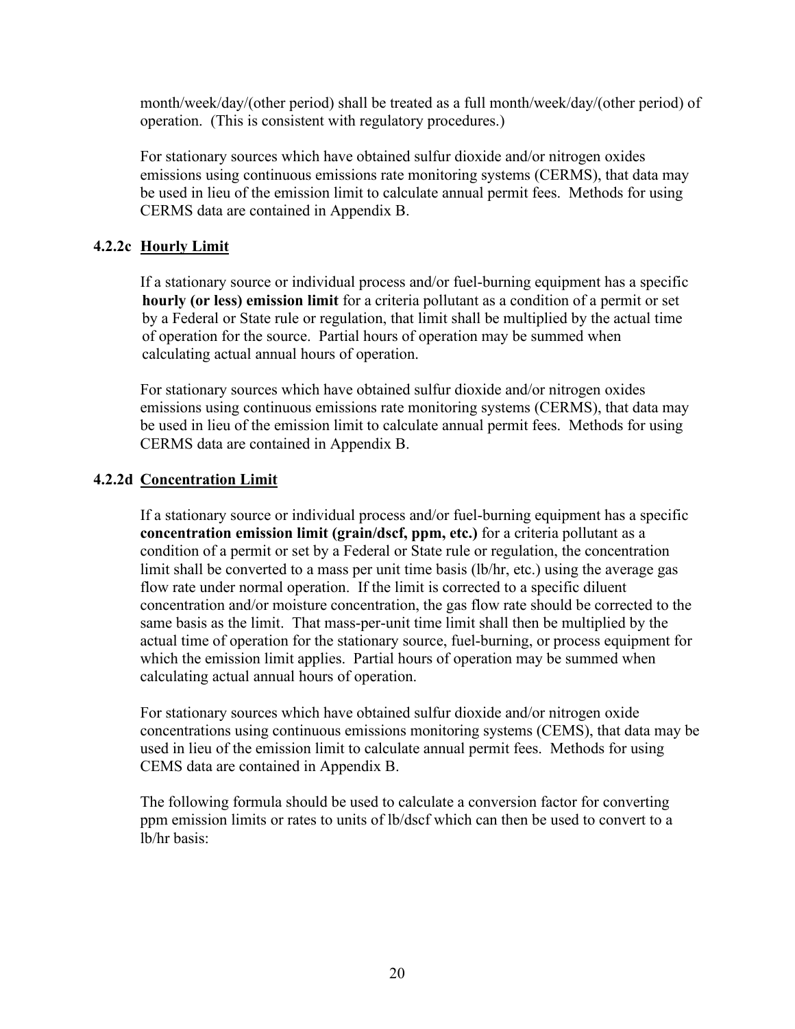month/week/day/(other period) shall be treated as a full month/week/day/(other period) of operation. (This is consistent with regulatory procedures.)

For stationary sources which have obtained sulfur dioxide and/or nitrogen oxides emissions using continuous emissions rate monitoring systems (CERMS), that data may be used in lieu of the emission limit to calculate annual permit fees. Methods for using CERMS data are contained in Appendix B.

### 4.2.2c <u>Hourly Limit</u>

If a stationary source or individual process and/or fuel-burning equipment has a specific **hourly (or less) emission limit** for a criteria pollutant as a condition of a permit or set by a Federal or State rule or regulation, that limit shall be multiplied by the actual time of operation for the source. Partial hours of operation may be summed when calculating actual annual hours of operation.

For stationary sources which have obtained sulfur dioxide and/or nitrogen oxides emissions using continuous emissions rate monitoring systems (CERMS), that data may be used in lieu of the emission limit to calculate annual permit fees. Methods for using CERMS data are contained in Appendix B.

### 4.2.2d <u>Concentration Limit</u>

If a stationary source or individual process and/or fuel-burning equipment has a specific **concentration emission limit (grain/dscf, ppm, etc.)** for a criteria pollutant as a condition of a permit or set by a Federal or State rule or regulation, the concentration limit shall be converted to a mass per unit time basis (lb/hr, etc.) using the average gas flow rate under normal operation. If the limit is corrected to a specific diluent concentration and/or moisture concentration, the gas flow rate should be corrected to the same basis as the limit. That mass-per-unit time limit shall then be multiplied by the actual time of operation for the stationary source, fuel-burning, or process equipment for which the emission limit applies. Partial hours of operation may be summed when calculating actual annual hours of operation.

For stationary sources which have obtained sulfur dioxide and/or nitrogen oxide concentrations using continuous emissions monitoring systems (CEMS), that data may be used in lieu of the emission limit to calculate annual permit fees. Methods for using CEMS data are contained in Appendix B.

The following formula should be used to calculate a conversion factor for converting ppm emission limits or rates to units of lb/dscf which can then be used to convert to a lb/hr basis: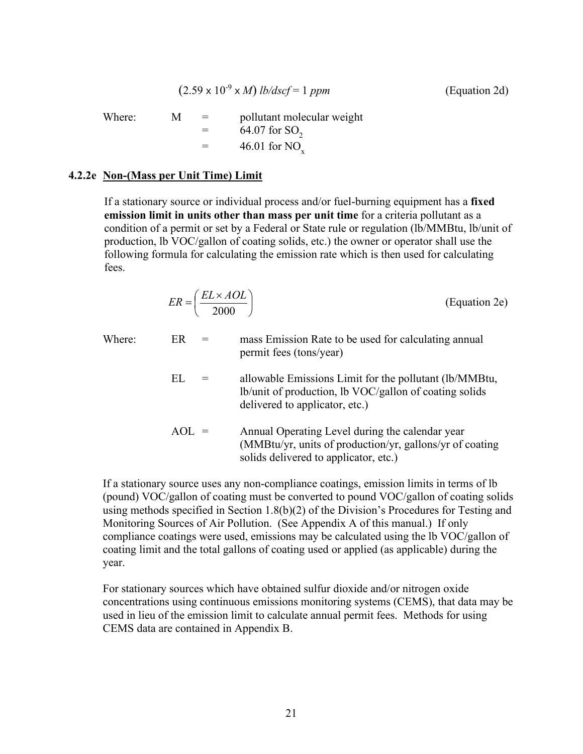$$(2.59 \times 10^{-9} \times M) \ lb/dscf = 1 \ ppm \qquad \text{(Equation 2d)}$$

Where: M = pollutant molecular weight
= 64.07 for $SO_2$
= 46.01 for $NO_x$

### 4.2.2e Non-(Mass per Unit Time) Limit

If a stationary source or individual process and/or fuel-burning equipment has a **fixed emission limit in units other than mass per unit time** for a criteria pollutant as a condition of a permit or set by a Federal or State rule or regulation (lb/MMBtu, lb/unit of production, lb VOC/gallon of coating solids, etc.) the owner or operator shall use the following formula for calculating the emission rate which is then used for calculating fees.

$$ER = \left( \frac{EL \times AOL}{2000} \right) \qquad \text{(Equation 2e)}$$

Where:

ER = mass Emission Rate to be used for calculating annual permit fees (tons/year)

EL = allowable Emissions Limit for the pollutant (lb/MMBtu, lb/unit of production, lb VOC/gallon of coating solids delivered to applicator, etc.)

AOL = Annual Operating Level during the calendar year (MMBtu/yr, units of production/yr, gallons/yr of coating solids delivered to applicator, etc.)

If a stationary source uses any non-compliance coatings, emission limits in terms of lb (pound) VOC/gallon of coating must be converted to pound VOC/gallon of coating solids using methods specified in Section 1.8(b)(2) of the Division's Procedures for Testing and Monitoring Sources of Air Pollution. (See Appendix A of this manual.) If only compliance coatings were used, emissions may be calculated using the lb VOC/gallon of coating limit and the total gallons of coating used or applied (as applicable) during the year.

For stationary sources which have obtained sulfur dioxide and/or nitrogen oxide concentrations using continuous emissions monitoring systems (CEMS), that data may be used in lieu of the emission limit to calculate annual permit fees. Methods for using CEMS data are contained in Appendix B.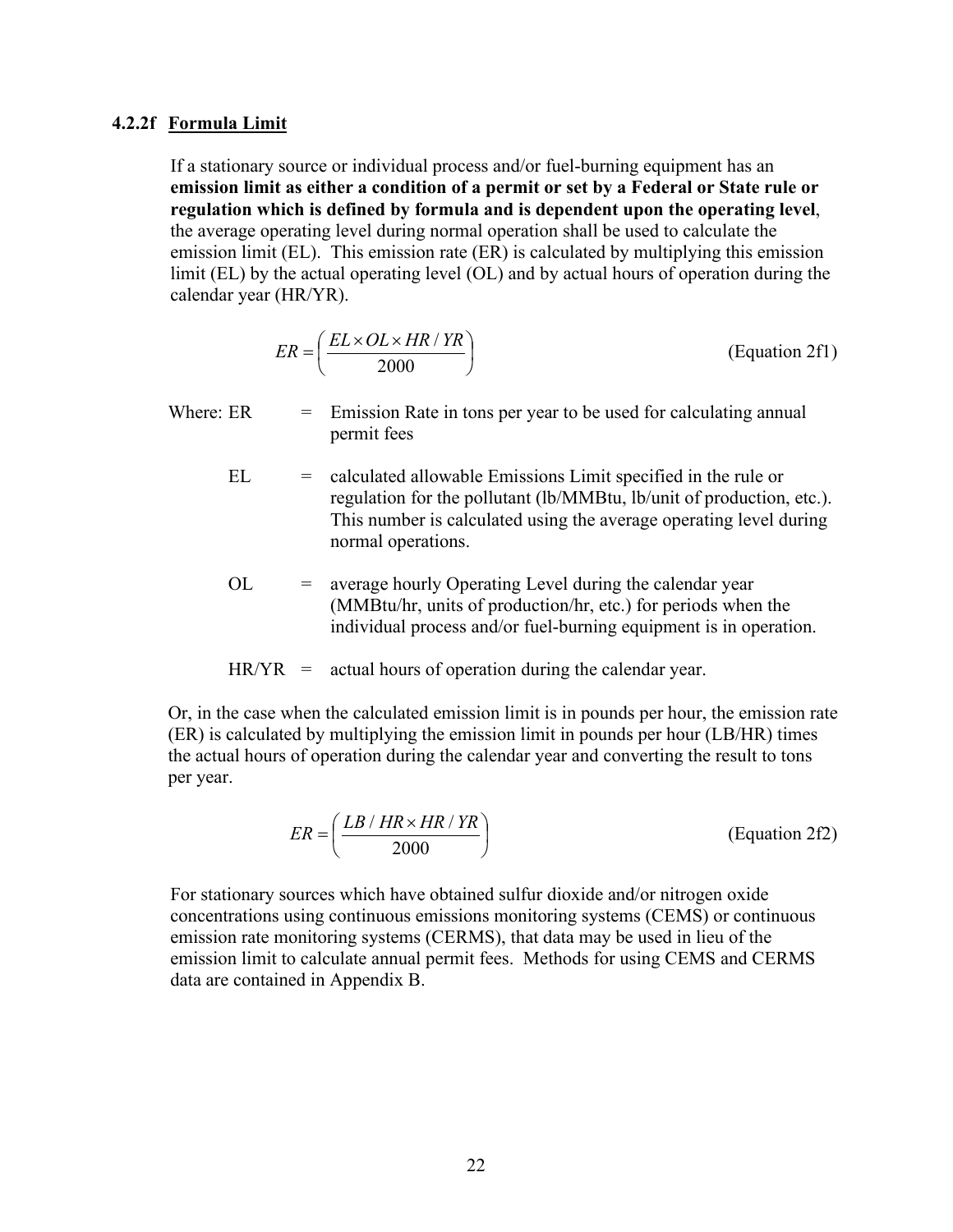#### 4.2.2f Formula Limit

If a stationary source or individual process and/or fuel-burning equipment has an **emission limit as either a condition of a permit or set by a Federal or State rule or regulation which is defined by formula and is dependent upon the operating level**, the average operating level during normal operation shall be used to calculate the emission limit (EL). This emission rate (ER) is calculated by multiplying this emission limit (EL) by the actual operating level (OL) and by actual hours of operation during the calendar year (HR/YR).

$$ER = \left( \frac{EL \times OL \times HR / YR}{2000} \right) \qquad \text{(Equation 2f1)}$$

Where: ER = Emission Rate in tons per year to be used for calculating annual permit fees

EL = calculated allowable Emissions Limit specified in the rule or regulation for the pollutant (lb/MMBtu, lb/unit of production, etc.). This number is calculated using the average operating level during normal operations.

OL = average hourly Operating Level during the calendar year (MMBtu/hr, units of production/hr, etc.) for periods when the individual process and/or fuel-burning equipment is in operation.

HR/YR = actual hours of operation during the calendar year.

Or, in the case when the calculated emission limit is in pounds per hour, the emission rate (ER) is calculated by multiplying the emission limit in pounds per hour (LB/HR) times the actual hours of operation during the calendar year and converting the result to tons per year.

$$ER = \left( \frac{LB / HR \times HR / YR}{2000} \right) \qquad \text{(Equation 2f2)}$$

For stationary sources which have obtained sulfur dioxide and/or nitrogen oxide concentrations using continuous emissions monitoring systems (CEMS) or continuous emission rate monitoring systems (CERMS), that data may be used in lieu of the emission limit to calculate annual permit fees. Methods for using CEMS and CERMS data are contained in Appendix B.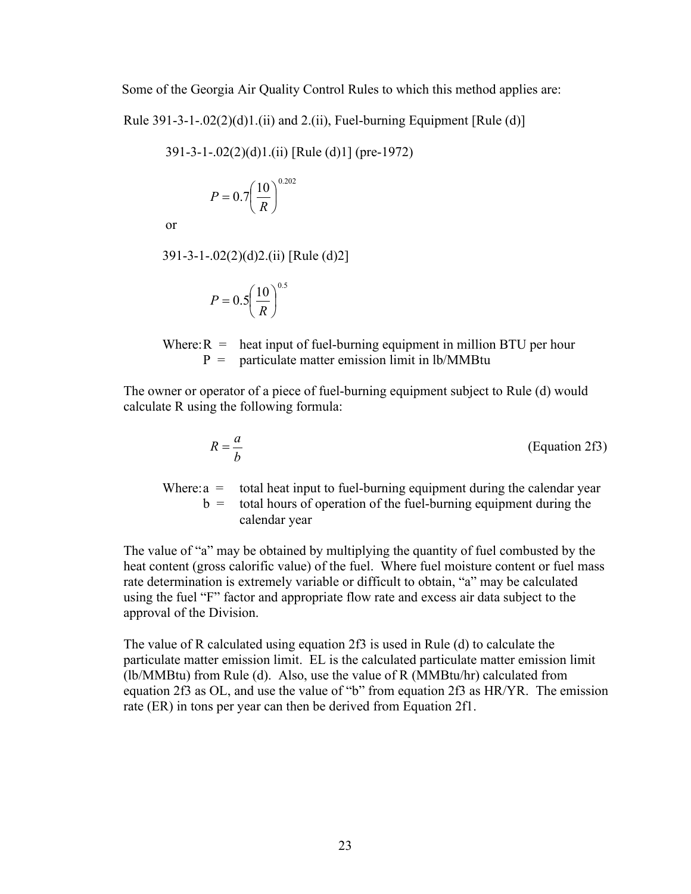Some of the Georgia Air Quality Control Rules to which this method applies are:

Rule 391-3-1-.02(2)(d)1.(ii) and 2.(ii), Fuel-burning Equipment [Rule (d)]

391-3-1-.02(2)(d)1.(ii) [Rule (d)1] (pre-1972)

$$P = 0.7\left(\frac{10}{R}\right)^{0.202}$$

or

391-3-1-.02(2)(d)2.(ii) [Rule (d)2]

$$P = 0.5\left(\frac{10}{R}\right)^{0.5}$$

Where: R = heat input of fuel-burning equipment in million BTU per hour
P = particulate matter emission limit in lb/MMBtu

The owner or operator of a piece of fuel-burning equipment subject to Rule (d) would calculate R using the following formula:

$$R = \frac{a}{b} \qquad \text{(Equation 2f3)}$$

Where: a = total heat input to fuel-burning equipment during the calendar year
b = total hours of operation of the fuel-burning equipment during the calendar year

The value of "a" may be obtained by multiplying the quantity of fuel combusted by the heat content (gross calorific value) of the fuel. Where fuel moisture content or fuel mass rate determination is extremely variable or difficult to obtain, "a" may be calculated using the fuel "F" factor and appropriate flow rate and excess air data subject to the approval of the Division.

The value of R calculated using equation 2f3 is used in Rule (d) to calculate the particulate matter emission limit. EL is the calculated particulate matter emission limit (lb/MMBtu) from Rule (d). Also, use the value of R (MMBtu/hr) calculated from equation 2f3 as OL, and use the value of "b" from equation 2f3 as HR/YR. The emission rate (ER) in tons per year can then be derived from Equation 2f1.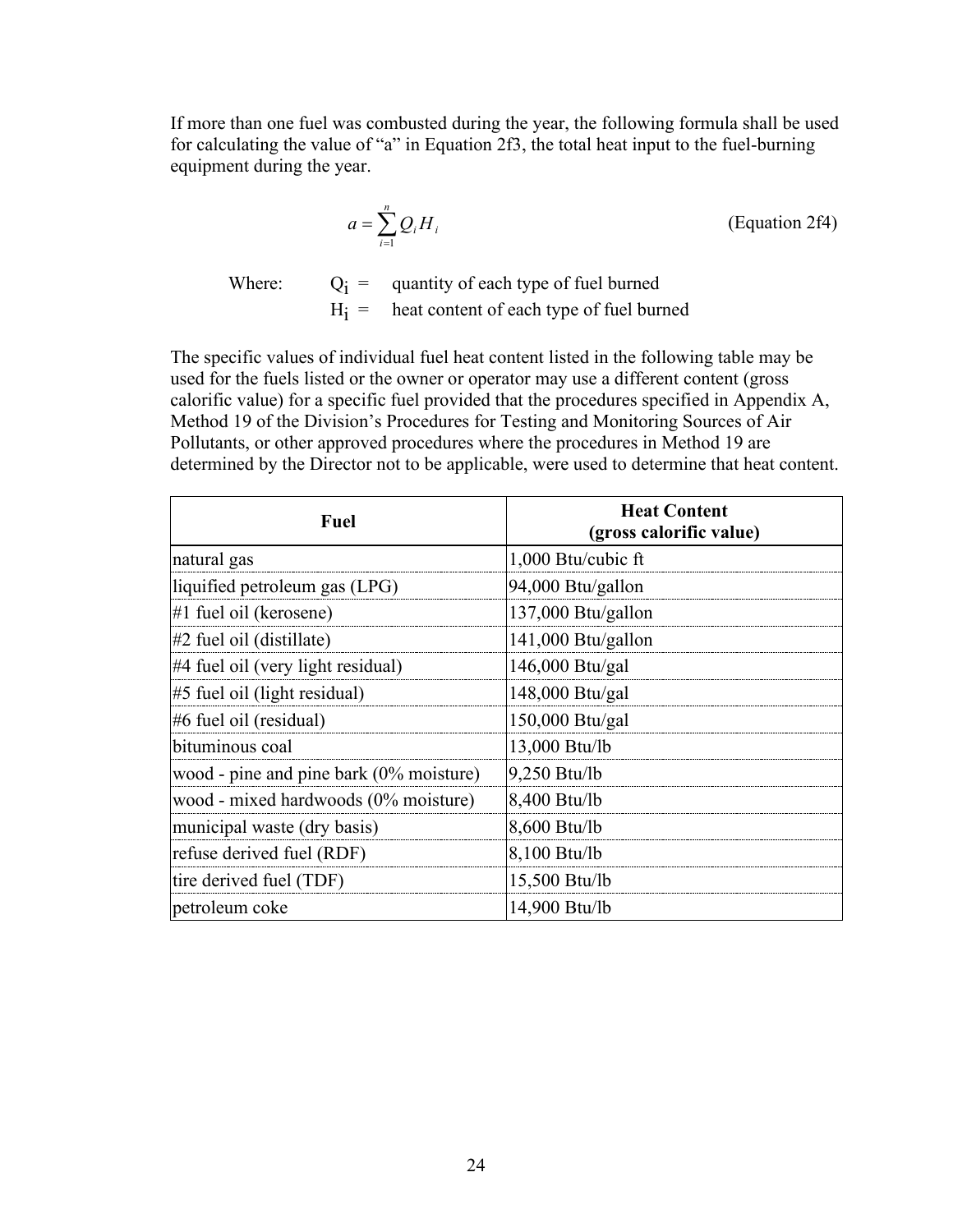If more than one fuel was combusted during the year, the following formula shall be used for calculating the value of "a" in Equation 2f3, the total heat input to the fuel-burning equipment during the year.

$$a = \sum_{i=1}^{n} Q_i H_i \qquad \text{(Equation 2f4)}$$

Where: $Q_i$ = quantity of each type of fuel burned
$H_i$ = heat content of each type of fuel burned

The specific values of individual fuel heat content listed in the following table may be used for the fuels listed or the owner or operator may use a different content (gross calorific value) for a specific fuel provided that the procedures specified in Appendix A, Method 19 of the Division's Procedures for Testing and Monitoring Sources of Air Pollutants, or other approved procedures where the procedures in Method 19 are determined by the Director not to be applicable, were used to determine that heat content.

| Fuel | Heat Content (gross calorific value) |
|---|---|
| natural gas | 1,000 Btu/cubic ft |
| liquified petroleum gas (LPG) | 94,000 Btu/gallon |
| #1 fuel oil (kerosene) | 137,000 Btu/gallon |
| #2 fuel oil (distillate) | 141,000 Btu/gallon |
| #4 fuel oil (very light residual) | 146,000 Btu/gal |
| #5 fuel oil (light residual) | 148,000 Btu/gal |
| #6 fuel oil (residual) | 150,000 Btu/gal |
| bituminous coal | 13,000 Btu/lb |
| wood - pine and pine bark (0% moisture) | 9,250 Btu/lb |
| wood - mixed hardwoods (0% moisture) | 8,400 Btu/lb |
| municipal waste (dry basis) | 8,600 Btu/lb |
| refuse derived fuel (RDF) | 8,100 Btu/lb |
| tire derived fuel (TDF) | 15,500 Btu/lb |
| petroleum coke | 14,900 Btu/lb |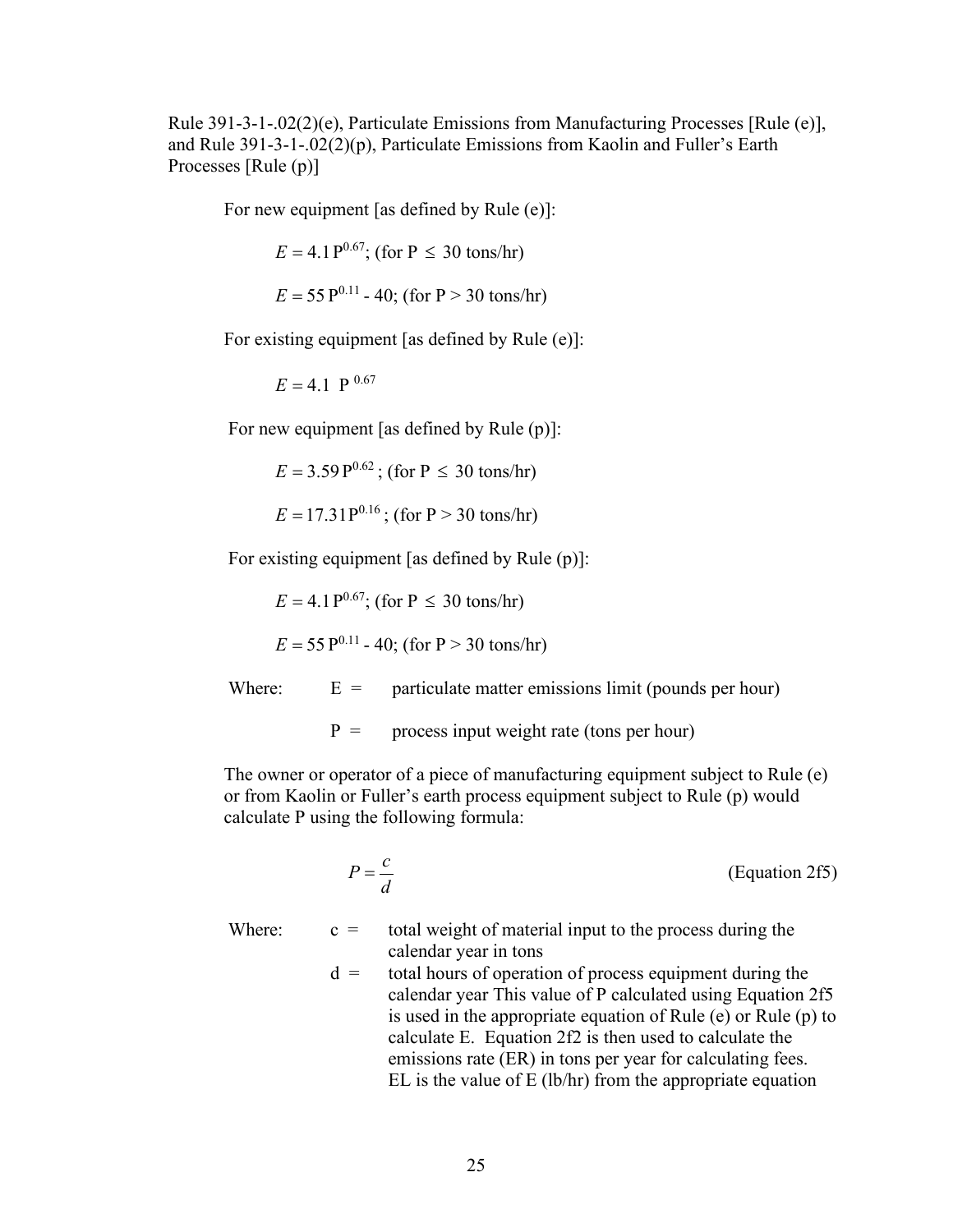Rule 391-3-1-.02(2)(e), Particulate Emissions from Manufacturing Processes [Rule (e)], and Rule 391-3-1-.02(2)(p), Particulate Emissions from Kaolin and Fuller's Earth Processes [Rule (p)]

For new equipment [as defined by Rule (e)]:

$E = 4.1\,P^{0.67}$; (for P $\leq$ 30 tons/hr)

$E = 55\,P^{0.11} - 40$; (for P > 30 tons/hr)

For existing equipment [as defined by Rule (e)]:

$E = 4.1\ P^{0.67}$

For new equipment [as defined by Rule (p)]:

$E = 3.59\,P^{0.62}$; (for P $\leq$ 30 tons/hr)

$E = 17.31\,P^{0.16}$; (for P > 30 tons/hr)

For existing equipment [as defined by Rule (p)]:

$E = 4.1\,P^{0.67}$; (for P $\leq$ 30 tons/hr)

$E = 55\,P^{0.11} - 40$; (for P > 30 tons/hr)

Where: E = particulate matter emissions limit (pounds per hour)

P = process input weight rate (tons per hour)

The owner or operator of a piece of manufacturing equipment subject to Rule (e) or from Kaolin or Fuller's earth process equipment subject to Rule (p) would calculate P using the following formula:

$$P = \frac{c}{d} \qquad \text{(Equation 2f5)}$$

Where: c = total weight of material input to the process during the calendar year in tons

d = total hours of operation of process equipment during the calendar year This value of P calculated using Equation 2f5 is used in the appropriate equation of Rule (e) or Rule (p) to calculate E. Equation 2f2 is then used to calculate the emissions rate (ER) in tons per year for calculating fees. EL is the value of E (lb/hr) from the appropriate equation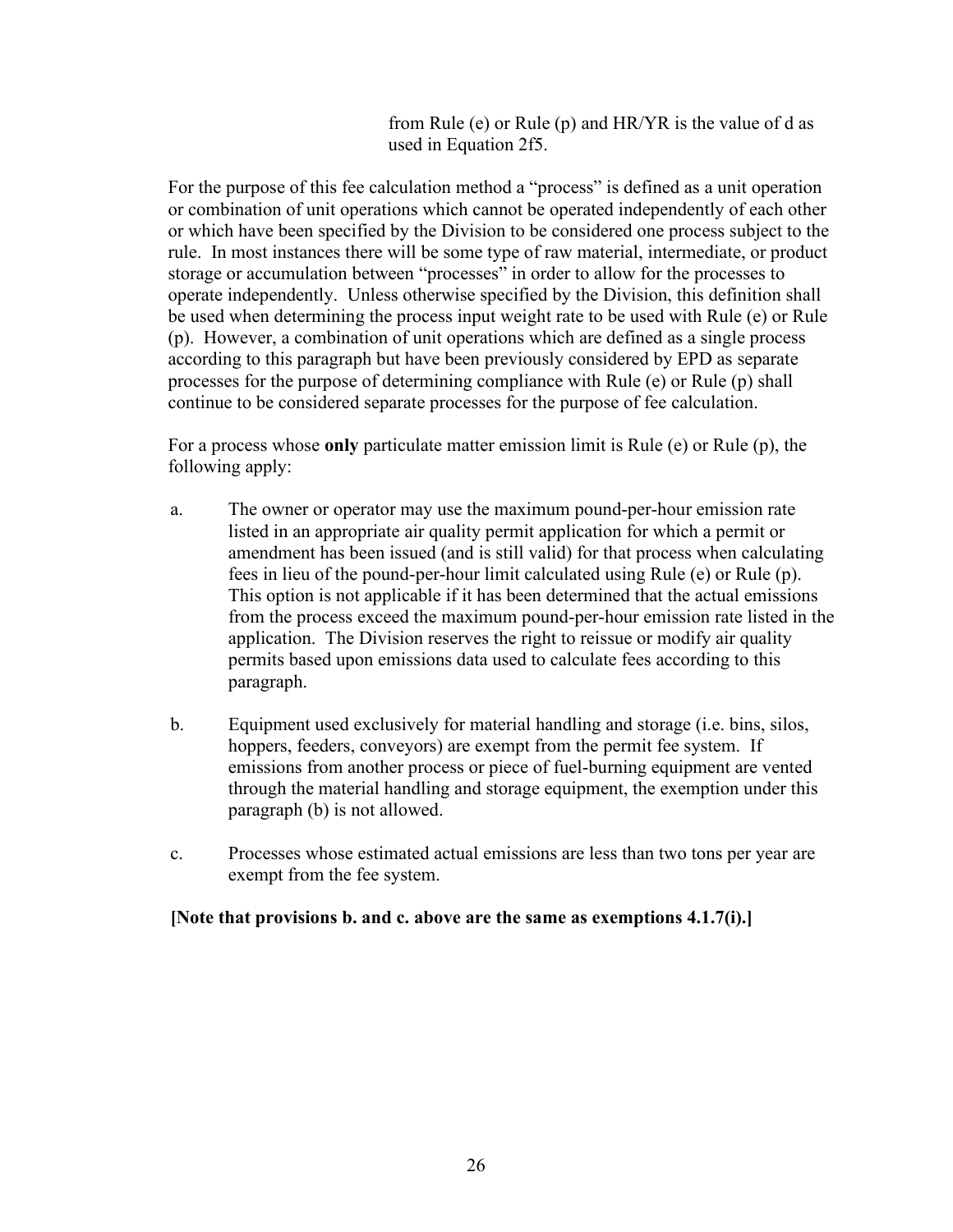from Rule (e) or Rule (p) and HR/YR is the value of d as used in Equation 2f5.

For the purpose of this fee calculation method a "process" is defined as a unit operation or combination of unit operations which cannot be operated independently of each other or which have been specified by the Division to be considered one process subject to the rule. In most instances there will be some type of raw material, intermediate, or product storage or accumulation between "processes" in order to allow for the processes to operate independently. Unless otherwise specified by the Division, this definition shall be used when determining the process input weight rate to be used with Rule (e) or Rule (p). However, a combination of unit operations which are defined as a single process according to this paragraph but have been previously considered by EPD as separate processes for the purpose of determining compliance with Rule (e) or Rule (p) shall continue to be considered separate processes for the purpose of fee calculation.

For a process whose **only** particulate matter emission limit is Rule (e) or Rule (p), the following apply:

a. The owner or operator may use the maximum pound-per-hour emission rate listed in an appropriate air quality permit application for which a permit or amendment has been issued (and is still valid) for that process when calculating fees in lieu of the pound-per-hour limit calculated using Rule (e) or Rule (p). This option is not applicable if it has been determined that the actual emissions from the process exceed the maximum pound-per-hour emission rate listed in the application. The Division reserves the right to reissue or modify air quality permits based upon emissions data used to calculate fees according to this paragraph.

b. Equipment used exclusively for material handling and storage (i.e. bins, silos, hoppers, feeders, conveyors) are exempt from the permit fee system. If emissions from another process or piece of fuel-burning equipment are vented through the material handling and storage equipment, the exemption under this paragraph (b) is not allowed.

c. Processes whose estimated actual emissions are less than two tons per year are exempt from the fee system.

**[Note that provisions b. and c. above are the same as exemptions 4.1.7(i).]**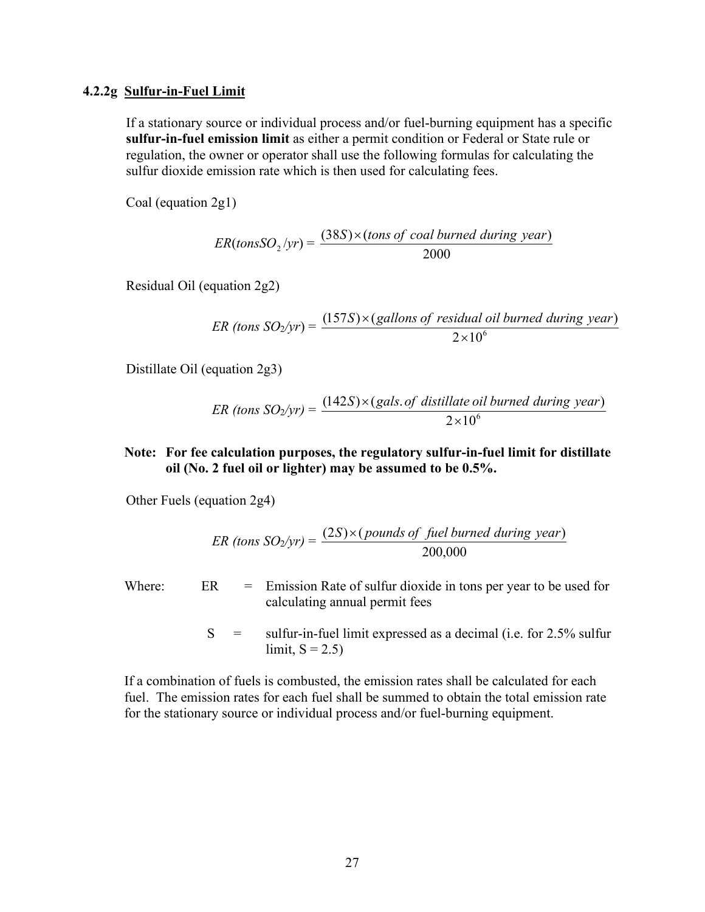#### 4.2.2g Sulfur-in-Fuel Limit

If a stationary source or individual process and/or fuel-burning equipment has a specific **sulfur-in-fuel emission limit** as either a permit condition or Federal or State rule or regulation, the owner or operator shall use the following formulas for calculating the sulfur dioxide emission rate which is then used for calculating fees.

Coal (equation 2g1)

$$ER(tons SO_2/yr) = \frac{(38S) \times (tons\ of\ coal\ burned\ during\ year)}{2000}$$

Residual Oil (equation 2g2)

$$ER\ (tons\ SO_2/yr) = \frac{(157S) \times (gallons\ of\ residual\ oil\ burned\ during\ year)}{2 \times 10^6}$$

Distillate Oil (equation 2g3)

$$ER\ (tons\ SO_2/yr) = \frac{(142S) \times (gals.of\ distillate\ oil\ burned\ during\ year)}{2 \times 10^6}$$

**Note: For fee calculation purposes, the regulatory sulfur-in-fuel limit for distillate oil (No. 2 fuel oil or lighter) may be assumed to be 0.5%.**

Other Fuels (equation 2g4)

$$ER\ (tons\ SO_2/yr) = \frac{(2S) \times (pounds\ of\ fuel\ burned\ during\ year)}{200{,}000}$$

Where:

- ER = Emission Rate of sulfur dioxide in tons per year to be used for calculating annual permit fees
- S = sulfur-in-fuel limit expressed as a decimal (i.e. for 2.5% sulfur limit, S = 2.5)

If a combination of fuels is combusted, the emission rates shall be calculated for each fuel. The emission rates for each fuel shall be summed to obtain the total emission rate for the stationary source or individual process and/or fuel-burning equipment.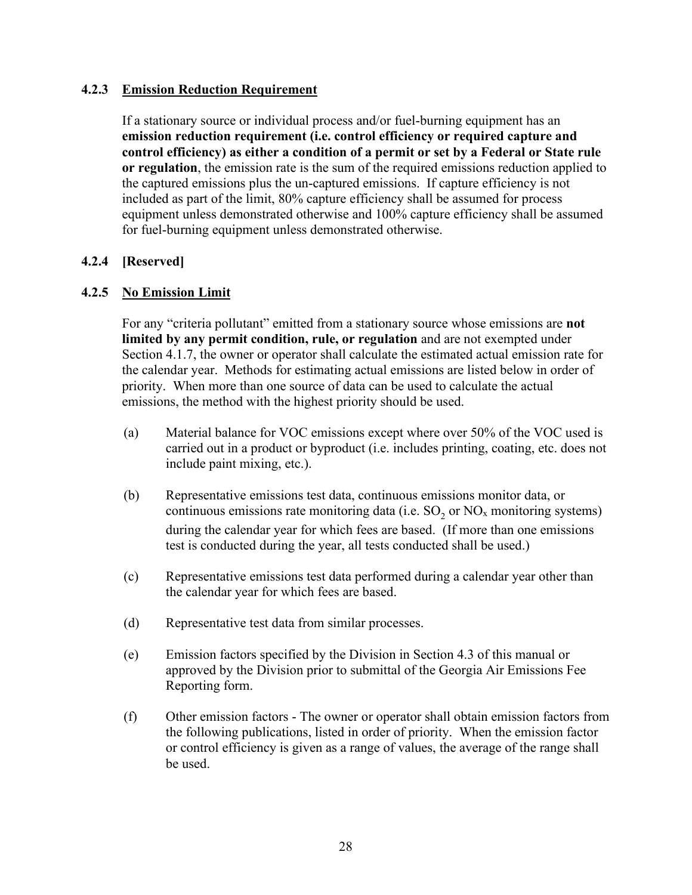### 4.2.3 Emission Reduction Requirement

If a stationary source or individual process and/or fuel-burning equipment has an **emission reduction requirement (i.e. control efficiency or required capture and control efficiency) as either a condition of a permit or set by a Federal or State rule or regulation**, the emission rate is the sum of the required emissions reduction applied to the captured emissions plus the un-captured emissions. If capture efficiency is not included as part of the limit, 80% capture efficiency shall be assumed for process equipment unless demonstrated otherwise and 100% capture efficiency shall be assumed for fuel-burning equipment unless demonstrated otherwise.

### 4.2.4 [Reserved]

### 4.2.5 No Emission Limit

For any "criteria pollutant" emitted from a stationary source whose emissions are **not limited by any permit condition, rule, or regulation** and are not exempted under Section 4.1.7, the owner or operator shall calculate the estimated actual emission rate for the calendar year. Methods for estimating actual emissions are listed below in order of priority. When more than one source of data can be used to calculate the actual emissions, the method with the highest priority should be used.

(a) Material balance for VOC emissions except where over 50% of the VOC used is carried out in a product or byproduct (i.e. includes printing, coating, etc. does not include paint mixing, etc.).

(b) Representative emissions test data, continuous emissions monitor data, or continuous emissions rate monitoring data (i.e. $SO_2$ or $NO_x$ monitoring systems) during the calendar year for which fees are based. (If more than one emissions test is conducted during the year, all tests conducted shall be used.)

(c) Representative emissions test data performed during a calendar year other than the calendar year for which fees are based.

(d) Representative test data from similar processes.

(e) Emission factors specified by the Division in Section 4.3 of this manual or approved by the Division prior to submittal of the Georgia Air Emissions Fee Reporting form.

(f) Other emission factors - The owner or operator shall obtain emission factors from the following publications, listed in order of priority. When the emission factor or control efficiency is given as a range of values, the average of the range shall be used.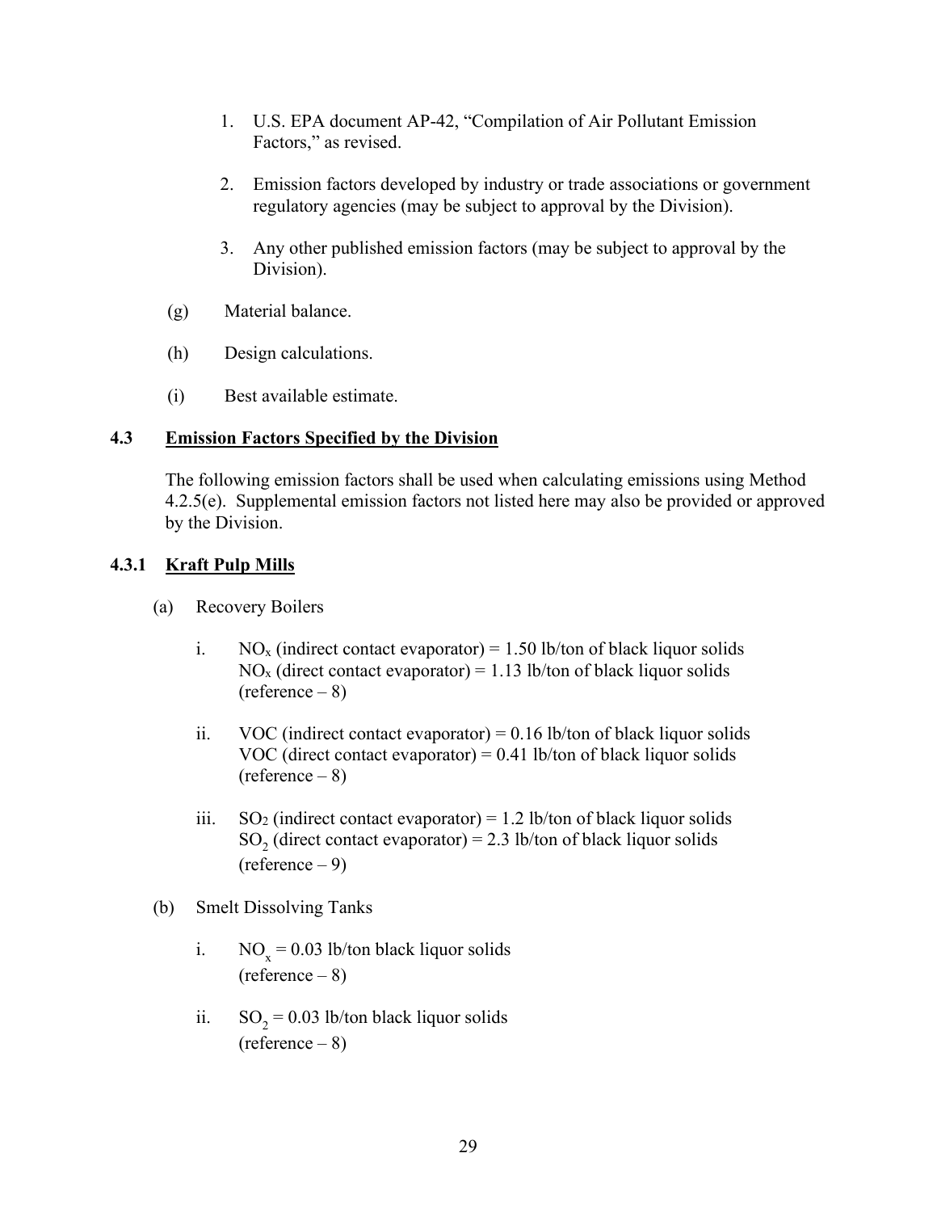1. U.S. EPA document AP-42, "Compilation of Air Pollutant Emission Factors," as revised.

2. Emission factors developed by industry or trade associations or government regulatory agencies (may be subject to approval by the Division).

3. Any other published emission factors (may be subject to approval by the Division).

(g) Material balance.

(h) Design calculations.

(i) Best available estimate.

### 4.3 Emission Factors Specified by the Division

The following emission factors shall be used when calculating emissions using Method 4.2.5(e). Supplemental emission factors not listed here may also be provided or approved by the Division.

### 4.3.1 Kraft Pulp Mills

(a) Recovery Boilers

i. $NO_x$ (indirect contact evaporator) = 1.50 lb/ton of black liquor solids
$NO_x$ (direct contact evaporator) = 1.13 lb/ton of black liquor solids
(reference – 8)

ii. VOC (indirect contact evaporator) = 0.16 lb/ton of black liquor solids
VOC (direct contact evaporator) = 0.41 lb/ton of black liquor solids
(reference – 8)

iii. $SO_2$ (indirect contact evaporator) = 1.2 lb/ton of black liquor solids
$SO_2$ (direct contact evaporator) = 2.3 lb/ton of black liquor solids
(reference – 9)

(b) Smelt Dissolving Tanks

i. $NO_x$ = 0.03 lb/ton black liquor solids
(reference – 8)

ii. $SO_2$ = 0.03 lb/ton black liquor solids
(reference – 8)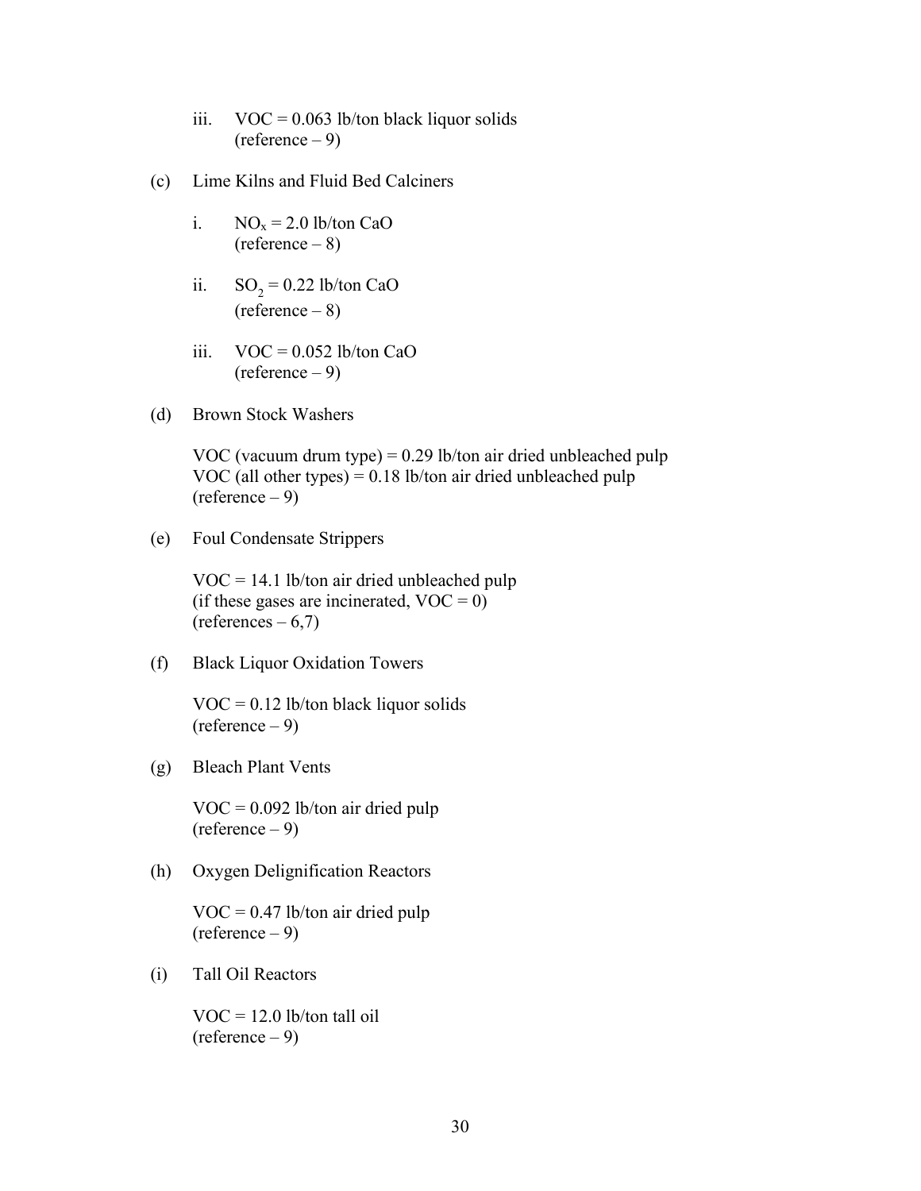iii. VOC = 0.063 lb/ton black liquor solids
(reference – 9)

(c) Lime Kilns and Fluid Bed Calciners

i. $NO_x$ = 2.0 lb/ton CaO
(reference – 8)

ii. $SO_2$ = 0.22 lb/ton CaO
(reference – 8)

iii. VOC = 0.052 lb/ton CaO
(reference – 9)

(d) Brown Stock Washers

VOC (vacuum drum type) = 0.29 lb/ton air dried unbleached pulp
VOC (all other types) = 0.18 lb/ton air dried unbleached pulp
(reference – 9)

(e) Foul Condensate Strippers

VOC = 14.1 lb/ton air dried unbleached pulp
(if these gases are incinerated, VOC = 0)
(references – 6,7)

(f) Black Liquor Oxidation Towers

VOC = 0.12 lb/ton black liquor solids
(reference – 9)

(g) Bleach Plant Vents

VOC = 0.092 lb/ton air dried pulp
(reference – 9)

(h) Oxygen Delignification Reactors

VOC = 0.47 lb/ton air dried pulp
(reference – 9)

(i) Tall Oil Reactors

VOC = 12.0 lb/ton tall oil
(reference – 9)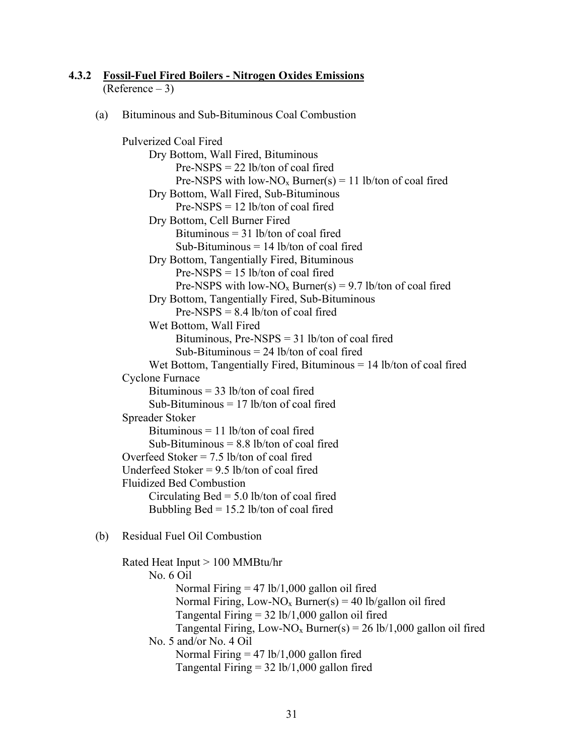### 4.3.2 Fossil-Fuel Fired Boilers - Nitrogen Oxides Emissions

(Reference – 3)

(a) Bituminous and Sub-Bituminous Coal Combustion

- Pulverized Coal Fired
  - Dry Bottom, Wall Fired, Bituminous
    - Pre-NSPS = 22 lb/ton of coal fired
    - Pre-NSPS with low-$NO_x$ Burner(s) = 11 lb/ton of coal fired
  - Dry Bottom, Wall Fired, Sub-Bituminous
    - Pre-NSPS = 12 lb/ton of coal fired
  - Dry Bottom, Cell Burner Fired
    - Bituminous = 31 lb/ton of coal fired
    - Sub-Bituminous = 14 lb/ton of coal fired
  - Dry Bottom, Tangentially Fired, Bituminous
    - Pre-NSPS = 15 lb/ton of coal fired
    - Pre-NSPS with low-$NO_x$ Burner(s) = 9.7 lb/ton of coal fired
  - Dry Bottom, Tangentially Fired, Sub-Bituminous
    - Pre-NSPS = 8.4 lb/ton of coal fired
  - Wet Bottom, Wall Fired
    - Bituminous, Pre-NSPS = 31 lb/ton of coal fired
    - Sub-Bituminous = 24 lb/ton of coal fired
  - Wet Bottom, Tangentially Fired, Bituminous = 14 lb/ton of coal fired
- Cyclone Furnace
  - Bituminous = 33 lb/ton of coal fired
  - Sub-Bituminous = 17 lb/ton of coal fired
- Spreader Stoker
  - Bituminous = 11 lb/ton of coal fired
  - Sub-Bituminous = 8.8 lb/ton of coal fired
- Overfeed Stoker = 7.5 lb/ton of coal fired
- Underfeed Stoker = 9.5 lb/ton of coal fired
- Fluidized Bed Combustion
  - Circulating Bed = 5.0 lb/ton of coal fired
  - Bubbling Bed = 15.2 lb/ton of coal fired

(b) Residual Fuel Oil Combustion

- Rated Heat Input > 100 MMBtu/hr
  - No. 6 Oil
    - Normal Firing = 47 lb/1,000 gallon oil fired
    - Normal Firing, Low-$NO_x$ Burner(s) = 40 lb/gallon oil fired
    - Tangental Firing = 32 lb/1,000 gallon oil fired
    - Tangental Firing, Low-$NO_x$ Burner(s) = 26 lb/1,000 gallon oil fired
  - No. 5 and/or No. 4 Oil
    - Normal Firing = 47 lb/1,000 gallon fired
    - Tangental Firing = 32 lb/1,000 gallon fired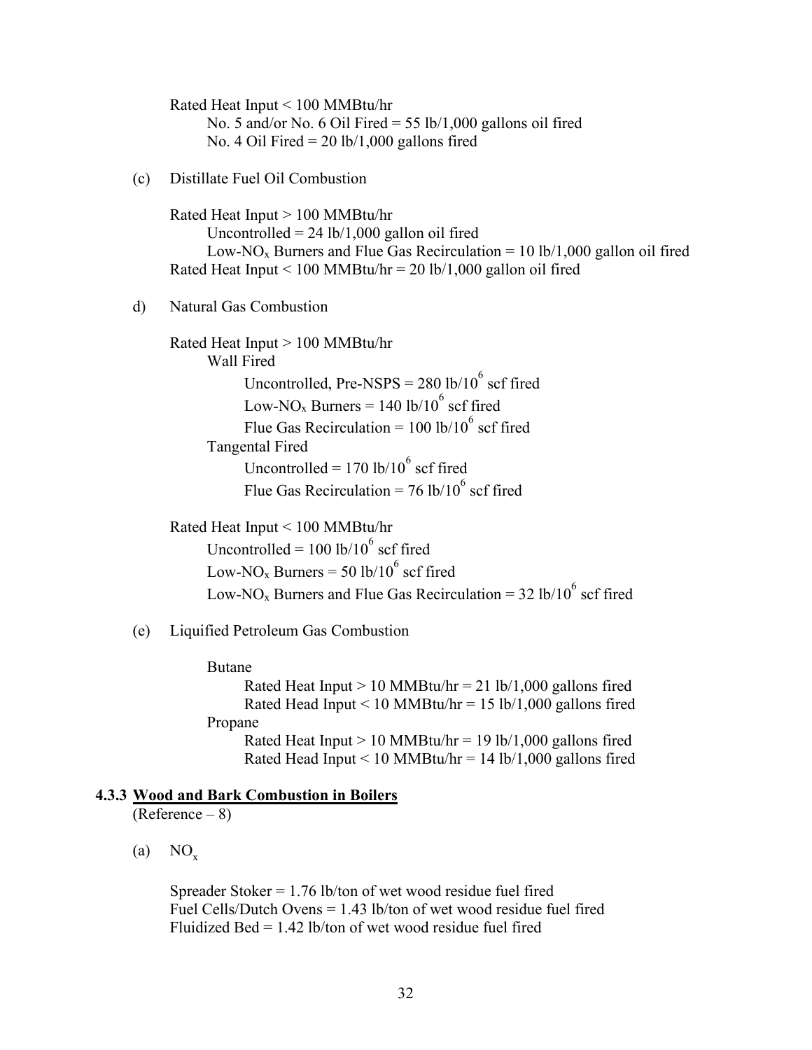Rated Heat Input < 100 MMBtu/hr

- No. 5 and/or No. 6 Oil Fired = 55 lb/1,000 gallons oil fired
- No. 4 Oil Fired = 20 lb/1,000 gallons fired

(c) Distillate Fuel Oil Combustion

Rated Heat Input > 100 MMBtu/hr

- Uncontrolled = 24 lb/1,000 gallon oil fired
- Low-$NO_x$ Burners and Flue Gas Recirculation = 10 lb/1,000 gallon oil fired

Rated Heat Input < 100 MMBtu/hr = 20 lb/1,000 gallon oil fired

d) Natural Gas Combustion

Rated Heat Input > 100 MMBtu/hr

- Wall Fired
  - Uncontrolled, Pre-NSPS = 280 lb/$10^6$ scf fired
  - Low-$NO_x$ Burners = 140 lb/$10^6$ scf fired
  - Flue Gas Recirculation = 100 lb/$10^6$ scf fired
- Tangental Fired
  - Uncontrolled = 170 lb/$10^6$ scf fired
  - Flue Gas Recirculation = 76 lb/$10^6$ scf fired

Rated Heat Input < 100 MMBtu/hr

- Uncontrolled = 100 lb/$10^6$ scf fired
- Low-$NO_x$ Burners = 50 lb/$10^6$ scf fired
- Low-$NO_x$ Burners and Flue Gas Recirculation = 32 lb/$10^6$ scf fired

(e) Liquified Petroleum Gas Combustion

- Butane
  - Rated Heat Input > 10 MMBtu/hr = 21 lb/1,000 gallons fired
  - Rated Head Input < 10 MMBtu/hr = 15 lb/1,000 gallons fired
- Propane
  - Rated Heat Input > 10 MMBtu/hr = 19 lb/1,000 gallons fired
  - Rated Head Input < 10 MMBtu/hr = 14 lb/1,000 gallons fired

### 4.3.3 Wood and Bark Combustion in Boilers

(Reference – 8)

(a) $NO_x$

Spreader Stoker = 1.76 lb/ton of wet wood residue fuel fired
Fuel Cells/Dutch Ovens = 1.43 lb/ton of wet wood residue fuel fired
Fluidized Bed = 1.42 lb/ton of wet wood residue fuel fired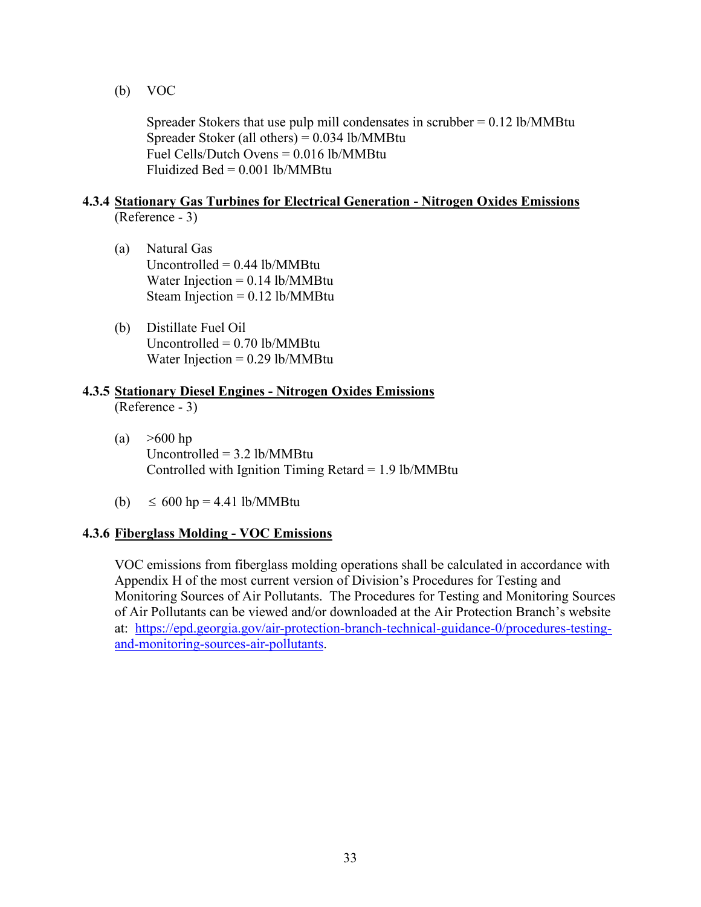(b) VOC

Spreader Stokers that use pulp mill condensates in scrubber = 0.12 lb/MMBtu
Spreader Stoker (all others) = 0.034 lb/MMBtu
Fuel Cells/Dutch Ovens = 0.016 lb/MMBtu
Fluidized Bed = 0.001 lb/MMBtu

### 4.3.4 <u>Stationary Gas Turbines for Electrical Generation - Nitrogen Oxides Emissions</u>

(Reference - 3)

(a) Natural Gas
Uncontrolled = 0.44 lb/MMBtu
Water Injection = 0.14 lb/MMBtu
Steam Injection = 0.12 lb/MMBtu

(b) Distillate Fuel Oil
Uncontrolled = 0.70 lb/MMBtu
Water Injection = 0.29 lb/MMBtu

### 4.3.5 <u>Stationary Diesel Engines - Nitrogen Oxides Emissions</u>

(Reference - 3)

(a) >600 hp
Uncontrolled = 3.2 lb/MMBtu
Controlled with Ignition Timing Retard = 1.9 lb/MMBtu

(b) $\leq$ 600 hp = 4.41 lb/MMBtu

### 4.3.6 <u>Fiberglass Molding - VOC Emissions</u>

VOC emissions from fiberglass molding operations shall be calculated in accordance with Appendix H of the most current version of Division's Procedures for Testing and Monitoring Sources of Air Pollutants. The Procedures for Testing and Monitoring Sources of Air Pollutants can be viewed and/or downloaded at the Air Protection Branch's website at: [https://epd.georgia.gov/air-protection-branch-technical-guidance-0/procedures-testing-and-monitoring-sources-air-pollutants](https://epd.georgia.gov/air-protection-branch-technical-guidance-0/procedures-testing-and-monitoring-sources-air-pollutants).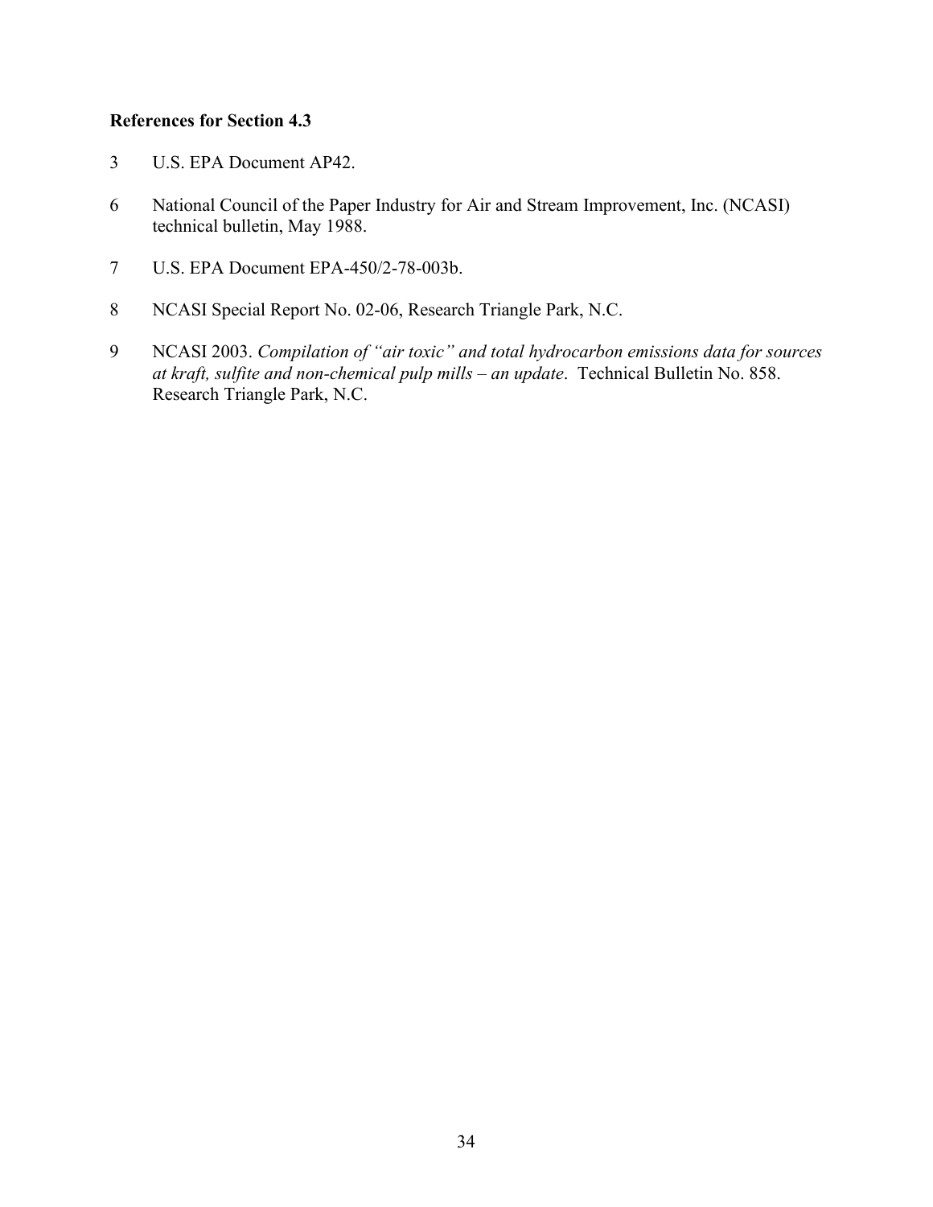**References for Section 4.3**

3 U.S. EPA Document AP42.

6 National Council of the Paper Industry for Air and Stream Improvement, Inc. (NCASI) technical bulletin, May 1988.

7 U.S. EPA Document EPA-450/2-78-003b.

8 NCASI Special Report No. 02-06, Research Triangle Park, N.C.

9 NCASI 2003. *Compilation of "air toxic" and total hydrocarbon emissions data for sources at kraft, sulfite and non-chemical pulp mills – an update*. Technical Bulletin No. 858. Research Triangle Park, N.C.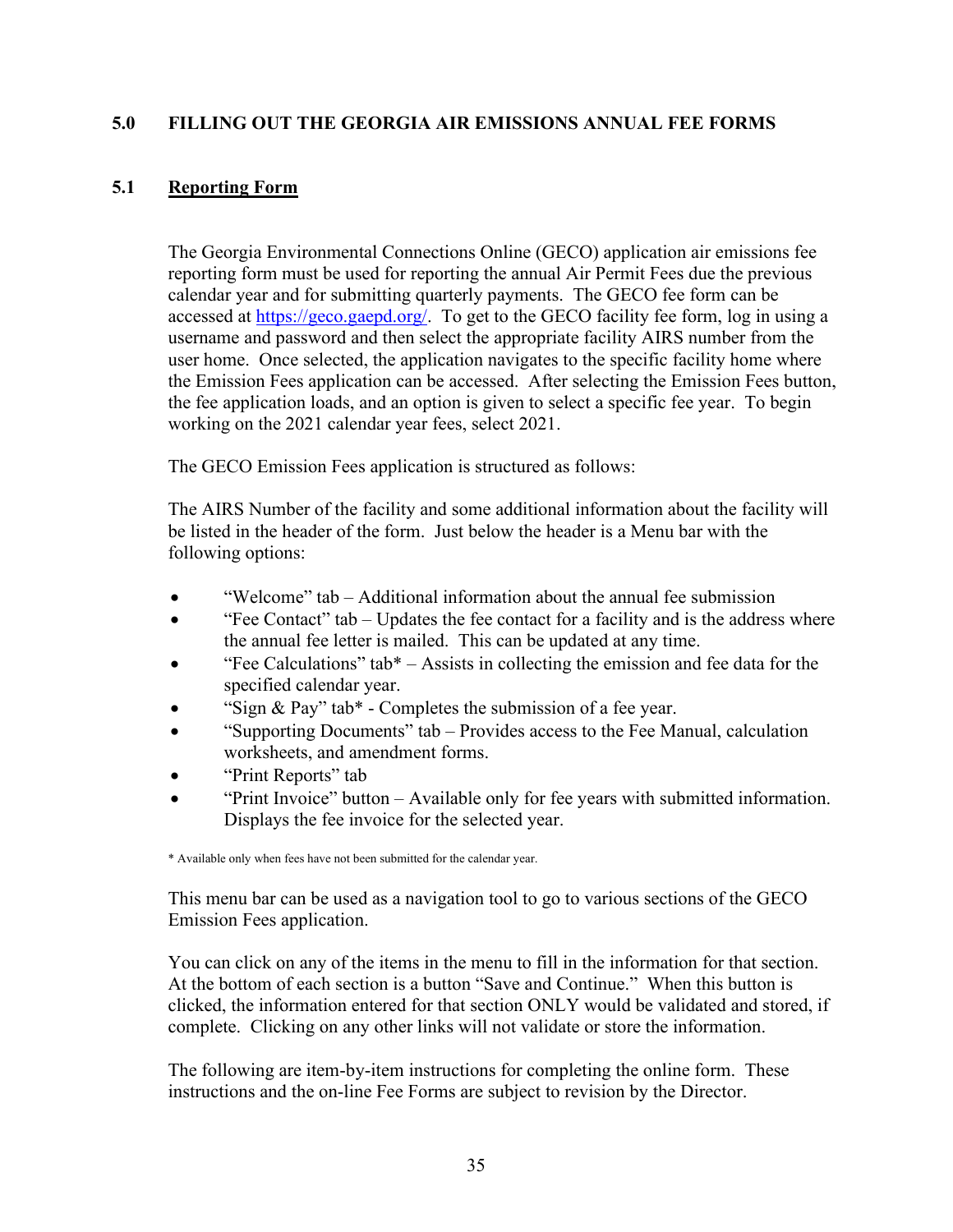# 5.0 FILLING OUT THE GEORGIA AIR EMISSIONS ANNUAL FEE FORMS

## 5.1 Reporting Form

The Georgia Environmental Connections Online (GECO) application air emissions fee reporting form must be used for reporting the annual Air Permit Fees due the previous calendar year and for submitting quarterly payments. The GECO fee form can be accessed at https://geco.gaepd.org/. To get to the GECO facility fee form, log in using a username and password and then select the appropriate facility AIRS number from the user home. Once selected, the application navigates to the specific facility home where the Emission Fees application can be accessed. After selecting the Emission Fees button, the fee application loads, and an option is given to select a specific fee year. To begin working on the 2021 calendar year fees, select 2021.

The GECO Emission Fees application is structured as follows:

The AIRS Number of the facility and some additional information about the facility will be listed in the header of the form. Just below the header is a Menu bar with the following options:

- "Welcome" tab – Additional information about the annual fee submission
- "Fee Contact" tab – Updates the fee contact for a facility and is the address where the annual fee letter is mailed. This can be updated at any time.
- "Fee Calculations" tab* – Assists in collecting the emission and fee data for the specified calendar year.
- "Sign & Pay" tab* - Completes the submission of a fee year.
- "Supporting Documents" tab – Provides access to the Fee Manual, calculation worksheets, and amendment forms.
- "Print Reports" tab
- "Print Invoice" button – Available only for fee years with submitted information. Displays the fee invoice for the selected year.

\* Available only when fees have not been submitted for the calendar year.

This menu bar can be used as a navigation tool to go to various sections of the GECO Emission Fees application.

You can click on any of the items in the menu to fill in the information for that section. At the bottom of each section is a button "Save and Continue." When this button is clicked, the information entered for that section ONLY would be validated and stored, if complete. Clicking on any other links will not validate or store the information.

The following are item-by-item instructions for completing the online form. These instructions and the on-line Fee Forms are subject to revision by the Director.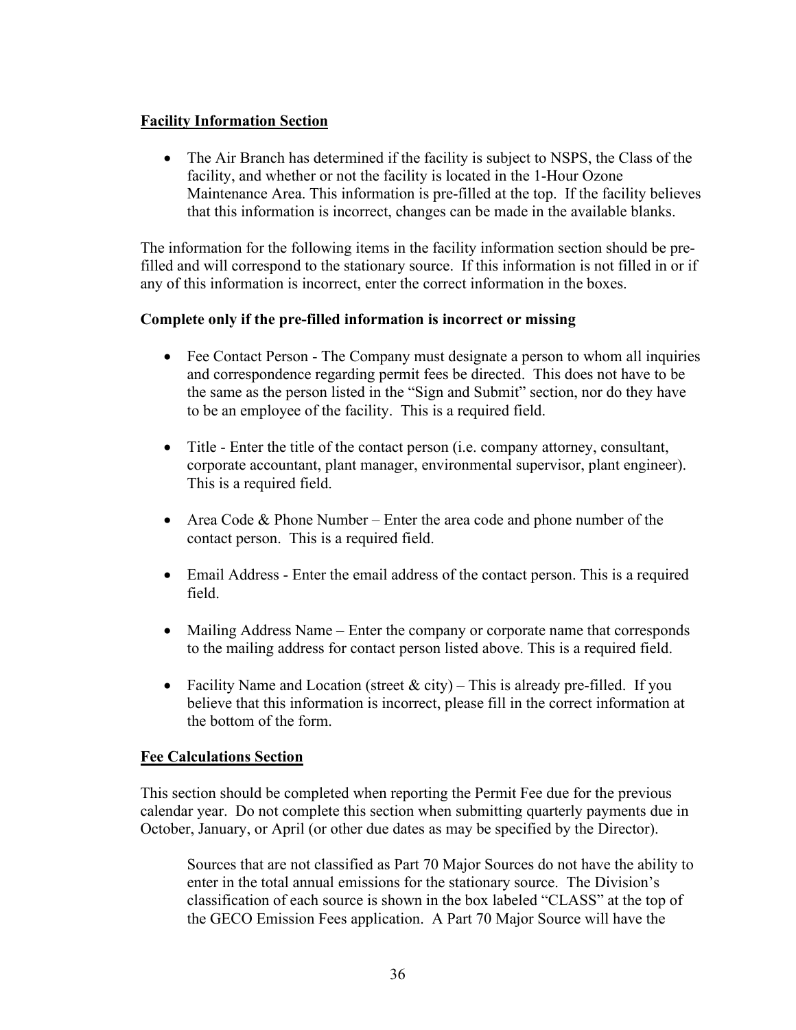## Facility Information Section

- The Air Branch has determined if the facility is subject to NSPS, the Class of the facility, and whether or not the facility is located in the 1-Hour Ozone Maintenance Area. This information is pre-filled at the top. If the facility believes that this information is incorrect, changes can be made in the available blanks.

The information for the following items in the facility information section should be pre-filled and will correspond to the stationary source. If this information is not filled in or if any of this information is incorrect, enter the correct information in the boxes.

**Complete only if the pre-filled information is incorrect or missing**

- Fee Contact Person - The Company must designate a person to whom all inquiries and correspondence regarding permit fees be directed. This does not have to be the same as the person listed in the "Sign and Submit" section, nor do they have to be an employee of the facility. This is a required field.

- Title - Enter the title of the contact person (i.e. company attorney, consultant, corporate accountant, plant manager, environmental supervisor, plant engineer). This is a required field.

- Area Code & Phone Number – Enter the area code and phone number of the contact person. This is a required field.

- Email Address - Enter the email address of the contact person. This is a required field.

- Mailing Address Name – Enter the company or corporate name that corresponds to the mailing address for contact person listed above. This is a required field.

- Facility Name and Location (street & city) – This is already pre-filled. If you believe that this information is incorrect, please fill in the correct information at the bottom of the form.

## Fee Calculations Section

This section should be completed when reporting the Permit Fee due for the previous calendar year. Do not complete this section when submitting quarterly payments due in October, January, or April (or other due dates as may be specified by the Director).

> Sources that are not classified as Part 70 Major Sources do not have the ability to enter in the total annual emissions for the stationary source. The Division's classification of each source is shown in the box labeled "CLASS" at the top of the GECO Emission Fees application. A Part 70 Major Source will have the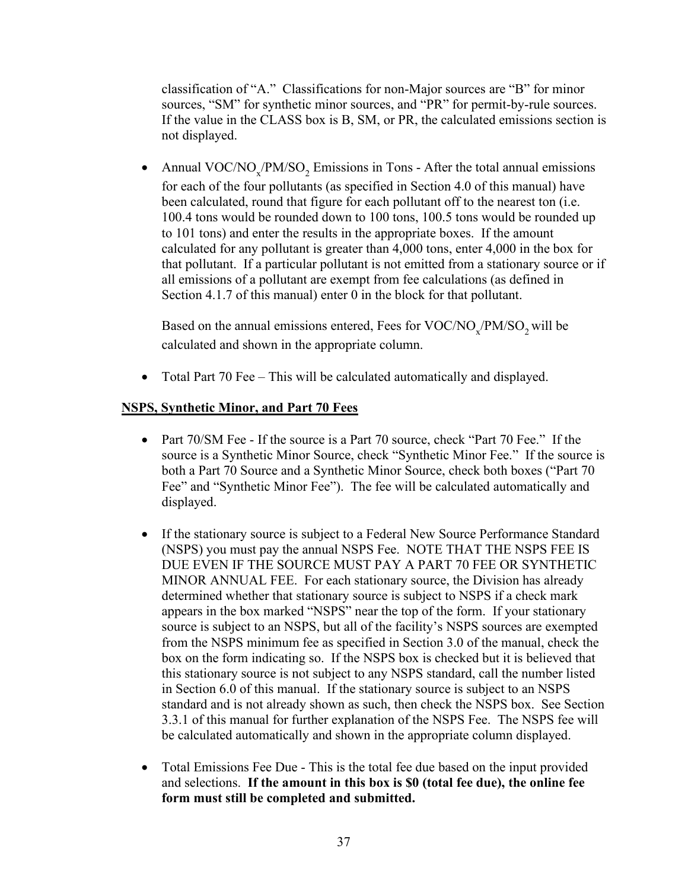classification of "A." Classifications for non-Major sources are "B" for minor sources, "SM" for synthetic minor sources, and "PR" for permit-by-rule sources. If the value in the CLASS box is B, SM, or PR, the calculated emissions section is not displayed.

- Annual VOC/$NO_x$/PM/$SO_2$ Emissions in Tons - After the total annual emissions for each of the four pollutants (as specified in Section 4.0 of this manual) have been calculated, round that figure for each pollutant off to the nearest ton (i.e. 100.4 tons would be rounded down to 100 tons, 100.5 tons would be rounded up to 101 tons) and enter the results in the appropriate boxes. If the amount calculated for any pollutant is greater than 4,000 tons, enter 4,000 in the box for that pollutant. If a particular pollutant is not emitted from a stationary source or if all emissions of a pollutant are exempt from fee calculations (as defined in Section 4.1.7 of this manual) enter 0 in the block for that pollutant.

  Based on the annual emissions entered, Fees for VOC/$NO_x$/PM/$SO_2$ will be calculated and shown in the appropriate column.

- Total Part 70 Fee – This will be calculated automatically and displayed.

**<u>NSPS, Synthetic Minor, and Part 70 Fees</u>**

- Part 70/SM Fee - If the source is a Part 70 source, check "Part 70 Fee." If the source is a Synthetic Minor Source, check "Synthetic Minor Fee." If the source is both a Part 70 Source and a Synthetic Minor Source, check both boxes ("Part 70 Fee" and "Synthetic Minor Fee"). The fee will be calculated automatically and displayed.

- If the stationary source is subject to a Federal New Source Performance Standard (NSPS) you must pay the annual NSPS Fee. NOTE THAT THE NSPS FEE IS DUE EVEN IF THE SOURCE MUST PAY A PART 70 FEE OR SYNTHETIC MINOR ANNUAL FEE. For each stationary source, the Division has already determined whether that stationary source is subject to NSPS if a check mark appears in the box marked "NSPS" near the top of the form. If your stationary source is subject to an NSPS, but all of the facility's NSPS sources are exempted from the NSPS minimum fee as specified in Section 3.0 of the manual, check the box on the form indicating so. If the NSPS box is checked but it is believed that this stationary source is not subject to any NSPS standard, call the number listed in Section 6.0 of this manual. If the stationary source is subject to an NSPS standard and is not already shown as such, then check the NSPS box. See Section 3.3.1 of this manual for further explanation of the NSPS Fee. The NSPS fee will be calculated automatically and shown in the appropriate column displayed.

- Total Emissions Fee Due - This is the total fee due based on the input provided and selections. **If the amount in this box is $0 (total fee due), the online fee form must still be completed and submitted.**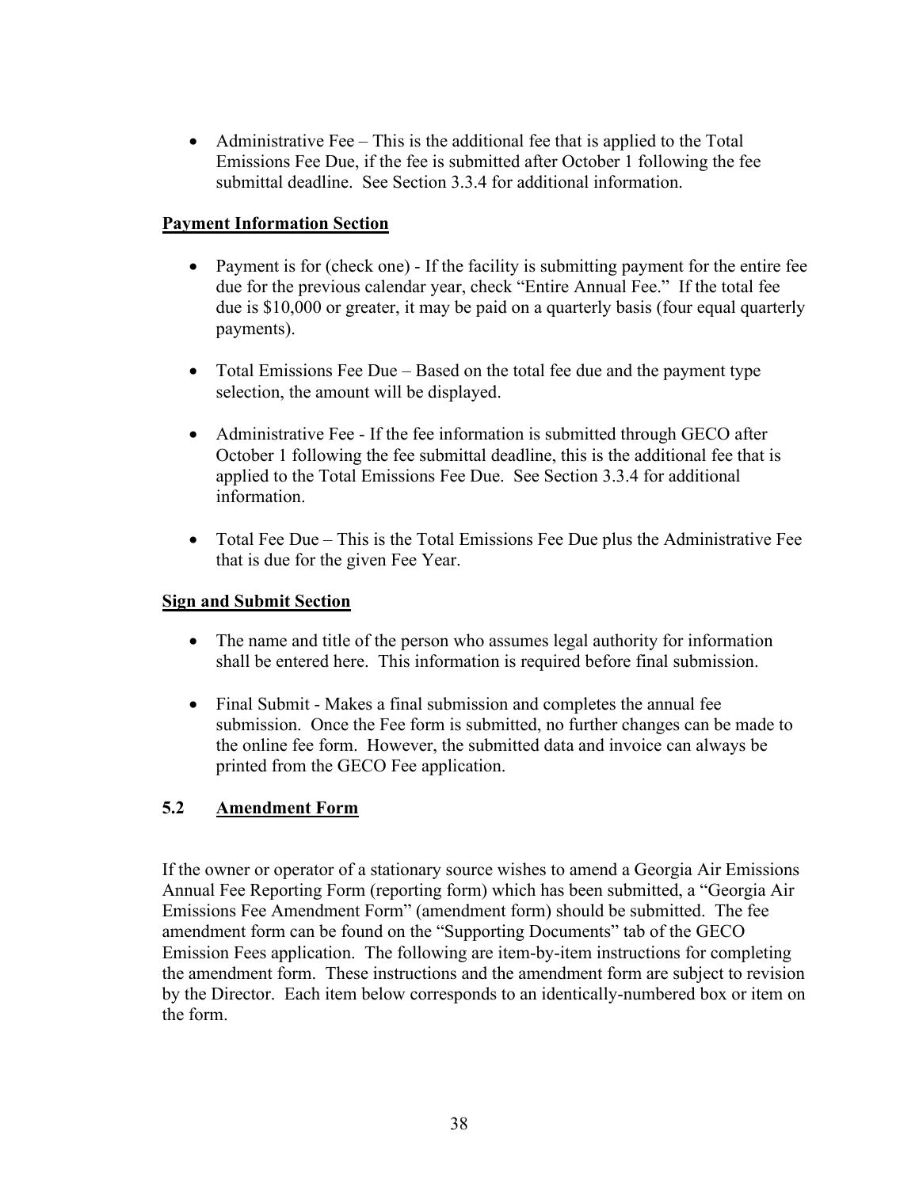- Administrative Fee – This is the additional fee that is applied to the Total Emissions Fee Due, if the fee is submitted after October 1 following the fee submittal deadline. See Section 3.3.4 for additional information.

**Payment Information Section**

- Payment is for (check one) - If the facility is submitting payment for the entire fee due for the previous calendar year, check "Entire Annual Fee." If the total fee due is $10,000 or greater, it may be paid on a quarterly basis (four equal quarterly payments).

- Total Emissions Fee Due – Based on the total fee due and the payment type selection, the amount will be displayed.

- Administrative Fee - If the fee information is submitted through GECO after October 1 following the fee submittal deadline, this is the additional fee that is applied to the Total Emissions Fee Due. See Section 3.3.4 for additional information.

- Total Fee Due – This is the Total Emissions Fee Due plus the Administrative Fee that is due for the given Fee Year.

**Sign and Submit Section**

- The name and title of the person who assumes legal authority for information shall be entered here. This information is required before final submission.

- Final Submit - Makes a final submission and completes the annual fee submission. Once the Fee form is submitted, no further changes can be made to the online fee form. However, the submitted data and invoice can always be printed from the GECO Fee application.

## 5.2 Amendment Form

If the owner or operator of a stationary source wishes to amend a Georgia Air Emissions Annual Fee Reporting Form (reporting form) which has been submitted, a "Georgia Air Emissions Fee Amendment Form" (amendment form) should be submitted. The fee amendment form can be found on the "Supporting Documents" tab of the GECO Emission Fees application. The following are item-by-item instructions for completing the amendment form. These instructions and the amendment form are subject to revision by the Director. Each item below corresponds to an identically-numbered box or item on the form.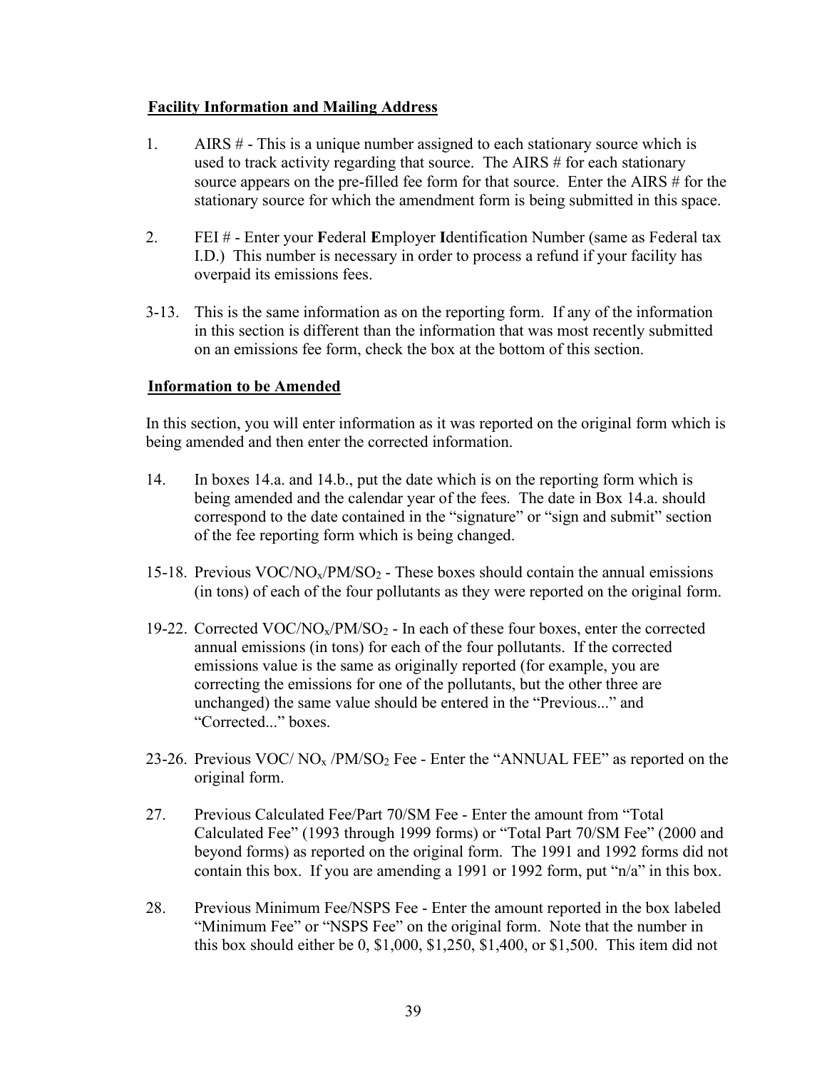**Facility Information and Mailing Address**

1. AIRS # - This is a unique number assigned to each stationary source which is used to track activity regarding that source. The AIRS # for each stationary source appears on the pre-filled fee form for that source. Enter the AIRS # for the stationary source for which the amendment form is being submitted in this space.

2. FEI # - Enter your **F**ederal **E**mployer **I**dentification Number (same as Federal tax I.D.) This number is necessary in order to process a refund if your facility has overpaid its emissions fees.

3-13. This is the same information as on the reporting form. If any of the information in this section is different than the information that was most recently submitted on an emissions fee form, check the box at the bottom of this section.

**Information to be Amended**

In this section, you will enter information as it was reported on the original form which is being amended and then enter the corrected information.

14. In boxes 14.a. and 14.b., put the date which is on the reporting form which is being amended and the calendar year of the fees. The date in Box 14.a. should correspond to the date contained in the "signature" or "sign and submit" section of the fee reporting form which is being changed.

15-18. Previous VOC/$NO_x$/PM/$SO_2$ - These boxes should contain the annual emissions (in tons) of each of the four pollutants as they were reported on the original form.

19-22. Corrected VOC/$NO_x$/PM/$SO_2$ - In each of these four boxes, enter the corrected annual emissions (in tons) for each of the four pollutants. If the corrected emissions value is the same as originally reported (for example, you are correcting the emissions for one of the pollutants, but the other three are unchanged) the same value should be entered in the "Previous..." and "Corrected..." boxes.

23-26. Previous VOC/ $NO_x$ /PM/$SO_2$ Fee - Enter the "ANNUAL FEE" as reported on the original form.

27. Previous Calculated Fee/Part 70/SM Fee - Enter the amount from "Total Calculated Fee" (1993 through 1999 forms) or "Total Part 70/SM Fee" (2000 and beyond forms) as reported on the original form. The 1991 and 1992 forms did not contain this box. If you are amending a 1991 or 1992 form, put "n/a" in this box.

28. Previous Minimum Fee/NSPS Fee - Enter the amount reported in the box labeled "Minimum Fee" or "NSPS Fee" on the original form. Note that the number in this box should either be 0, $1,000, $1,250, $1,400, or $1,500. This item did not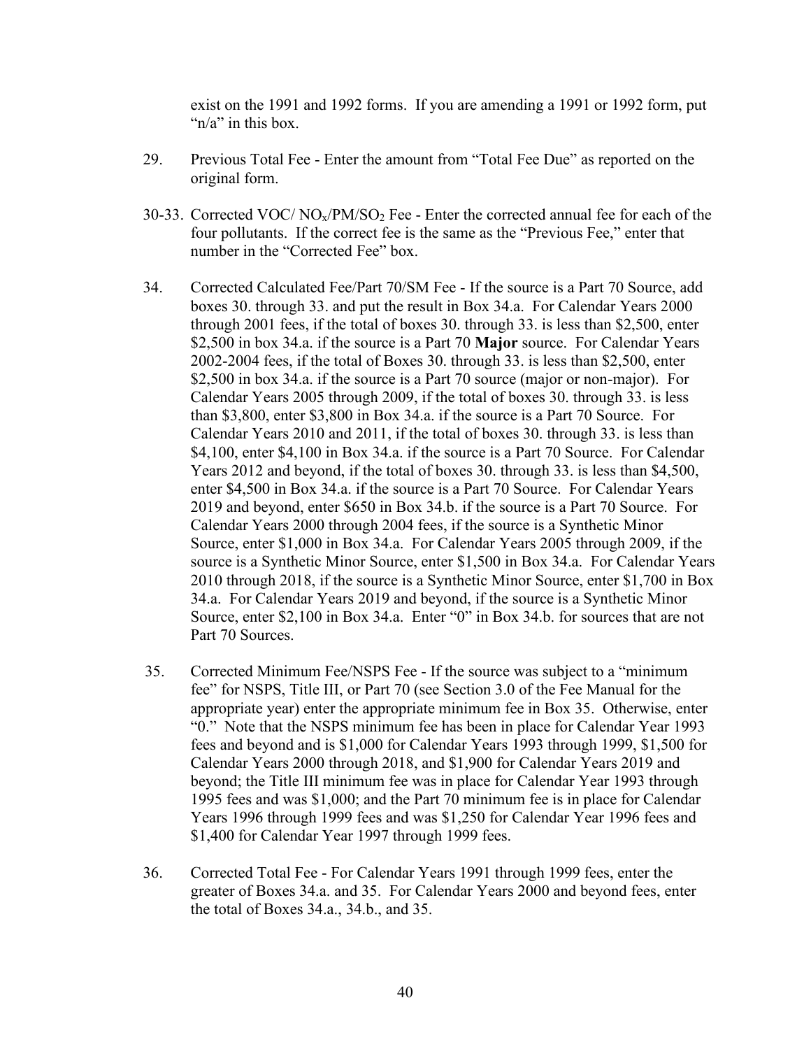exist on the 1991 and 1992 forms. If you are amending a 1991 or 1992 form, put "n/a" in this box.

29. Previous Total Fee - Enter the amount from "Total Fee Due" as reported on the original form.

30-33. Corrected VOC/ $NO_x$/PM/$SO_2$ Fee - Enter the corrected annual fee for each of the four pollutants. If the correct fee is the same as the "Previous Fee," enter that number in the "Corrected Fee" box.

34. Corrected Calculated Fee/Part 70/SM Fee - If the source is a Part 70 Source, add boxes 30. through 33. and put the result in Box 34.a. For Calendar Years 2000 through 2001 fees, if the total of boxes 30. through 33. is less than $2,500, enter $2,500 in box 34.a. if the source is a Part 70 **Major** source. For Calendar Years 2002-2004 fees, if the total of Boxes 30. through 33. is less than $2,500, enter $2,500 in box 34.a. if the source is a Part 70 source (major or non-major). For Calendar Years 2005 through 2009, if the total of boxes 30. through 33. is less than $3,800, enter $3,800 in Box 34.a. if the source is a Part 70 Source. For Calendar Years 2010 and 2011, if the total of boxes 30. through 33. is less than $4,100, enter $4,100 in Box 34.a. if the source is a Part 70 Source. For Calendar Years 2012 and beyond, if the total of boxes 30. through 33. is less than $4,500, enter $4,500 in Box 34.a. if the source is a Part 70 Source. For Calendar Years 2019 and beyond, enter $650 in Box 34.b. if the source is a Part 70 Source. For Calendar Years 2000 through 2004 fees, if the source is a Synthetic Minor Source, enter $1,000 in Box 34.a. For Calendar Years 2005 through 2009, if the source is a Synthetic Minor Source, enter $1,500 in Box 34.a. For Calendar Years 2010 through 2018, if the source is a Synthetic Minor Source, enter $1,700 in Box 34.a. For Calendar Years 2019 and beyond, if the source is a Synthetic Minor Source, enter $2,100 in Box 34.a. Enter "0" in Box 34.b. for sources that are not Part 70 Sources.

35. Corrected Minimum Fee/NSPS Fee - If the source was subject to a "minimum fee" for NSPS, Title III, or Part 70 (see Section 3.0 of the Fee Manual for the appropriate year) enter the appropriate minimum fee in Box 35. Otherwise, enter "0." Note that the NSPS minimum fee has been in place for Calendar Year 1993 fees and beyond and is $1,000 for Calendar Years 1993 through 1999, $1,500 for Calendar Years 2000 through 2018, and $1,900 for Calendar Years 2019 and beyond; the Title III minimum fee was in place for Calendar Year 1993 through 1995 fees and was $1,000; and the Part 70 minimum fee is in place for Calendar Years 1996 through 1999 fees and was $1,250 for Calendar Year 1996 fees and $1,400 for Calendar Year 1997 through 1999 fees.

36. Corrected Total Fee - For Calendar Years 1991 through 1999 fees, enter the greater of Boxes 34.a. and 35. For Calendar Years 2000 and beyond fees, enter the total of Boxes 34.a., 34.b., and 35.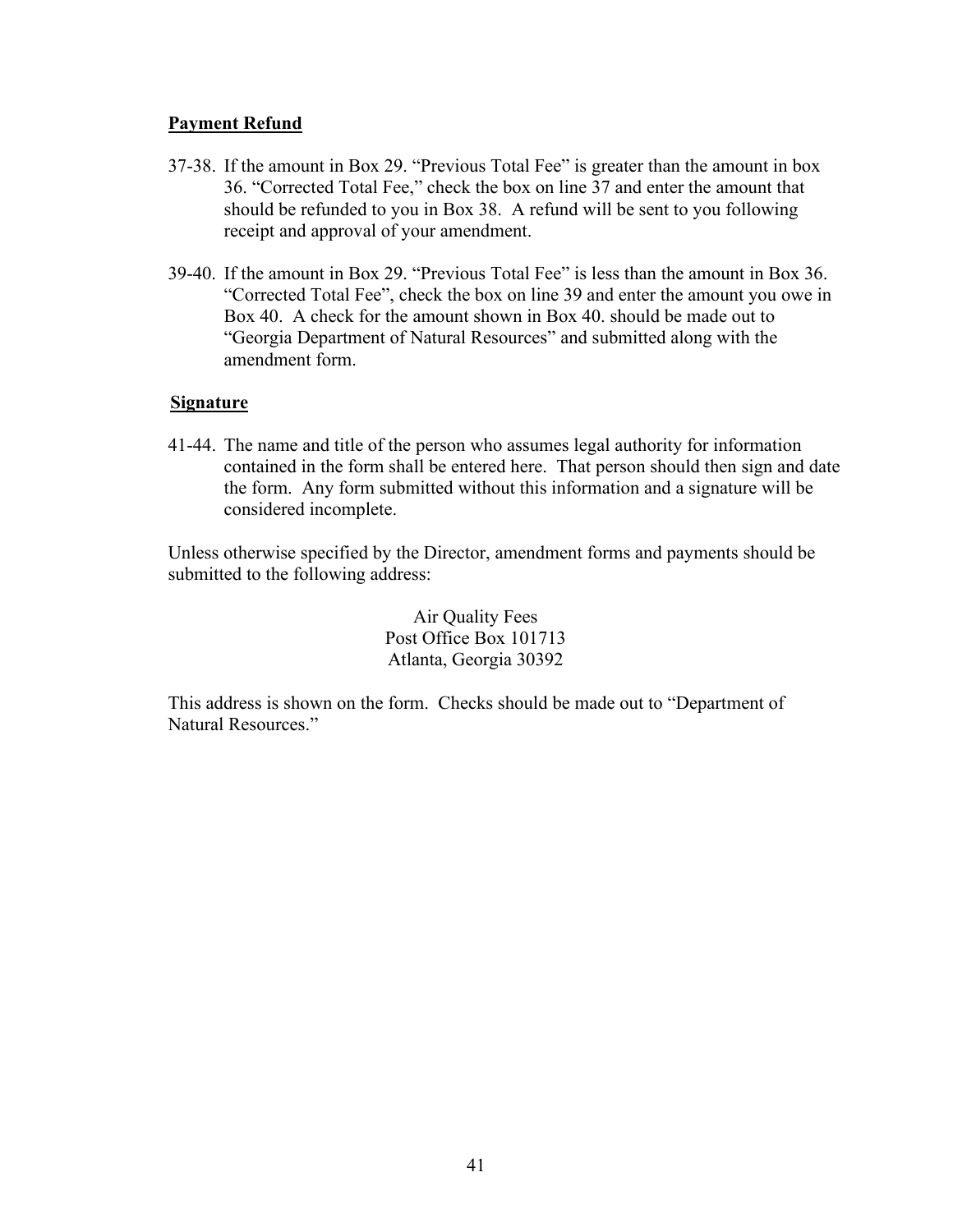**Payment Refund**

37-38. If the amount in Box 29. "Previous Total Fee" is greater than the amount in box 36. "Corrected Total Fee," check the box on line 37 and enter the amount that should be refunded to you in Box 38. A refund will be sent to you following receipt and approval of your amendment.

39-40. If the amount in Box 29. "Previous Total Fee" is less than the amount in Box 36. "Corrected Total Fee", check the box on line 39 and enter the amount you owe in Box 40. A check for the amount shown in Box 40. should be made out to "Georgia Department of Natural Resources" and submitted along with the amendment form.

**Signature**

41-44. The name and title of the person who assumes legal authority for information contained in the form shall be entered here. That person should then sign and date the form. Any form submitted without this information and a signature will be considered incomplete.

Unless otherwise specified by the Director, amendment forms and payments should be submitted to the following address:

Air Quality Fees
Post Office Box 101713
Atlanta, Georgia 30392

This address is shown on the form. Checks should be made out to "Department of Natural Resources."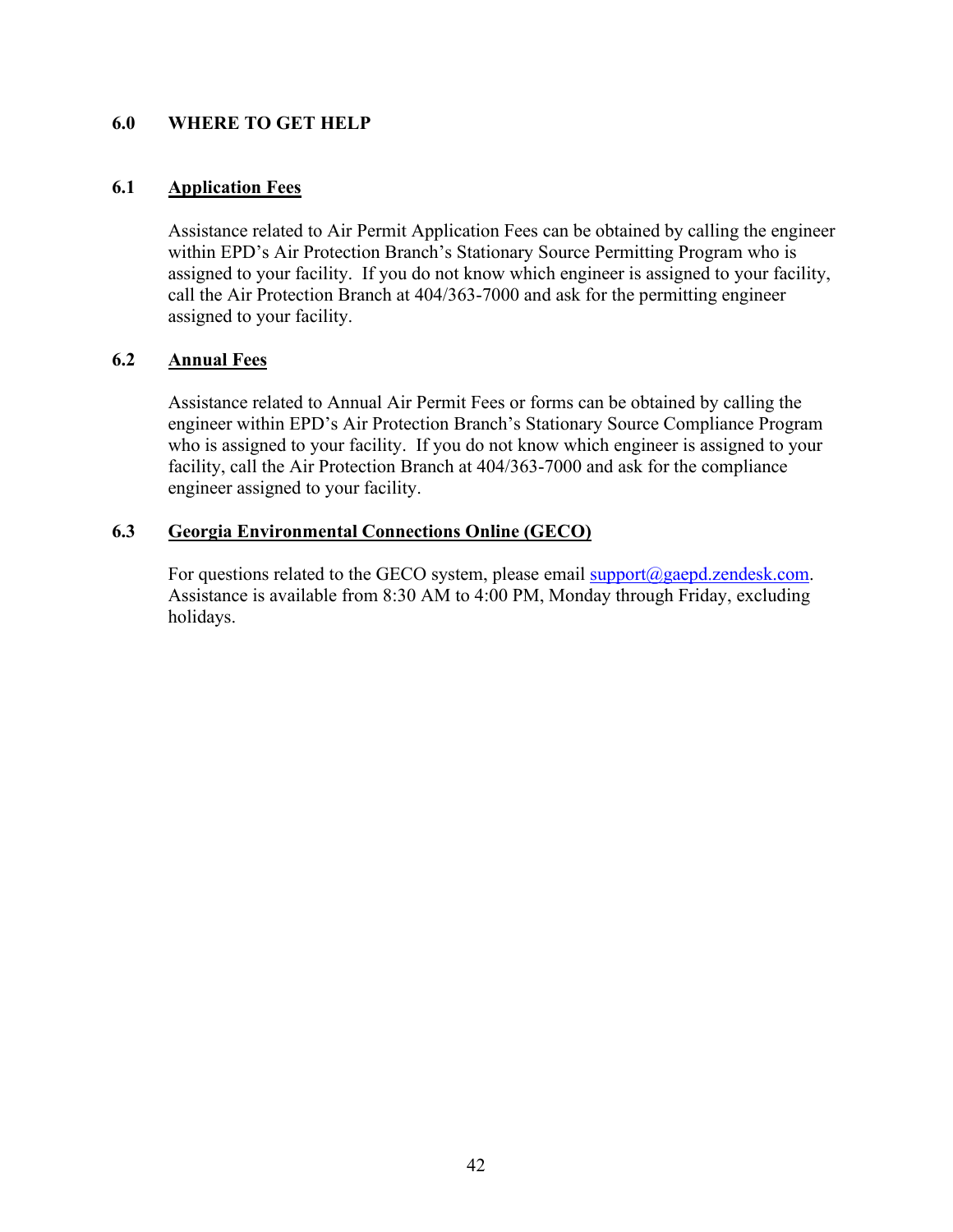# 6.0 WHERE TO GET HELP

## 6.1 Application Fees

Assistance related to Air Permit Application Fees can be obtained by calling the engineer within EPD's Air Protection Branch's Stationary Source Permitting Program who is assigned to your facility. If you do not know which engineer is assigned to your facility, call the Air Protection Branch at 404/363-7000 and ask for the permitting engineer assigned to your facility.

## 6.2 Annual Fees

Assistance related to Annual Air Permit Fees or forms can be obtained by calling the engineer within EPD's Air Protection Branch's Stationary Source Compliance Program who is assigned to your facility. If you do not know which engineer is assigned to your facility, call the Air Protection Branch at 404/363-7000 and ask for the compliance engineer assigned to your facility.

## 6.3 Georgia Environmental Connections Online (GECO)

For questions related to the GECO system, please email support@gaepd.zendesk.com. Assistance is available from 8:30 AM to 4:00 PM, Monday through Friday, excluding holidays.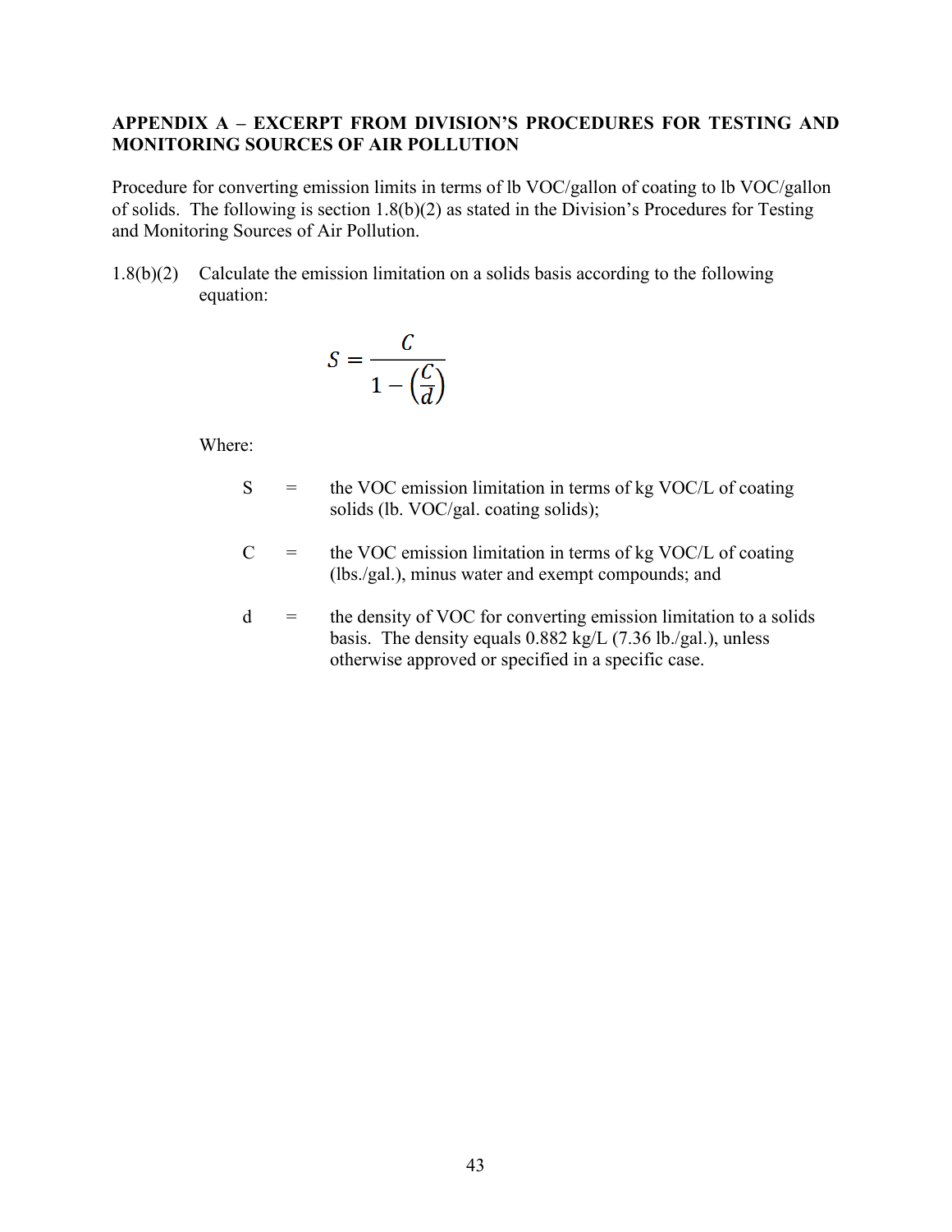## APPENDIX A – EXCERPT FROM DIVISION'S PROCEDURES FOR TESTING AND MONITORING SOURCES OF AIR POLLUTION

Procedure for converting emission limits in terms of lb VOC/gallon of coating to lb VOC/gallon of solids. The following is section 1.8(b)(2) as stated in the Division's Procedures for Testing and Monitoring Sources of Air Pollution.

1.8(b)(2) Calculate the emission limitation on a solids basis according to the following equation:

$$S = \frac{C}{1 - \left(\frac{C}{d}\right)}$$

Where:

- S = the VOC emission limitation in terms of kg VOC/L of coating solids (lb. VOC/gal. coating solids);
- C = the VOC emission limitation in terms of kg VOC/L of coating (lbs./gal.), minus water and exempt compounds; and
- d = the density of VOC for converting emission limitation to a solids basis. The density equals 0.882 kg/L (7.36 lb./gal.), unless otherwise approved or specified in a specific case.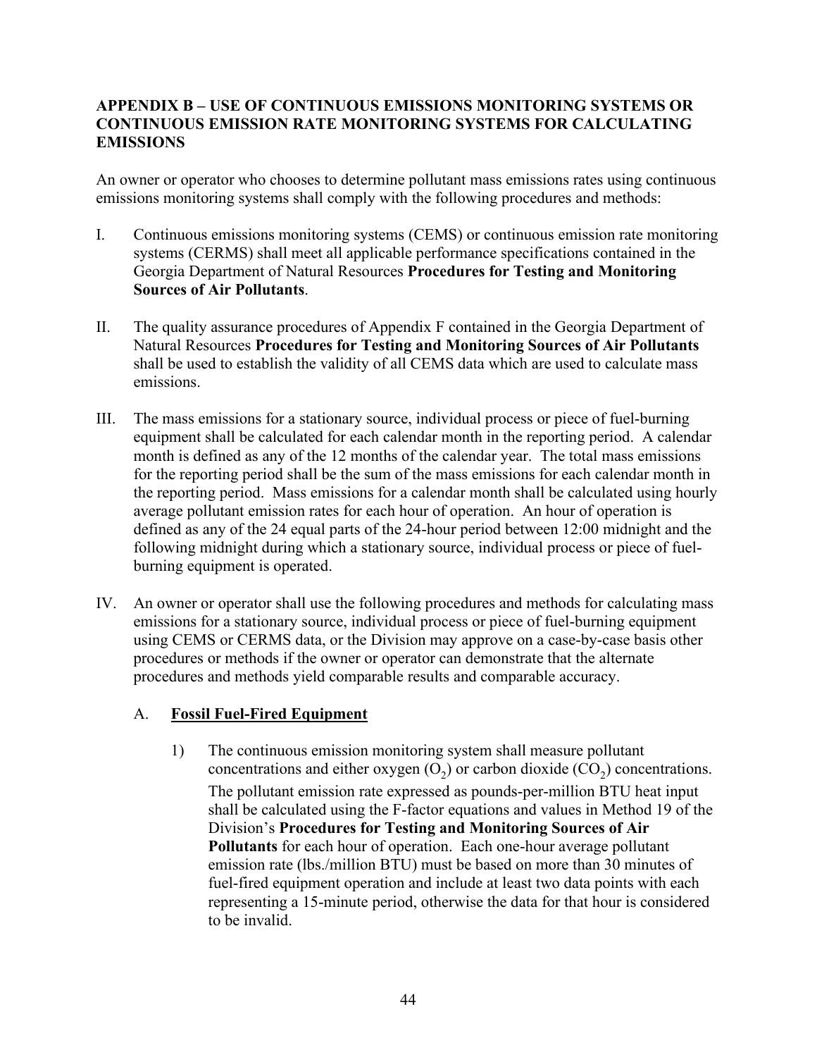## APPENDIX B – USE OF CONTINUOUS EMISSIONS MONITORING SYSTEMS OR CONTINUOUS EMISSION RATE MONITORING SYSTEMS FOR CALCULATING EMISSIONS

An owner or operator who chooses to determine pollutant mass emissions rates using continuous emissions monitoring systems shall comply with the following procedures and methods:

I. Continuous emissions monitoring systems (CEMS) or continuous emission rate monitoring systems (CERMS) shall meet all applicable performance specifications contained in the Georgia Department of Natural Resources **Procedures for Testing and Monitoring Sources of Air Pollutants**.

II. The quality assurance procedures of Appendix F contained in the Georgia Department of Natural Resources **Procedures for Testing and Monitoring Sources of Air Pollutants** shall be used to establish the validity of all CEMS data which are used to calculate mass emissions.

III. The mass emissions for a stationary source, individual process or piece of fuel-burning equipment shall be calculated for each calendar month in the reporting period. A calendar month is defined as any of the 12 months of the calendar year. The total mass emissions for the reporting period shall be the sum of the mass emissions for each calendar month in the reporting period. Mass emissions for a calendar month shall be calculated using hourly average pollutant emission rates for each hour of operation. An hour of operation is defined as any of the 24 equal parts of the 24-hour period between 12:00 midnight and the following midnight during which a stationary source, individual process or piece of fuel-burning equipment is operated.

IV. An owner or operator shall use the following procedures and methods for calculating mass emissions for a stationary source, individual process or piece of fuel-burning equipment using CEMS or CERMS data, or the Division may approve on a case-by-case basis other procedures or methods if the owner or operator can demonstrate that the alternate procedures and methods yield comparable results and comparable accuracy.

   A. **Fossil Fuel-Fired Equipment**

      1) The continuous emission monitoring system shall measure pollutant concentrations and either oxygen ($O_2$) or carbon dioxide ($CO_2$) concentrations. The pollutant emission rate expressed as pounds-per-million BTU heat input shall be calculated using the F-factor equations and values in Method 19 of the Division's **Procedures for Testing and Monitoring Sources of Air Pollutants** for each hour of operation. Each one-hour average pollutant emission rate (lbs./million BTU) must be based on more than 30 minutes of fuel-fired equipment operation and include at least two data points with each representing a 15-minute period, otherwise the data for that hour is considered to be invalid.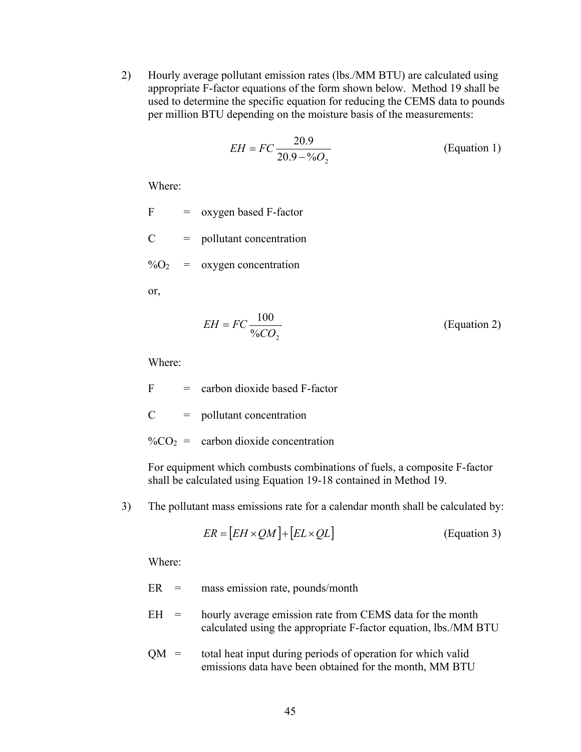2) Hourly average pollutant emission rates (lbs./MM BTU) are calculated using appropriate F-factor equations of the form shown below. Method 19 shall be used to determine the specific equation for reducing the CEMS data to pounds per million BTU depending on the moisture basis of the measurements:

$$EH = FC\frac{20.9}{20.9 - \%O_2} \quad \text{(Equation 1)}$$

Where:

F = oxygen based F-factor

C = pollutant concentration

$\%O_2$ = oxygen concentration

or,

$$EH = FC\frac{100}{\%CO_2} \quad \text{(Equation 2)}$$

Where:

F = carbon dioxide based F-factor

C = pollutant concentration

$\%CO_2$ = carbon dioxide concentration

For equipment which combusts combinations of fuels, a composite F-factor shall be calculated using Equation 19-18 contained in Method 19.

3) The pollutant mass emissions rate for a calendar month shall be calculated by:

$$ER = [EH \times QM] + [EL \times QL] \quad \text{(Equation 3)}$$

Where:

ER = mass emission rate, pounds/month

EH = hourly average emission rate from CEMS data for the month calculated using the appropriate F-factor equation, lbs./MM BTU

QM = total heat input during periods of operation for which valid emissions data have been obtained for the month, MM BTU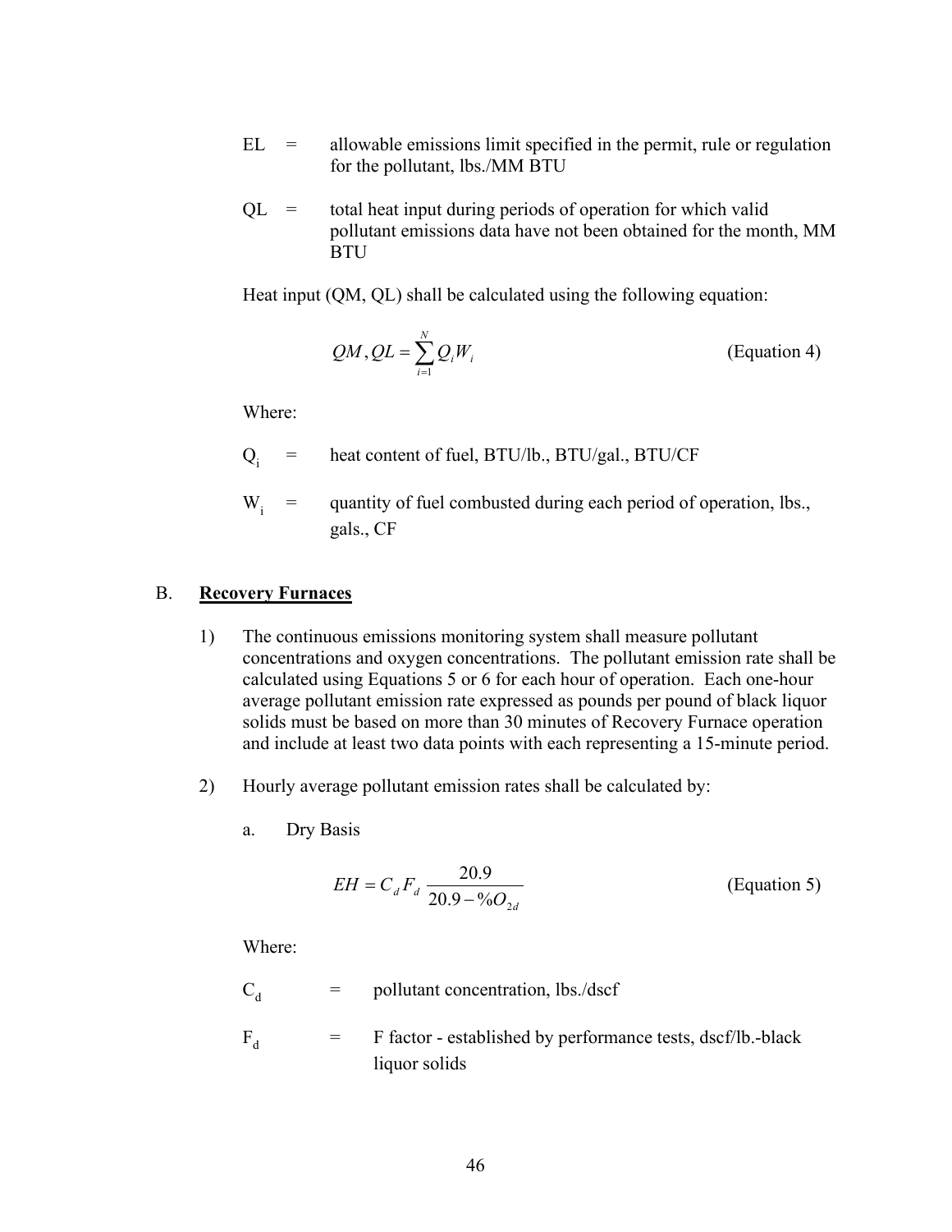EL = allowable emissions limit specified in the permit, rule or regulation for the pollutant, lbs./MM BTU

QL = total heat input during periods of operation for which valid pollutant emissions data have not been obtained for the month, MM BTU

Heat input (QM, QL) shall be calculated using the following equation:

$$QM, QL = \sum_{i=1}^{N} Q_i W_i \qquad \text{(Equation 4)}$$

Where:

$Q_i$ = heat content of fuel, BTU/lb., BTU/gal., BTU/CF

$W_i$ = quantity of fuel combusted during each period of operation, lbs., gals., CF

## B. **Recovery Furnaces**

1) The continuous emissions monitoring system shall measure pollutant concentrations and oxygen concentrations. The pollutant emission rate shall be calculated using Equations 5 or 6 for each hour of operation. Each one-hour average pollutant emission rate expressed as pounds per pound of black liquor solids must be based on more than 30 minutes of Recovery Furnace operation and include at least two data points with each representing a 15-minute period.

2) Hourly average pollutant emission rates shall be calculated by:

   a. Dry Basis

$$EH = C_d F_d \frac{20.9}{20.9 - \%O_{2d}} \qquad \text{(Equation 5)}$$

Where:

$C_d$ = pollutant concentration, lbs./dscf

$F_d$ = F factor - established by performance tests, dscf/lb.-black liquor solids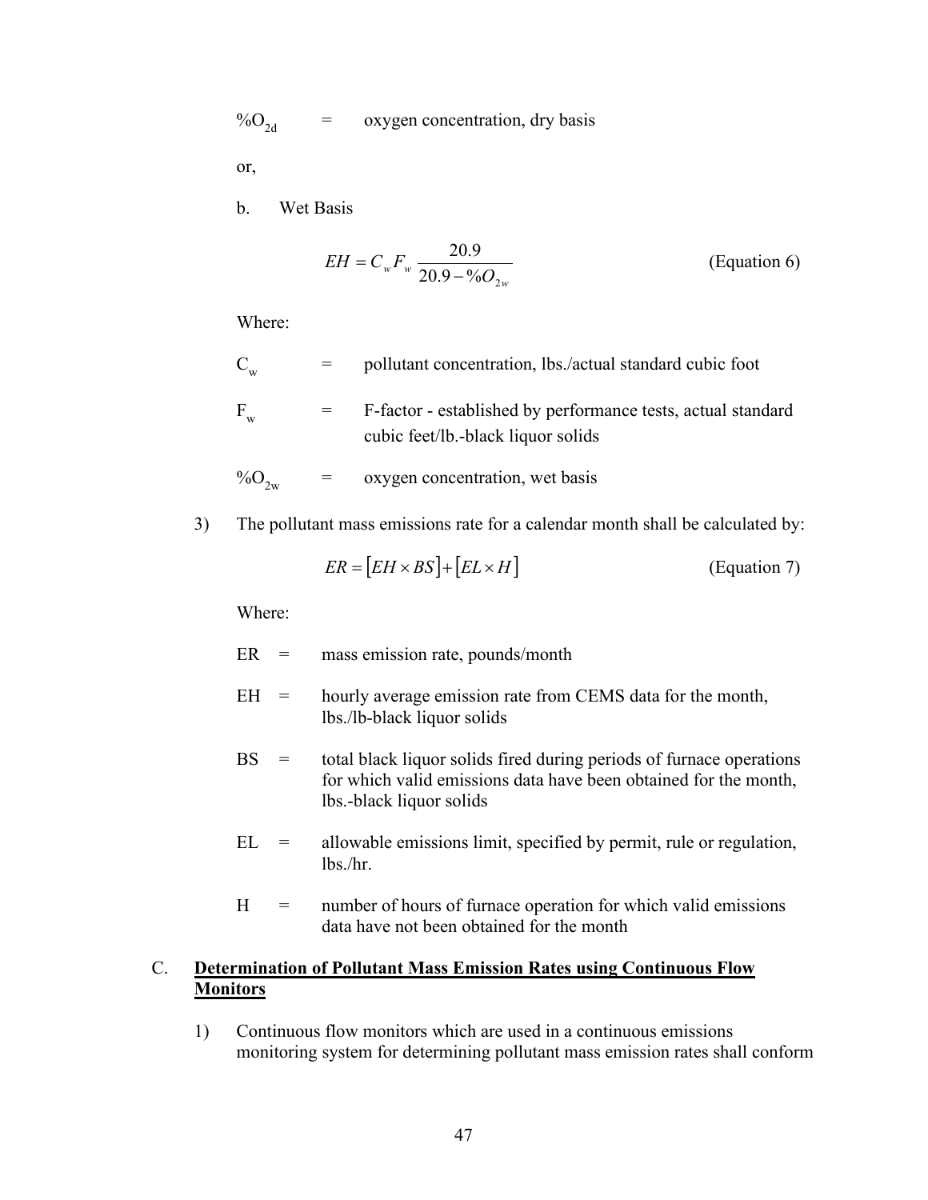$\%O_{2d}$ = oxygen concentration, dry basis

or,

b. Wet Basis

$$EH = C_w F_w \frac{20.9}{20.9 - \%O_{2w}} \qquad \text{(Equation 6)}$$

Where:

$C_w$ = pollutant concentration, lbs./actual standard cubic foot

$F_w$ = F-factor - established by performance tests, actual standard cubic feet/lb.-black liquor solids

$\%O_{2w}$ = oxygen concentration, wet basis

3) The pollutant mass emissions rate for a calendar month shall be calculated by:

$$ER = [EH \times BS] + [EL \times H] \qquad \text{(Equation 7)}$$

Where:

ER = mass emission rate, pounds/month

EH = hourly average emission rate from CEMS data for the month, lbs./lb-black liquor solids

BS = total black liquor solids fired during periods of furnace operations for which valid emissions data have been obtained for the month, lbs.-black liquor solids

EL = allowable emissions limit, specified by permit, rule or regulation, lbs./hr.

H = number of hours of furnace operation for which valid emissions data have not been obtained for the month

## C. Determination of Pollutant Mass Emission Rates using Continuous Flow Monitors

1) Continuous flow monitors which are used in a continuous emissions monitoring system for determining pollutant mass emission rates shall conform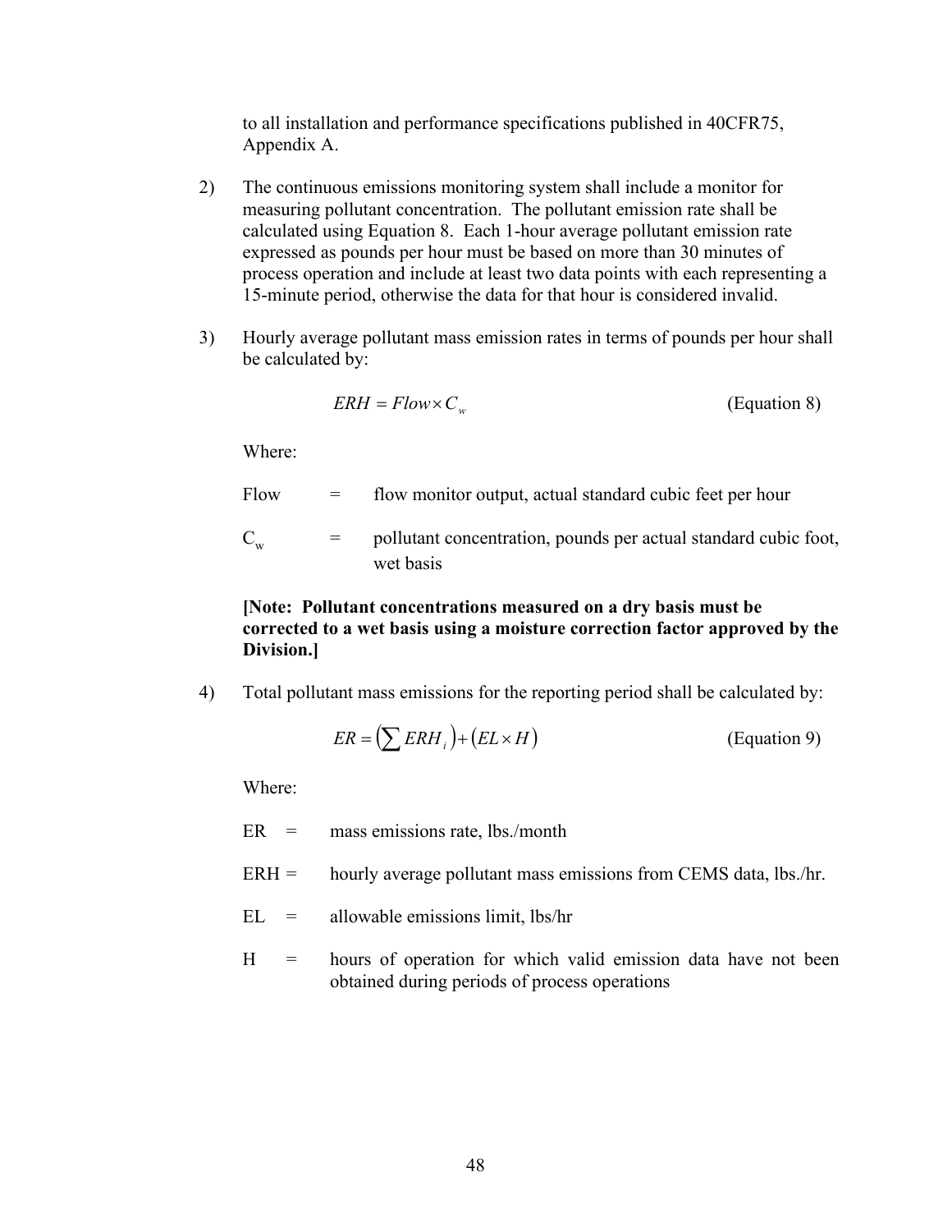to all installation and performance specifications published in 40CFR75, Appendix A.

2) The continuous emissions monitoring system shall include a monitor for measuring pollutant concentration. The pollutant emission rate shall be calculated using Equation 8. Each 1-hour average pollutant emission rate expressed as pounds per hour must be based on more than 30 minutes of process operation and include at least two data points with each representing a 15-minute period, otherwise the data for that hour is considered invalid.

3) Hourly average pollutant mass emission rates in terms of pounds per hour shall be calculated by:

$$ERH = Flow \times C_w \qquad \text{(Equation 8)}$$

Where:

Flow = flow monitor output, actual standard cubic feet per hour

$C_w$ = pollutant concentration, pounds per actual standard cubic foot, wet basis

**[Note: Pollutant concentrations measured on a dry basis must be corrected to a wet basis using a moisture correction factor approved by the Division.]**

4) Total pollutant mass emissions for the reporting period shall be calculated by:

$$ER = \left(\sum ERH_i\right) + \left(EL \times H\right) \qquad \text{(Equation 9)}$$

Where:

ER = mass emissions rate, lbs./month

ERH = hourly average pollutant mass emissions from CEMS data, lbs./hr.

EL = allowable emissions limit, lbs/hr

H = hours of operation for which valid emission data have not been obtained during periods of process operations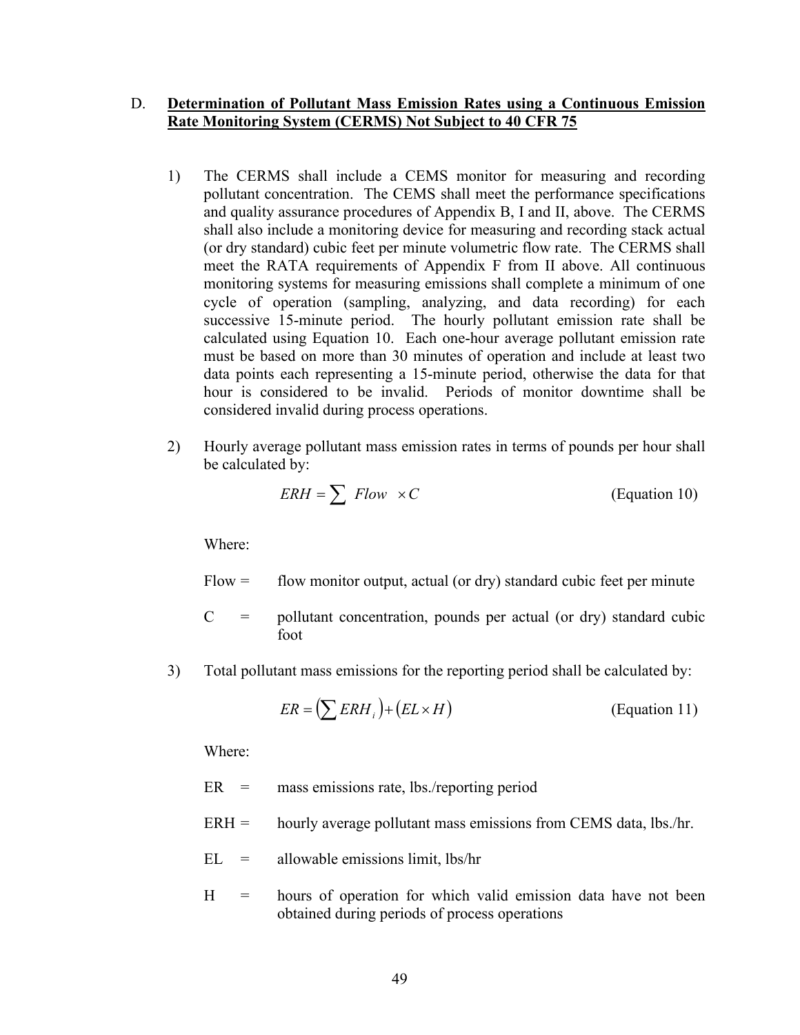D. **Determination of Pollutant Mass Emission Rates using a Continuous Emission Rate Monitoring System (CERMS) Not Subject to 40 CFR 75**

1) The CERMS shall include a CEMS monitor for measuring and recording pollutant concentration. The CEMS shall meet the performance specifications and quality assurance procedures of Appendix B, I and II, above. The CERMS shall also include a monitoring device for measuring and recording stack actual (or dry standard) cubic feet per minute volumetric flow rate. The CERMS shall meet the RATA requirements of Appendix F from II above. All continuous monitoring systems for measuring emissions shall complete a minimum of one cycle of operation (sampling, analyzing, and data recording) for each successive 15-minute period. The hourly pollutant emission rate shall be calculated using Equation 10. Each one-hour average pollutant emission rate must be based on more than 30 minutes of operation and include at least two data points each representing a 15-minute period, otherwise the data for that hour is considered to be invalid. Periods of monitor downtime shall be considered invalid during process operations.

2) Hourly average pollutant mass emission rates in terms of pounds per hour shall be calculated by:

$$ERH = \sum Flow \times C \qquad \text{(Equation 10)}$$

Where:

Flow = flow monitor output, actual (or dry) standard cubic feet per minute

C = pollutant concentration, pounds per actual (or dry) standard cubic foot

3) Total pollutant mass emissions for the reporting period shall be calculated by:

$$ER = \left(\sum ERH_i\right) + \left(EL \times H\right) \qquad \text{(Equation 11)}$$

Where:

ER = mass emissions rate, lbs./reporting period

ERH = hourly average pollutant mass emissions from CEMS data, lbs./hr.

EL = allowable emissions limit, lbs/hr

H = hours of operation for which valid emission data have not been obtained during periods of process operations